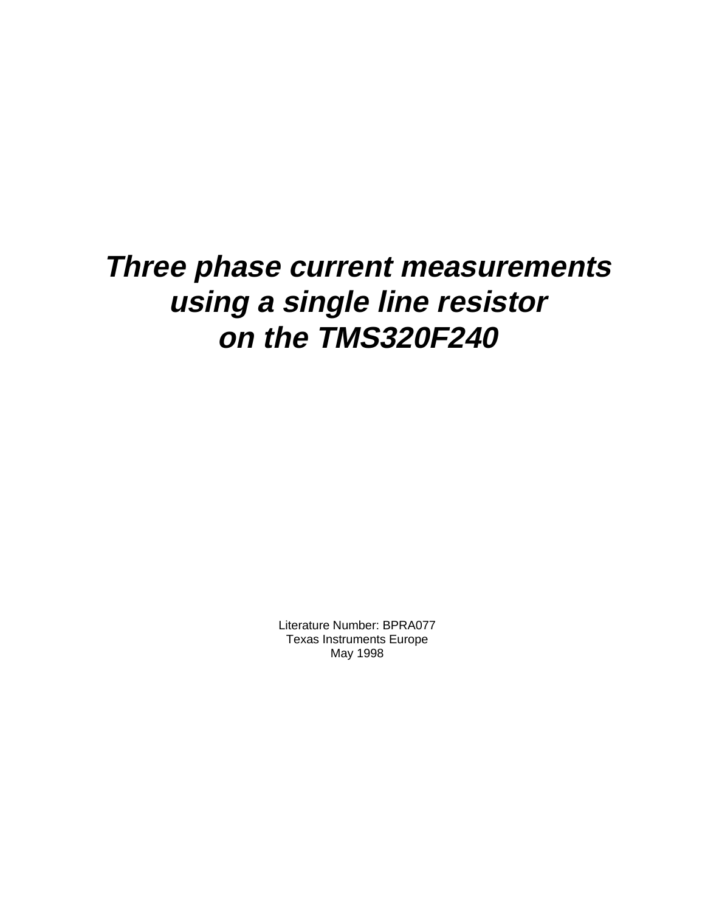# *Three phase current measurements using a single line resistor on the TMS320F240*

Literature Number: BPRA077
Texas Instruments Europe
May 1998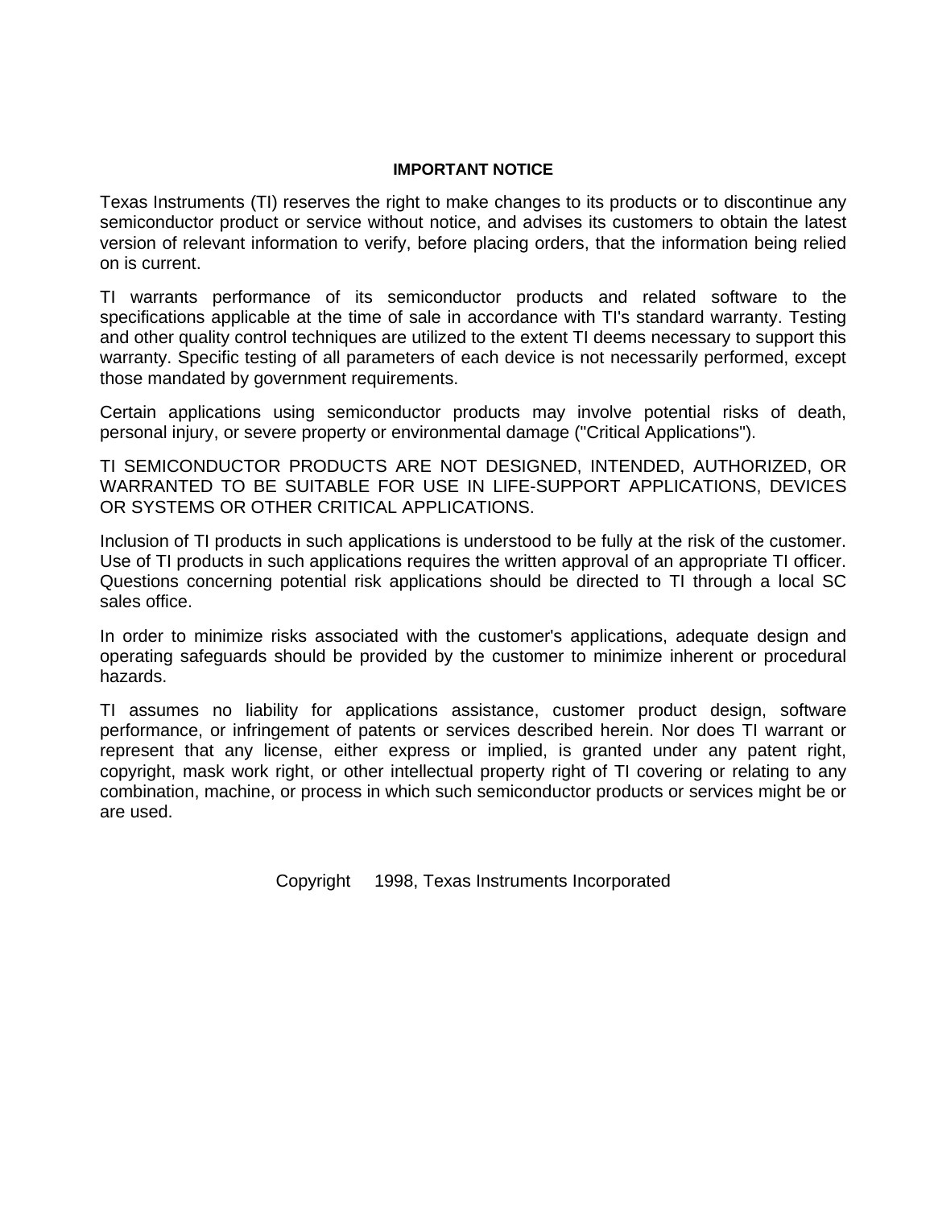## IMPORTANT NOTICE

Texas Instruments (TI) reserves the right to make changes to its products or to discontinue any semiconductor product or service without notice, and advises its customers to obtain the latest version of relevant information to verify, before placing orders, that the information being relied on is current.

TI warrants performance of its semiconductor products and related software to the specifications applicable at the time of sale in accordance with TI's standard warranty. Testing and other quality control techniques are utilized to the extent TI deems necessary to support this warranty. Specific testing of all parameters of each device is not necessarily performed, except those mandated by government requirements.

Certain applications using semiconductor products may involve potential risks of death, personal injury, or severe property or environmental damage ("Critical Applications").

TI SEMICONDUCTOR PRODUCTS ARE NOT DESIGNED, INTENDED, AUTHORIZED, OR WARRANTED TO BE SUITABLE FOR USE IN LIFE-SUPPORT APPLICATIONS, DEVICES OR SYSTEMS OR OTHER CRITICAL APPLICATIONS.

Inclusion of TI products in such applications is understood to be fully at the risk of the customer. Use of TI products in such applications requires the written approval of an appropriate TI officer. Questions concerning potential risk applications should be directed to TI through a local SC sales office.

In order to minimize risks associated with the customer's applications, adequate design and operating safeguards should be provided by the customer to minimize inherent or procedural hazards.

TI assumes no liability for applications assistance, customer product design, software performance, or infringement of patents or services described herein. Nor does TI warrant or represent that any license, either express or implied, is granted under any patent right, copyright, mask work right, or other intellectual property right of TI covering or relating to any combination, machine, or process in which such semiconductor products or services might be or are used.

Copyright 1998, Texas Instruments Incorporated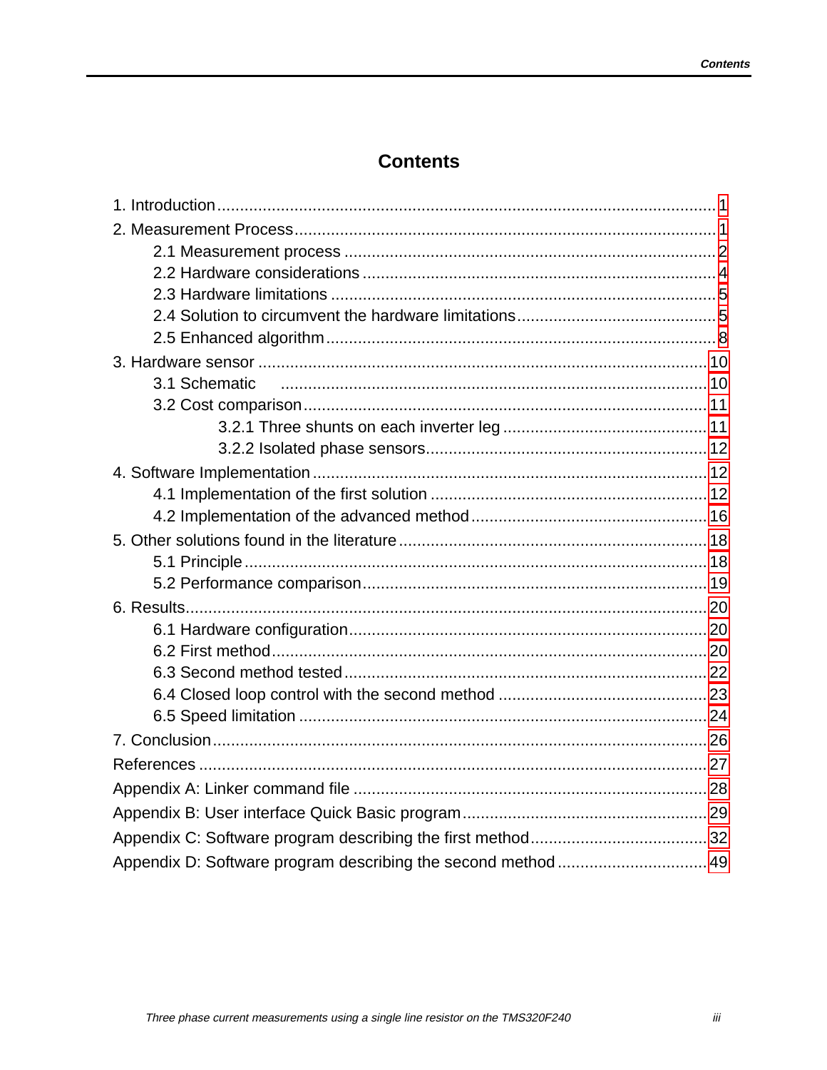# Contents

1. Introduction .......... 1
2. Measurement Process .......... 1
    - 2.1 Measurement process .......... 2
    - 2.2 Hardware considerations .......... 4
    - 2.3 Hardware limitations .......... 5
    - 2.4 Solution to circumvent the hardware limitations .......... 5
    - 2.5 Enhanced algorithm .......... 8
3. Hardware sensor .......... 10
    - 3.1 Schematic .......... 10
    - 3.2 Cost comparison .......... 11
        - 3.2.1 Three shunts on each inverter leg .......... 11
        - 3.2.2 Isolated phase sensors .......... 12
4. Software Implementation .......... 12
    - 4.1 Implementation of the first solution .......... 12
    - 4.2 Implementation of the advanced method .......... 16
5. Other solutions found in the literature .......... 18
    - 5.1 Principle .......... 18
    - 5.2 Performance comparison .......... 19
6. Results .......... 20
    - 6.1 Hardware configuration .......... 20
    - 6.2 First method .......... 20
    - 6.3 Second method tested .......... 22
    - 6.4 Closed loop control with the second method .......... 23
    - 6.5 Speed limitation .......... 24
7. Conclusion .......... 26

References .......... 27

Appendix A: Linker command file .......... 28

Appendix B: User interface Quick Basic program .......... 29

Appendix C: Software program describing the first method .......... 32

Appendix D: Software program describing the second method .......... 49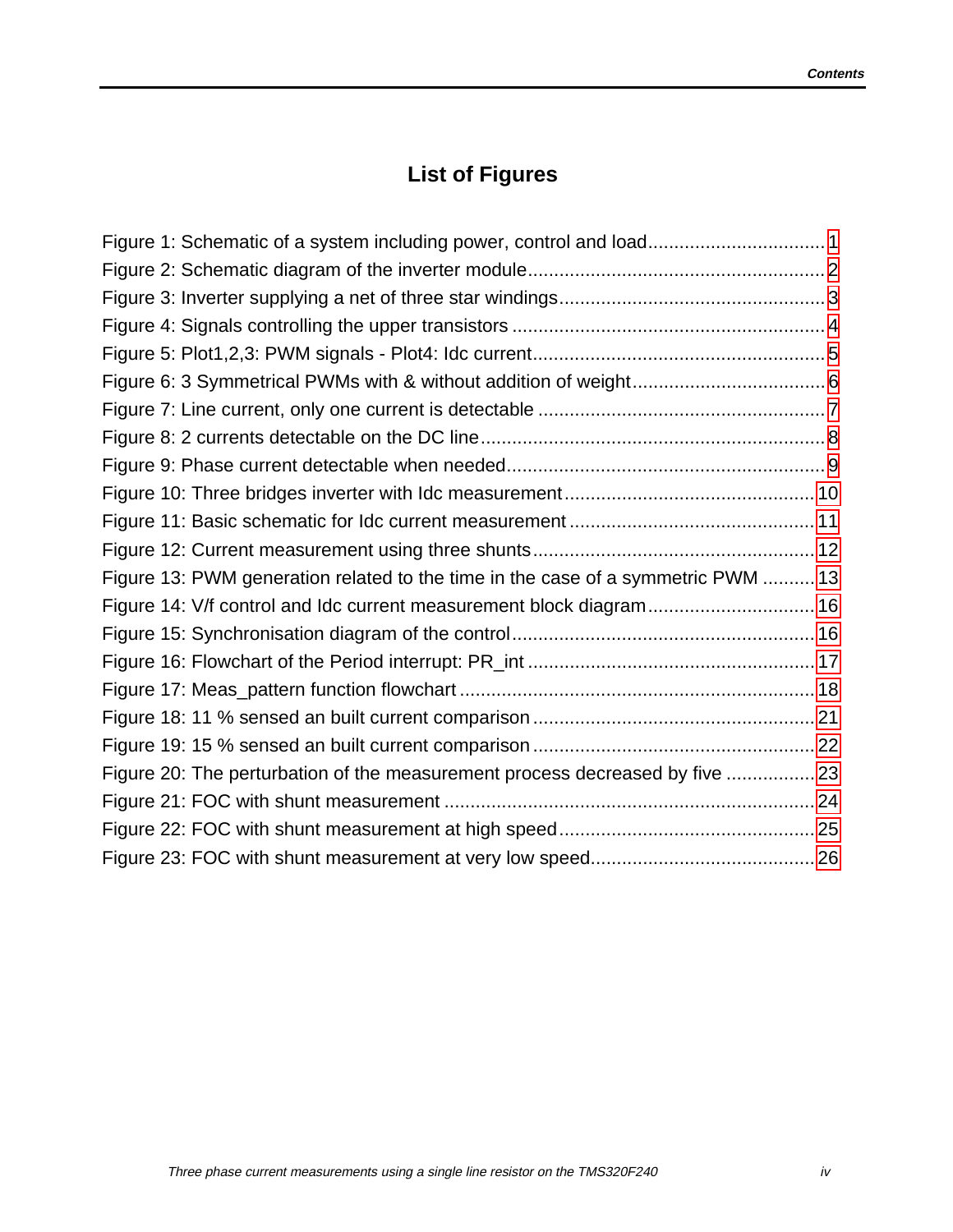# List of Figures

Figure 1: Schematic of a system including power, control and load.................................1
Figure 2: Schematic diagram of the inverter module........................................................2
Figure 3: Inverter supplying a net of three star windings..................................................3
Figure 4: Signals controlling the upper transistors ...........................................................4
Figure 5: Plot1,2,3: PWM signals - Plot4: Idc current.......................................................5
Figure 6: 3 Symmetrical PWMs with & without addition of weight....................................6
Figure 7: Line current, only one current is detectable ......................................................7
Figure 8: 2 currents detectable on the DC line.................................................................8
Figure 9: Phase current detectable when needed............................................................9
Figure 10: Three bridges inverter with Idc measurement...............................................10
Figure 11: Basic schematic for Idc current measurement ..............................................11
Figure 12: Current measurement using three shunts.....................................................12
Figure 13: PWM generation related to the time in the case of a symmetric PWM ..........13
Figure 14: V/f control and Idc current measurement block diagram...............................16
Figure 15: Synchronisation diagram of the control.........................................................16
Figure 16: Flowchart of the Period interrupt: PR_int ......................................................17
Figure 17: Meas_pattern function flowchart ...................................................................18
Figure 18: 11 % sensed an built current comparison.....................................................21
Figure 19: 15 % sensed an built current comparison.....................................................22
Figure 20: The perturbation of the measurement process decreased by five ................23
Figure 21: FOC with shunt measurement ......................................................................24
Figure 22: FOC with shunt measurement at high speed................................................25
Figure 23: FOC with shunt measurement at very low speed..........................................26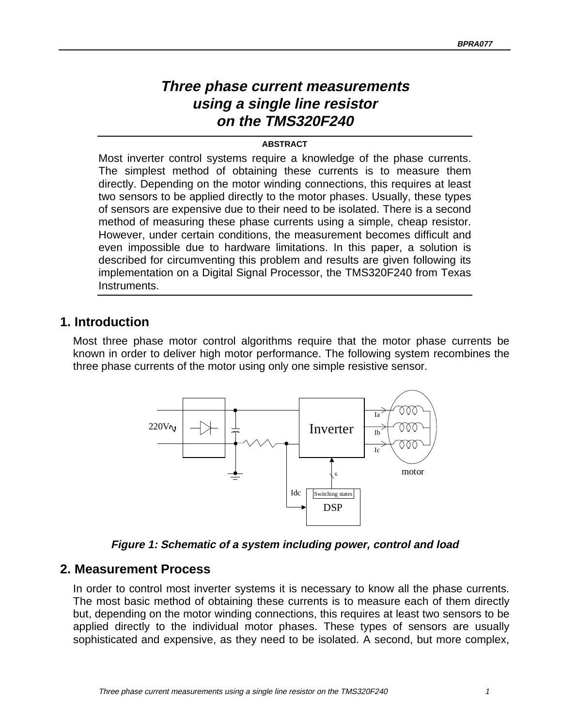# Three phase current measurements using a single line resistor on the TMS320F240

**ABSTRACT**

Most inverter control systems require a knowledge of the phase currents. The simplest method of obtaining these currents is to measure them directly. Depending on the motor winding connections, this requires at least two sensors to be applied directly to the motor phases. Usually, these types of sensors are expensive due to their need to be isolated. There is a second method of measuring these phase currents using a simple, cheap resistor. However, under certain conditions, the measurement becomes difficult and even impossible due to hardware limitations. In this paper, a solution is described for circumventing this problem and results are given following its implementation on a Digital Signal Processor, the TMS320F240 from Texas Instruments.

## 1. Introduction

Most three phase motor control algorithms require that the motor phase currents be known in order to deliver high motor performance. The following system recombines the three phase currents of the motor using only one simple resistive sensor.

*Figure 1: Schematic of a system including power, control and load*

## 2. Measurement Process

In order to control most inverter systems it is necessary to know all the phase currents. The most basic method of obtaining these currents is to measure each of them directly but, depending on the motor winding connections, this requires at least two sensors to be applied directly to the individual motor phases. These types of sensors are usually sophisticated and expensive, as they need to be isolated. A second, but more complex,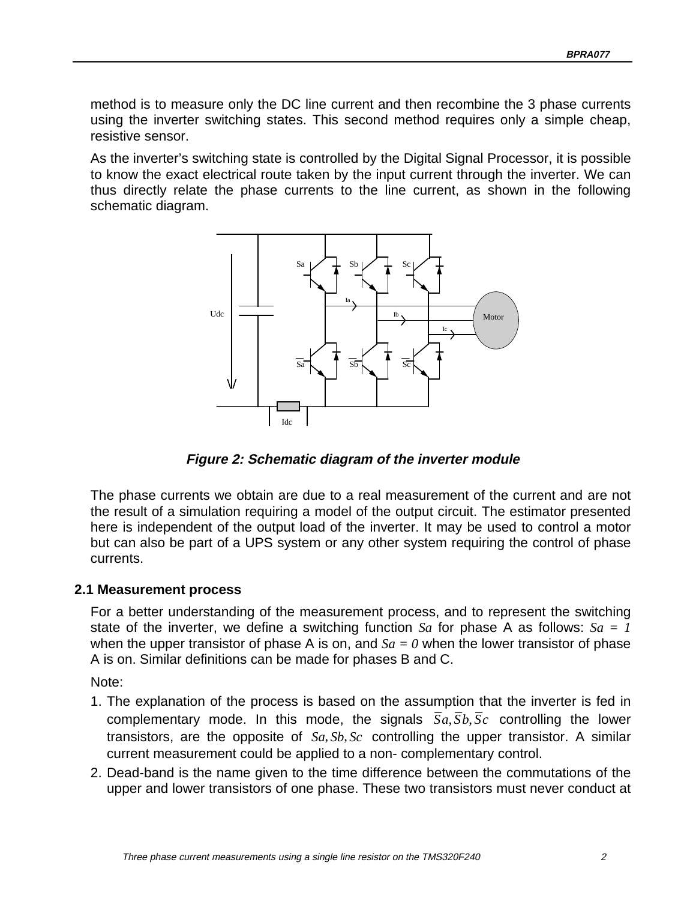method is to measure only the DC line current and then recombine the 3 phase currents using the inverter switching states. This second method requires only a simple cheap, resistive sensor.

As the inverter's switching state is controlled by the Digital Signal Processor, it is possible to know the exact electrical route taken by the input current through the inverter. We can thus directly relate the phase currents to the line current, as shown in the following schematic diagram.

***Figure 2: Schematic diagram of the inverter module***

The phase currents we obtain are due to a real measurement of the current and are not the result of a simulation requiring a model of the output circuit. The estimator presented here is independent of the output load of the inverter. It may be used to control a motor but can also be part of a UPS system or any other system requiring the control of phase currents.

## 2.1 Measurement process

For a better understanding of the measurement process, and to represent the switching state of the inverter, we define a switching function $Sa$ for phase A as follows: $Sa = 1$ when the upper transistor of phase A is on, and $Sa = 0$ when the lower transistor of phase A is on. Similar definitions can be made for phases B and C.

Note:

1. The explanation of the process is based on the assumption that the inverter is fed in complementary mode. In this mode, the signals $\overline{S}a, \overline{S}b, \overline{S}c$ controlling the lower transistors, are the opposite of $Sa, Sb, Sc$ controlling the upper transistor. A similar current measurement could be applied to a non- complementary control.
2. Dead-band is the name given to the time difference between the commutations of the upper and lower transistors of one phase. These two transistors must never conduct at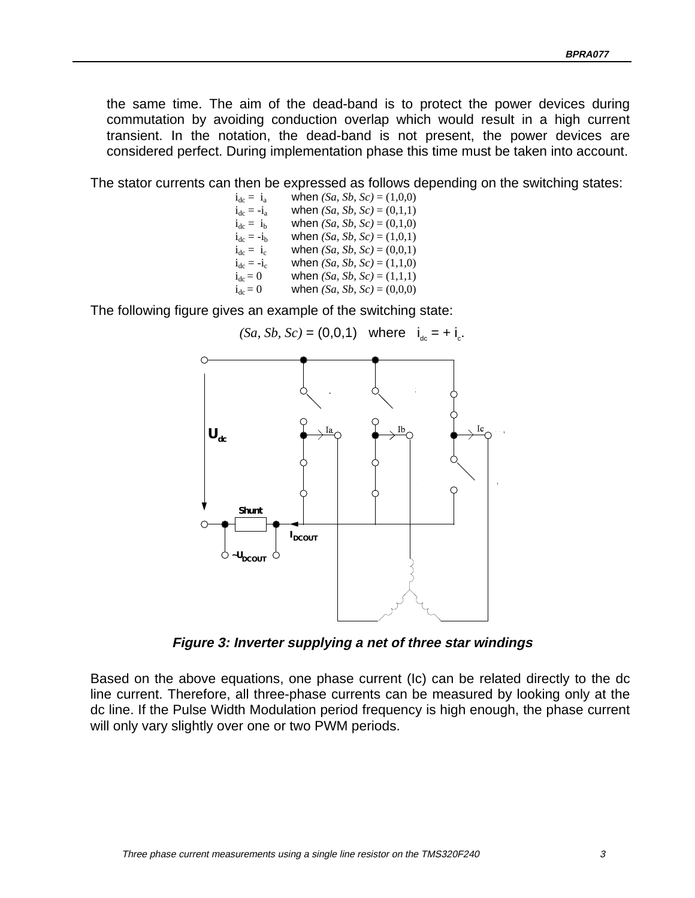the same time. The aim of the dead-band is to protect the power devices during commutation by avoiding conduction overlap which would result in a high current transient. In the notation, the dead-band is not present, the power devices are considered perfect. During implementation phase this time must be taken into account.

The stator currents can then be expressed as follows depending on the switching states:

$i_{dc} = i_a$ when $(Sa, Sb, Sc) = (1,0,0)$
$i_{dc} = -i_a$ when $(Sa, Sb, Sc) = (0,1,1)$
$i_{dc} = i_b$ when $(Sa, Sb, Sc) = (0,1,0)$
$i_{dc} = -i_b$ when $(Sa, Sb, Sc) = (1,0,1)$
$i_{dc} = i_c$ when $(Sa, Sb, Sc) = (0,0,1)$
$i_{dc} = -i_c$ when $(Sa, Sb, Sc) = (1,1,0)$
$i_{dc} = 0$ when $(Sa, Sb, Sc) = (1,1,1)$
$i_{dc} = 0$ when $(Sa, Sb, Sc) = (0,0,0)$

The following figure gives an example of the switching state:

$(Sa, Sb, Sc) = (0,0,1)$ where $i_{dc} = + i_c$.

***Figure 3: Inverter supplying a net of three star windings***

Based on the above equations, one phase current (Ic) can be related directly to the dc line current. Therefore, all three-phase currents can be measured by looking only at the dc line. If the Pulse Width Modulation period frequency is high enough, the phase current will only vary slightly over one or two PWM periods.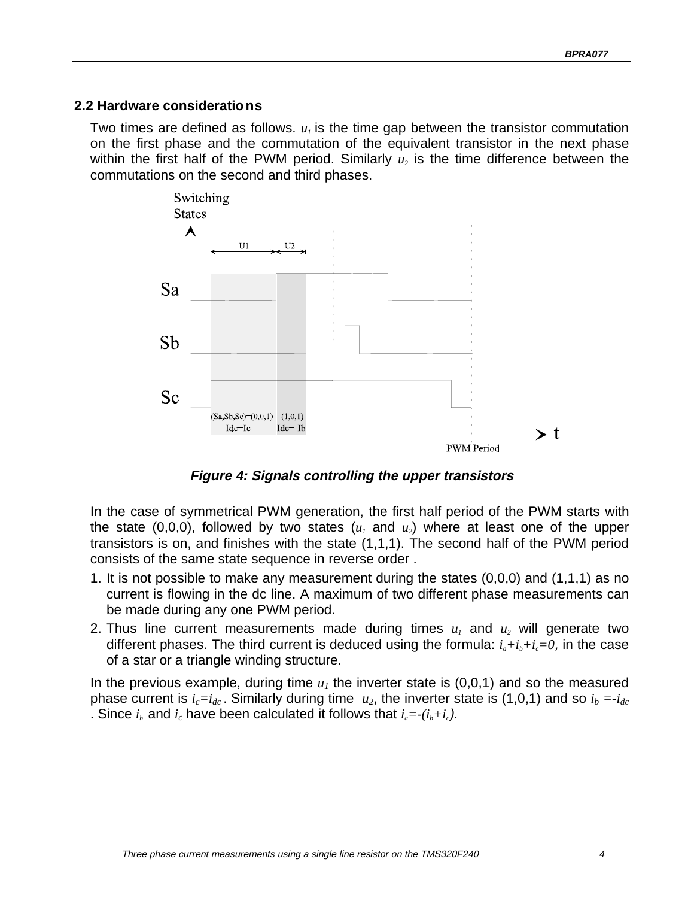## 2.2 Hardware considerations

Two times are defined as follows. $u_1$ is the time gap between the transistor commutation on the first phase and the commutation of the equivalent transistor in the next phase within the first half of the PWM period. Similarly $u_2$ is the time difference between the commutations on the second and third phases.

*Figure 4: Signals controlling the upper transistors*

In the case of symmetrical PWM generation, the first half period of the PWM starts with the state (0,0,0), followed by two states ($u_1$ and $u_2$) where at least one of the upper transistors is on, and finishes with the state (1,1,1). The second half of the PWM period consists of the same state sequence in reverse order .

1. It is not possible to make any measurement during the states (0,0,0) and (1,1,1) as no current is flowing in the dc line. A maximum of two different phase measurements can be made during any one PWM period.
2. Thus line current measurements made during times $u_1$ and $u_2$ will generate two different phases. The third current is deduced using the formula: $i_a+i_b+i_c=0$, in the case of a star or a triangle winding structure.

In the previous example, during time $u_1$ the inverter state is (0,0,1) and so the measured phase current is $i_c=i_{dc}$. Similarly during time $u_2$, the inverter state is (1,0,1) and so $i_b=-i_{dc}$. Since $i_b$ and $i_c$ have been calculated it follows that $i_a=-(i_b+i_c)$.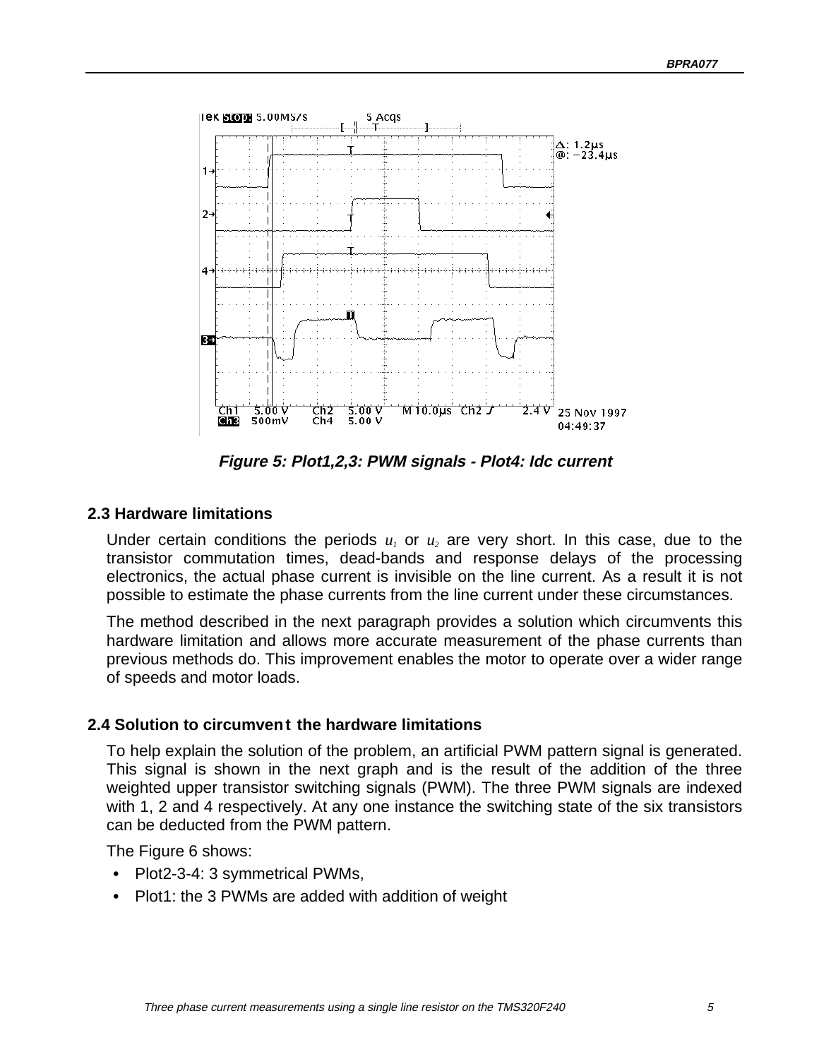**Figure 5: Plot1,2,3: PWM signals - Plot4: Idc current**

### 2.3 Hardware limitations

Under certain conditions the periods $u_1$ or $u_2$ are very short. In this case, due to the transistor commutation times, dead-bands and response delays of the processing electronics, the actual phase current is invisible on the line current. As a result it is not possible to estimate the phase currents from the line current under these circumstances.

The method described in the next paragraph provides a solution which circumvents this hardware limitation and allows more accurate measurement of the phase currents than previous methods do. This improvement enables the motor to operate over a wider range of speeds and motor loads.

### 2.4 Solution to circumvent the hardware limitations

To help explain the solution of the problem, an artificial PWM pattern signal is generated. This signal is shown in the next graph and is the result of the addition of the three weighted upper transistor switching signals (PWM). The three PWM signals are indexed with 1, 2 and 4 respectively. At any one instance the switching state of the six transistors can be deducted from the PWM pattern.

The Figure 6 shows:

- Plot2-3-4: 3 symmetrical PWMs,
- Plot1: the 3 PWMs are added with addition of weight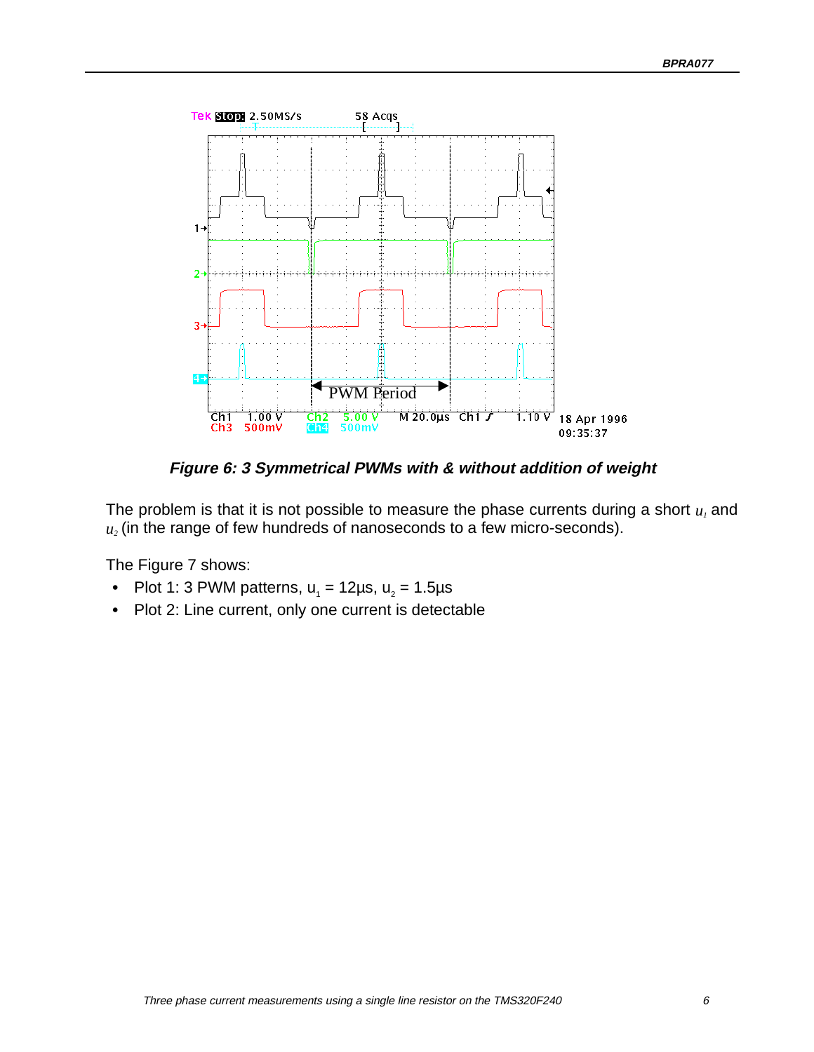*Figure 6: 3 Symmetrical PWMs with & without addition of weight*

The problem is that it is not possible to measure the phase currents during a short $u_1$ and $u_2$ (in the range of few hundreds of nanoseconds to a few micro-seconds).

The Figure 7 shows:

- Plot 1: 3 PWM patterns, $u_1$ = 12µs, $u_2$ = 1.5µs
- Plot 2: Line current, only one current is detectable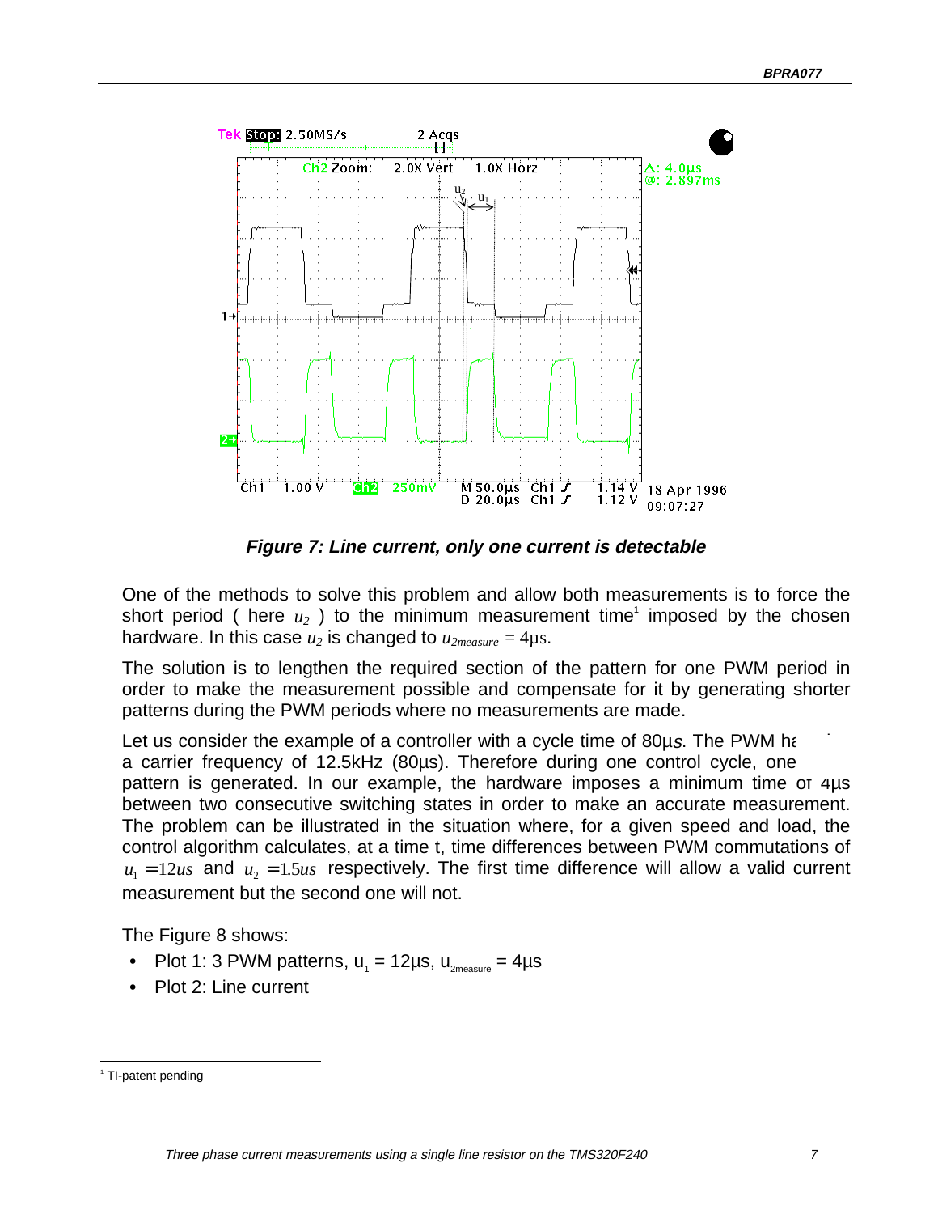**Figure 7: Line current, only one current is detectable**

One of the methods to solve this problem and allow both measurements is to force the short period ( here $u_2$ ) to the minimum measurement time[1] imposed by the chosen hardware. In this case $u_2$ is changed to $u_{2measure} = 4\mu s$.

The solution is to lengthen the required section of the pattern for one PWM period in order to make the measurement possible and compensate for it by generating shorter patterns during the PWM periods where no measurements are made.

Let us consider the example of a controller with a cycle time of 80µs. The PWM has a carrier frequency of 12.5kHz (80µs). Therefore during one control cycle, one pattern is generated. In our example, the hardware imposes a minimum time of 4µs between two consecutive switching states in order to make an accurate measurement. The problem can be illustrated in the situation where, for a given speed and load, the control algorithm calculates, at a time t, time differences between PWM commutations of $u_1 = 12us$ and $u_2 = 1.5us$ respectively. The first time difference will allow a valid current measurement but the second one will not.

The Figure 8 shows:

- Plot 1: 3 PWM patterns, $u_1$ = 12µs, $u_{2measure}$ = 4µs
- Plot 2: Line current

[1] TI-patent pending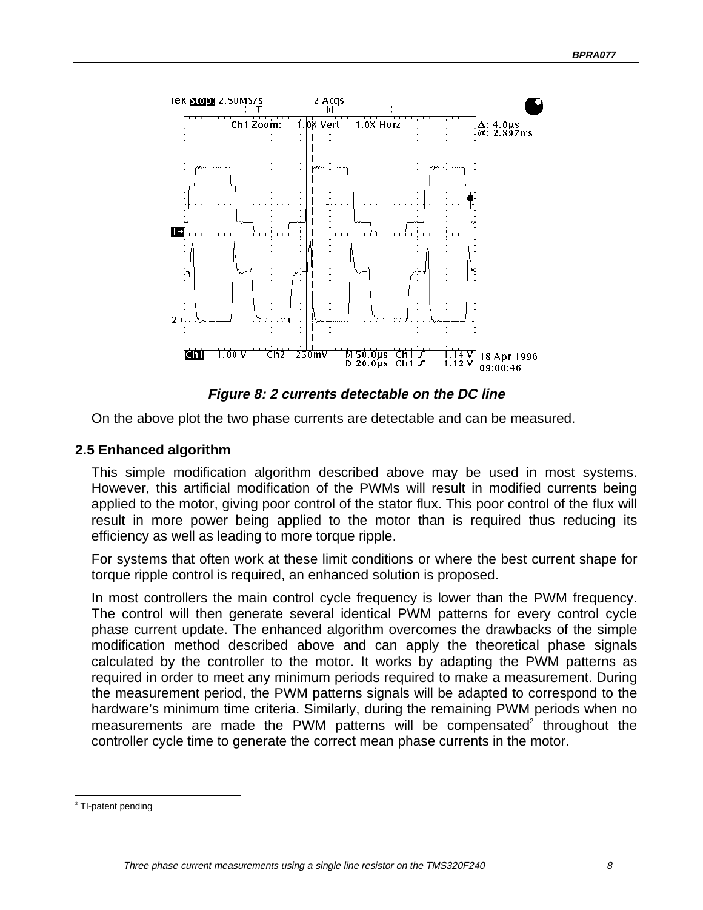*Figure 8: 2 currents detectable on the DC line*

On the above plot the two phase currents are detectable and can be measured.

## 2.5 Enhanced algorithm

This simple modification algorithm described above may be used in most systems. However, this artificial modification of the PWMs will result in modified currents being applied to the motor, giving poor control of the stator flux. This poor control of the flux will result in more power being applied to the motor than is required thus reducing its efficiency as well as leading to more torque ripple.

For systems that often work at these limit conditions or where the best current shape for torque ripple control is required, an enhanced solution is proposed.

In most controllers the main control cycle frequency is lower than the PWM frequency. The control will then generate several identical PWM patterns for every control cycle phase current update. The enhanced algorithm overcomes the drawbacks of the simple modification method described above and can apply the theoretical phase signals calculated by the controller to the motor. It works by adapting the PWM patterns as required in order to meet any minimum periods required to make a measurement. During the measurement period, the PWM patterns signals will be adapted to correspond to the hardware's minimum time criteria. Similarly, during the remaining PWM periods when no measurements are made the PWM patterns will be compensated[2] throughout the controller cycle time to generate the correct mean phase currents in the motor.

---

[2] TI-patent pending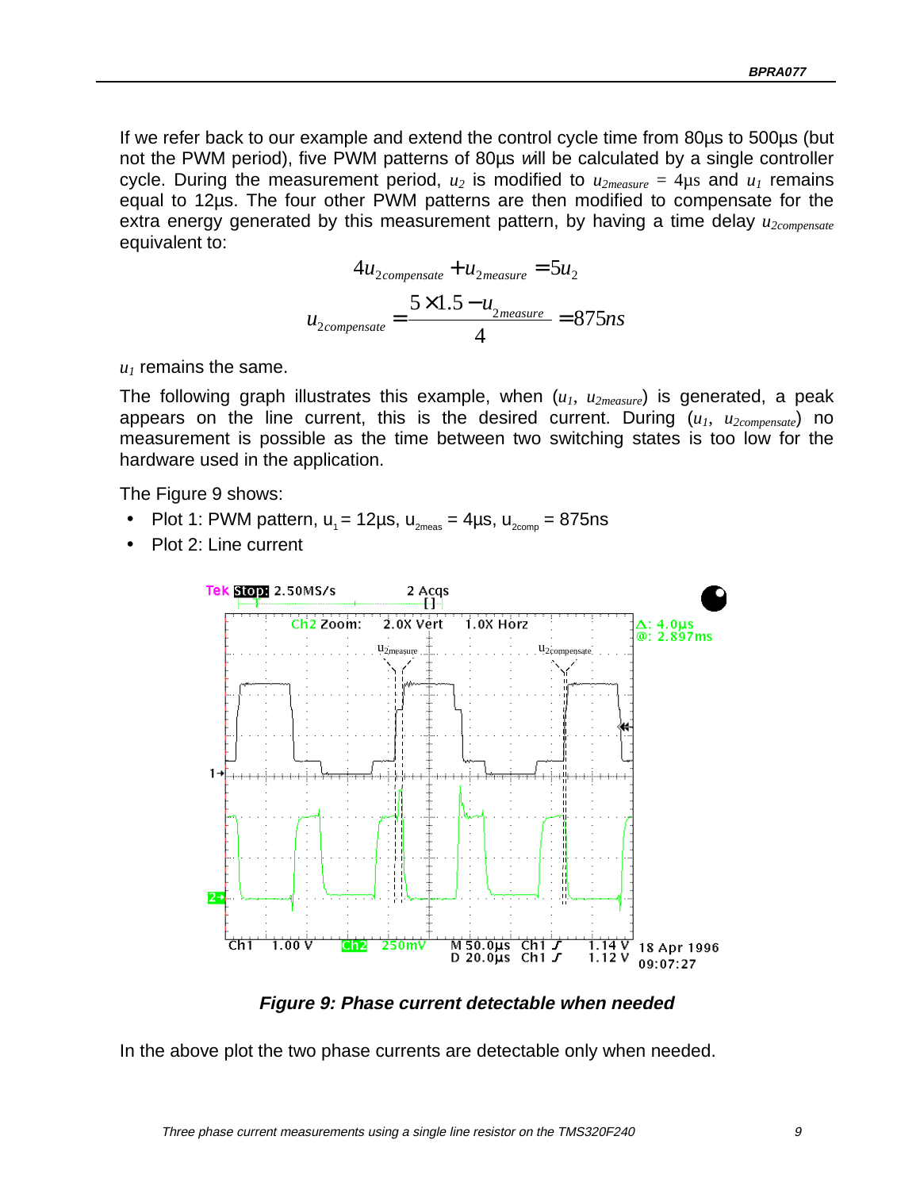If we refer back to our example and extend the control cycle time from 80µs to 500µs (but not the PWM period), five PWM patterns of 80µs will be calculated by a single controller cycle. During the measurement period, $u_2$ is modified to $u_{2measure}$ = 4µs and $u_1$ remains equal to 12µs. The four other PWM patterns are then modified to compensate for the extra energy generated by this measurement pattern, by having a time delay $u_{2compensate}$ equivalent to:

$$4u_{2compensate} + u_{2measure} = 5u_2$$

$$u_{2compensate} = \frac{5 \times 1.5 - u_{2measure}}{4} = 875ns$$

$u_1$ remains the same.

The following graph illustrates this example, when ($u_1$, $u_{2measure}$) is generated, a peak appears on the line current, this is the desired current. During ($u_1$, $u_{2compensate}$) no measurement is possible as the time between two switching states is too low for the hardware used in the application.

The Figure 9 shows:

- Plot 1: PWM pattern, $u_1$ = 12µs, $u_{2meas}$ = 4µs, $u_{2comp}$ = 875ns
- Plot 2: Line current

***Figure 9: Phase current detectable when needed***

In the above plot the two phase currents are detectable only when needed.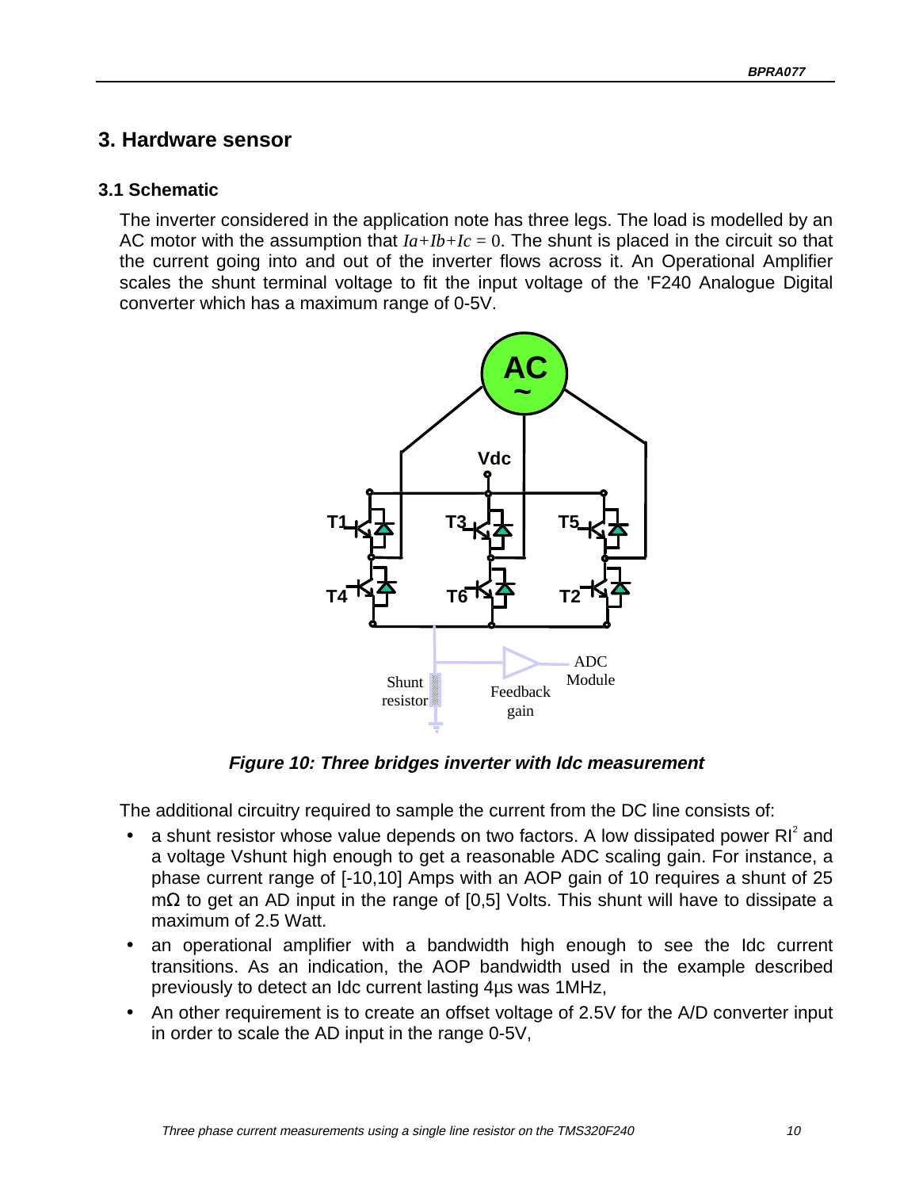# 3. Hardware sensor

## 3.1 Schematic

The inverter considered in the application note has three legs. The load is modelled by an AC motor with the assumption that $Ia+Ib+Ic = 0$. The shunt is placed in the circuit so that the current going into and out of the inverter flows across it. An Operational Amplifier scales the shunt terminal voltage to fit the input voltage of the 'F240 Analogue Digital converter which has a maximum range of 0-5V.

***Figure 10: Three bridges inverter with Idc measurement***

The additional circuitry required to sample the current from the DC line consists of:

- a shunt resistor whose value depends on two factors. A low dissipated power $RI^2$ and a voltage Vshunt high enough to get a reasonable ADC scaling gain. For instance, a phase current range of [-10,10] Amps with an AOP gain of 10 requires a shunt of 25 mΩ to get an AD input in the range of [0,5] Volts. This shunt will have to dissipate a maximum of 2.5 Watt.
- an operational amplifier with a bandwidth high enough to see the Idc current transitions. As an indication, the AOP bandwidth used in the example described previously to detect an Idc current lasting 4µs was 1MHz,
- An other requirement is to create an offset voltage of 2.5V for the A/D converter input in order to scale the AD input in the range 0-5V,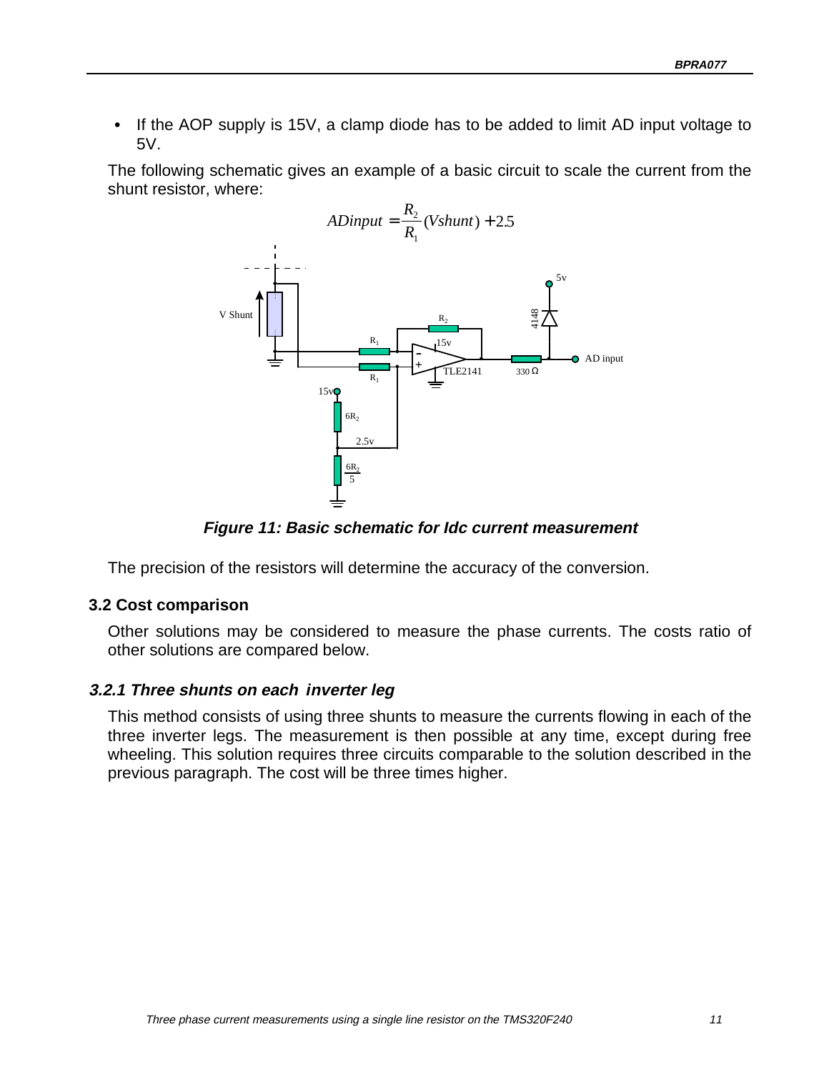- If the AOP supply is 15V, a clamp diode has to be added to limit AD input voltage to 5V.

The following schematic gives an example of a basic circuit to scale the current from the shunt resistor, where:

$$ADinput = \frac{R_2}{R_1}(Vshunt) + 2.5$$

**Figure 11: Basic schematic for Idc current measurement**

The precision of the resistors will determine the accuracy of the conversion.

## 3.2 Cost comparison

Other solutions may be considered to measure the phase currents. The costs ratio of other solutions are compared below.

### 3.2.1 Three shunts on each inverter leg

This method consists of using three shunts to measure the currents flowing in each of the three inverter legs. The measurement is then possible at any time, except during free wheeling. This solution requires three circuits comparable to the solution described in the previous paragraph. The cost will be three times higher.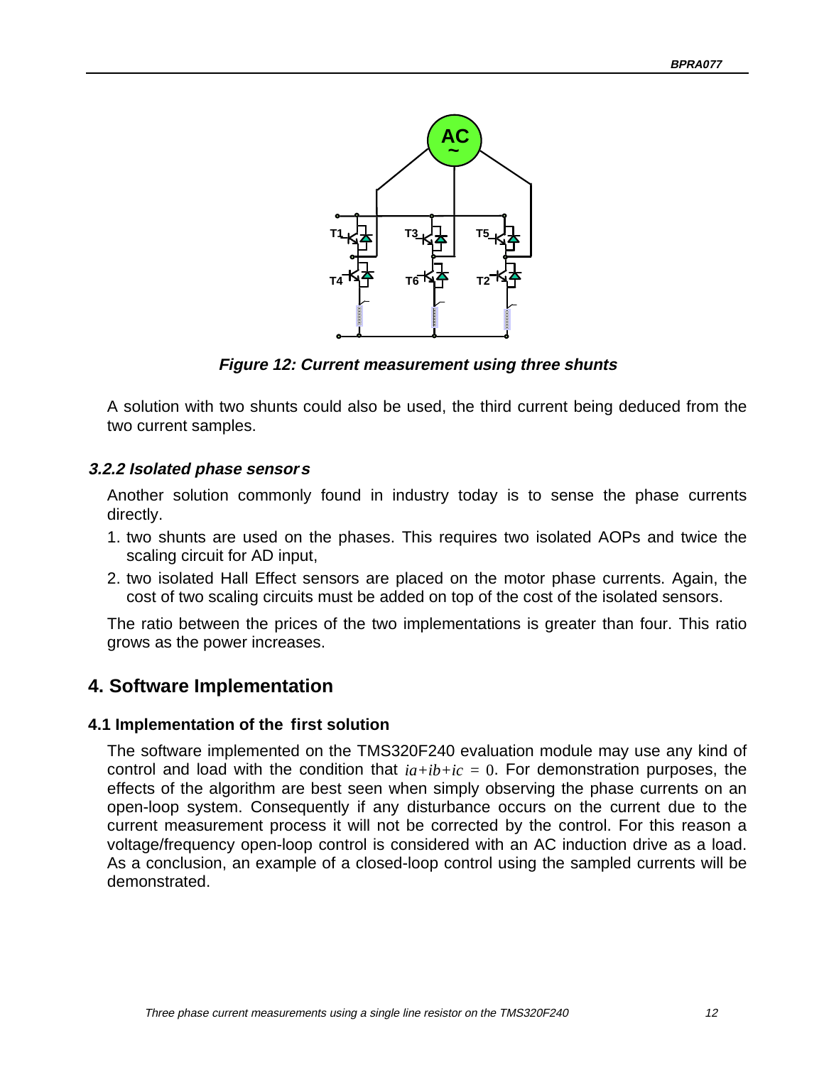*Figure 12: Current measurement using three shunts*

A solution with two shunts could also be used, the third current being deduced from the two current samples.

### 3.2.2 Isolated phase sensors

Another solution commonly found in industry today is to sense the phase currents directly.

1. two shunts are used on the phases. This requires two isolated AOPs and twice the scaling circuit for AD input,
2. two isolated Hall Effect sensors are placed on the motor phase currents. Again, the cost of two scaling circuits must be added on top of the cost of the isolated sensors.

The ratio between the prices of the two implementations is greater than four. This ratio grows as the power increases.

# 4. Software Implementation

## 4.1 Implementation of the first solution

The software implemented on the TMS320F240 evaluation module may use any kind of control and load with the condition that $ia+ib+ic = 0$. For demonstration purposes, the effects of the algorithm are best seen when simply observing the phase currents on an open-loop system. Consequently if any disturbance occurs on the current due to the current measurement process it will not be corrected by the control. For this reason a voltage/frequency open-loop control is considered with an AC induction drive as a load. As a conclusion, an example of a closed-loop control using the sampled currents will be demonstrated.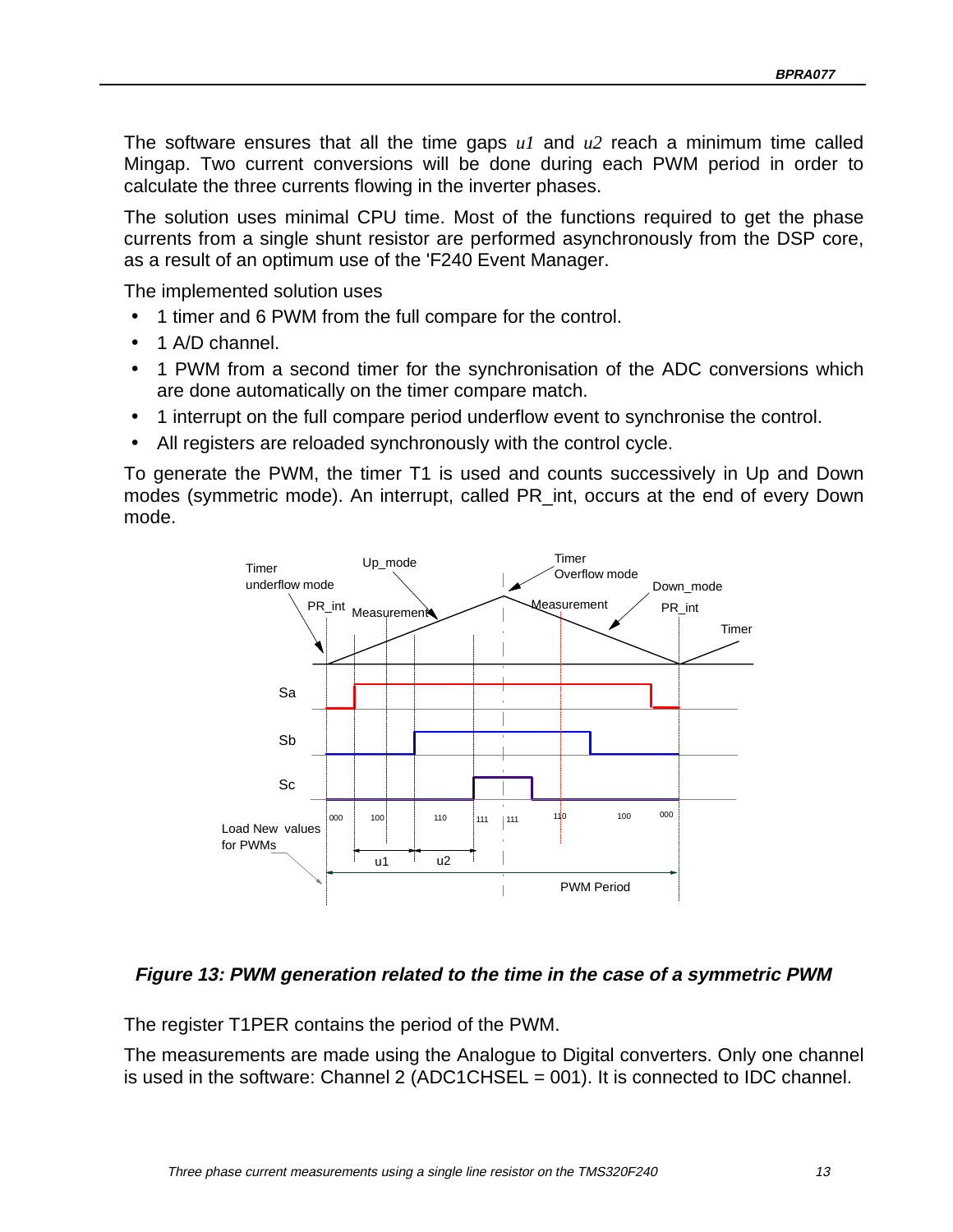The software ensures that all the time gaps *u1* and *u2* reach a minimum time called Mingap. Two current conversions will be done during each PWM period in order to calculate the three currents flowing in the inverter phases.

The solution uses minimal CPU time. Most of the functions required to get the phase currents from a single shunt resistor are performed asynchronously from the DSP core, as a result of an optimum use of the 'F240 Event Manager.

The implemented solution uses

- 1 timer and 6 PWM from the full compare for the control.
- 1 A/D channel.
- 1 PWM from a second timer for the synchronisation of the ADC conversions which are done automatically on the timer compare match.
- 1 interrupt on the full compare period underflow event to synchronise the control.
- All registers are reloaded synchronously with the control cycle.

To generate the PWM, the timer T1 is used and counts successively in Up and Down modes (symmetric mode). An interrupt, called PR_int, occurs at the end of every Down mode.

***Figure 13: PWM generation related to the time in the case of a symmetric PWM***

The register T1PER contains the period of the PWM.

The measurements are made using the Analogue to Digital converters. Only one channel is used in the software: Channel 2 (ADC1CHSEL = 001). It is connected to IDC channel.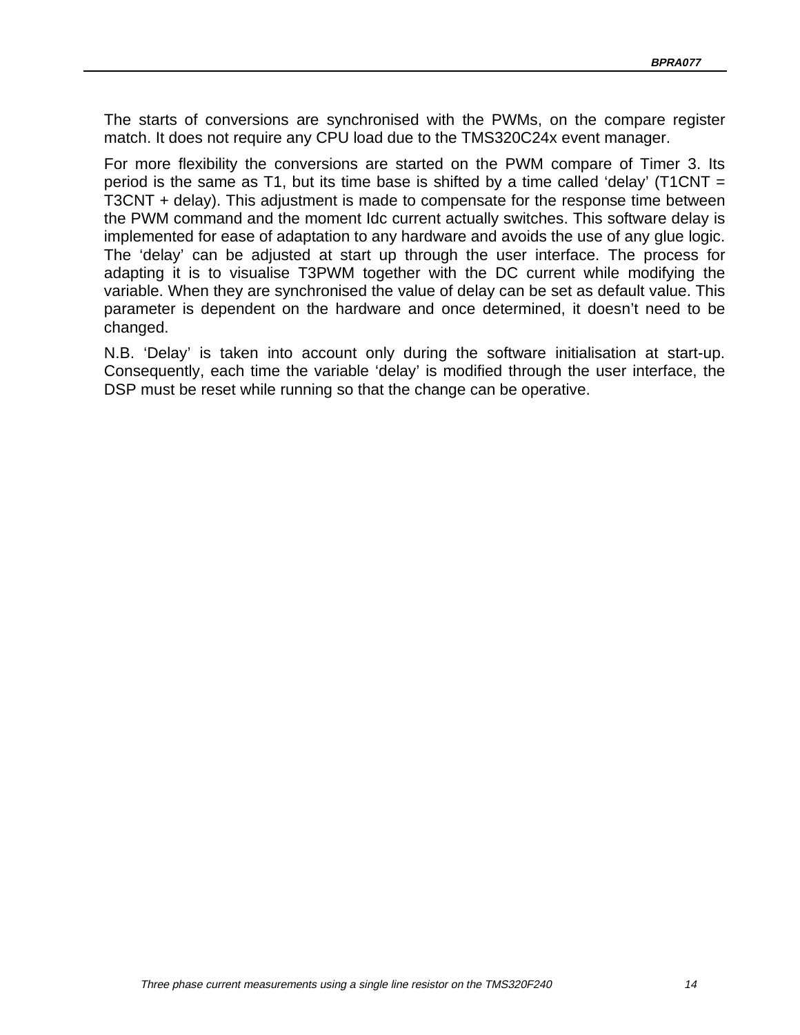The starts of conversions are synchronised with the PWMs, on the compare register match. It does not require any CPU load due to the TMS320C24x event manager.

For more flexibility the conversions are started on the PWM compare of Timer 3. Its period is the same as T1, but its time base is shifted by a time called ‘delay’ (T1CNT = T3CNT + delay). This adjustment is made to compensate for the response time between the PWM command and the moment Idc current actually switches. This software delay is implemented for ease of adaptation to any hardware and avoids the use of any glue logic. The ‘delay’ can be adjusted at start up through the user interface. The process for adapting it is to visualise T3PWM together with the DC current while modifying the variable. When they are synchronised the value of delay can be set as default value. This parameter is dependent on the hardware and once determined, it doesn’t need to be changed.

N.B. ‘Delay’ is taken into account only during the software initialisation at start-up. Consequently, each time the variable ‘delay’ is modified through the user interface, the DSP must be reset while running so that the change can be operative.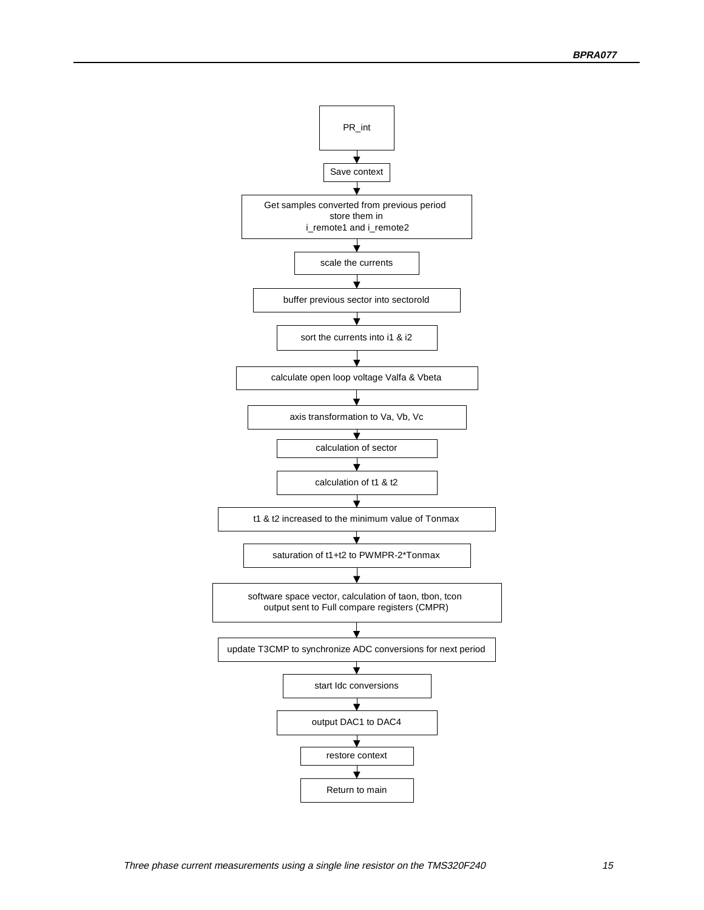PR_int

↓

Save context

↓

Get samples converted from previous period
store them in
i_remote1 and i_remote2

↓

scale the currents

↓

buffer previous sector into sectorold

↓

sort the currents into i1 & i2

↓

calculate open loop voltage Valfa & Vbeta

↓

axis transformation to Va, Vb, Vc

↓

calculation of sector

↓

calculation of t1 & t2

↓

t1 & t2 increased to the minimum value of Tonmax

↓

saturation of t1+t2 to PWMPR-2*Tonmax

↓

software space vector, calculation of taon, tbon, tcon
output sent to Full compare registers (CMPR)

↓

update T3CMP to synchronize ADC conversions for next period

↓

start Idc conversions

↓

output DAC1 to DAC4

↓

restore context

↓

Return to main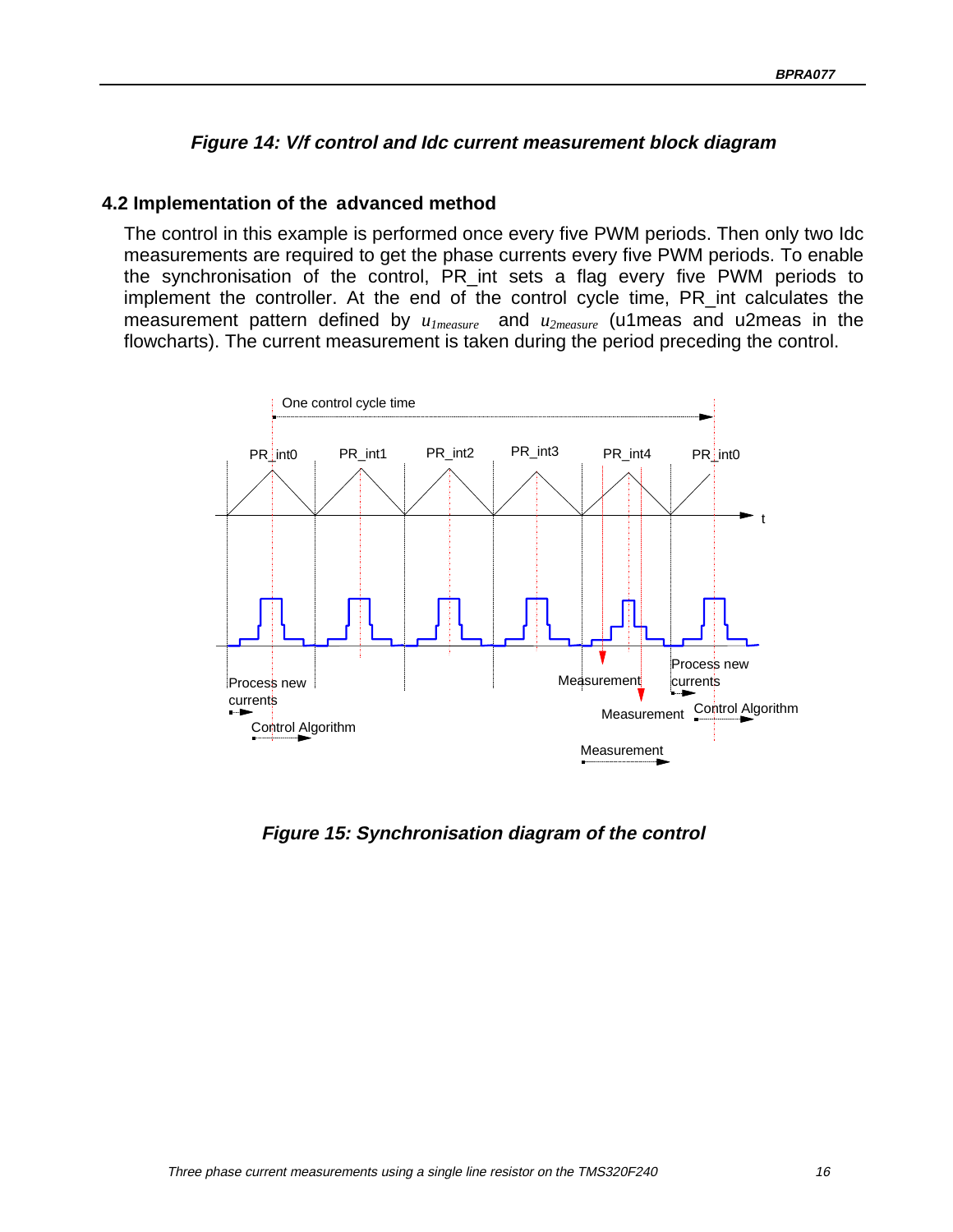*Figure 14: V/f control and Idc current measurement block diagram*

## 4.2 Implementation of the advanced method

The control in this example is performed once every five PWM periods. Then only two Idc measurements are required to get the phase currents every five PWM periods. To enable the synchronisation of the control, PR_int sets a flag every five PWM periods to implement the controller. At the end of the control cycle time, PR_int calculates the measurement pattern defined by $u_{1measure}$ and $u_{2measure}$ (u1meas and u2meas in the flowcharts). The current measurement is taken during the period preceding the control.

*Figure 15: Synchronisation diagram of the control*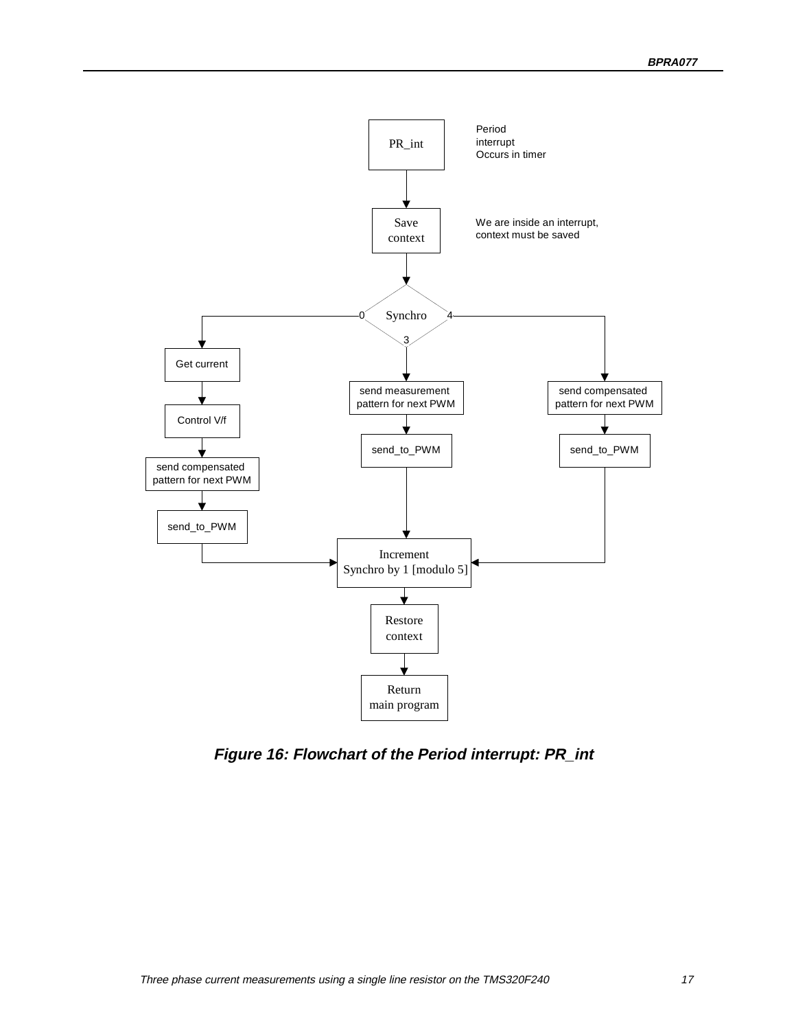PR_int

Period interrupt Occurs in timer

Save context

We are inside an interrupt, context must be saved

Synchro

0: Get current → Control V/f → send compensated pattern for next PWM → send_to_PWM

3: send measurement pattern for next PWM → send_to_PWM

4: send compensated pattern for next PWM → send_to_PWM

Increment Synchro by 1 [modulo 5]

Restore context

Return main program

***Figure 16: Flowchart of the Period interrupt: PR_int***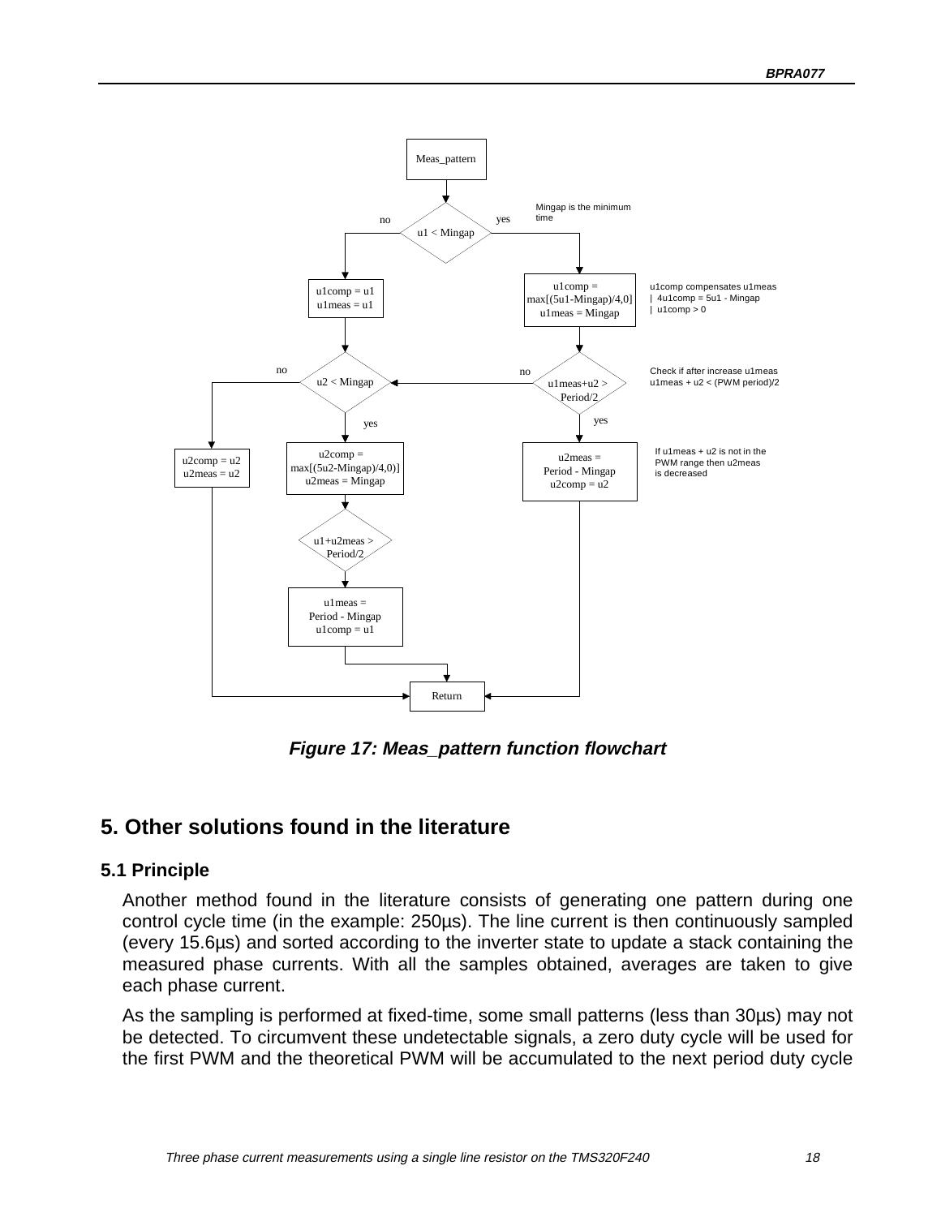Meas_pattern

u1 < Mingap (no / yes)

Mingap is the minimum time

no: u1comp = u1, u1meas = u1

yes: u1comp = max[(5u1-Mingap)/4,0], u1meas = Mingap

u1comp compensates u1meas | 4u1comp = 5u1 - Mingap | u1comp > 0

u1meas+u2 > Period/2 (no / yes)

Check if after increase u1meas u1meas + u2 < (PWM period)/2

yes: u2meas = Period - Mingap, u2comp = u2

If u1meas + u2 is not in the PWM range then u2meas is decreased

u2 < Mingap (no / yes)

no: u2comp = u2, u2meas = u2

yes: u2comp = max[(5u2-Mingap)/4,0)], u2meas = Mingap

u1+u2meas > Period/2

u1meas = Period - Mingap, u1comp = u1

Return

***Figure 17: Meas_pattern function flowchart***

## 5. Other solutions found in the literature

### 5.1 Principle

Another method found in the literature consists of generating one pattern during one control cycle time (in the example: 250µs). The line current is then continuously sampled (every 15.6µs) and sorted according to the inverter state to update a stack containing the measured phase currents. With all the samples obtained, averages are taken to give each phase current.

As the sampling is performed at fixed-time, some small patterns (less than 30µs) may not be detected. To circumvent these undetectable signals, a zero duty cycle will be used for the first PWM and the theoretical PWM will be accumulated to the next period duty cycle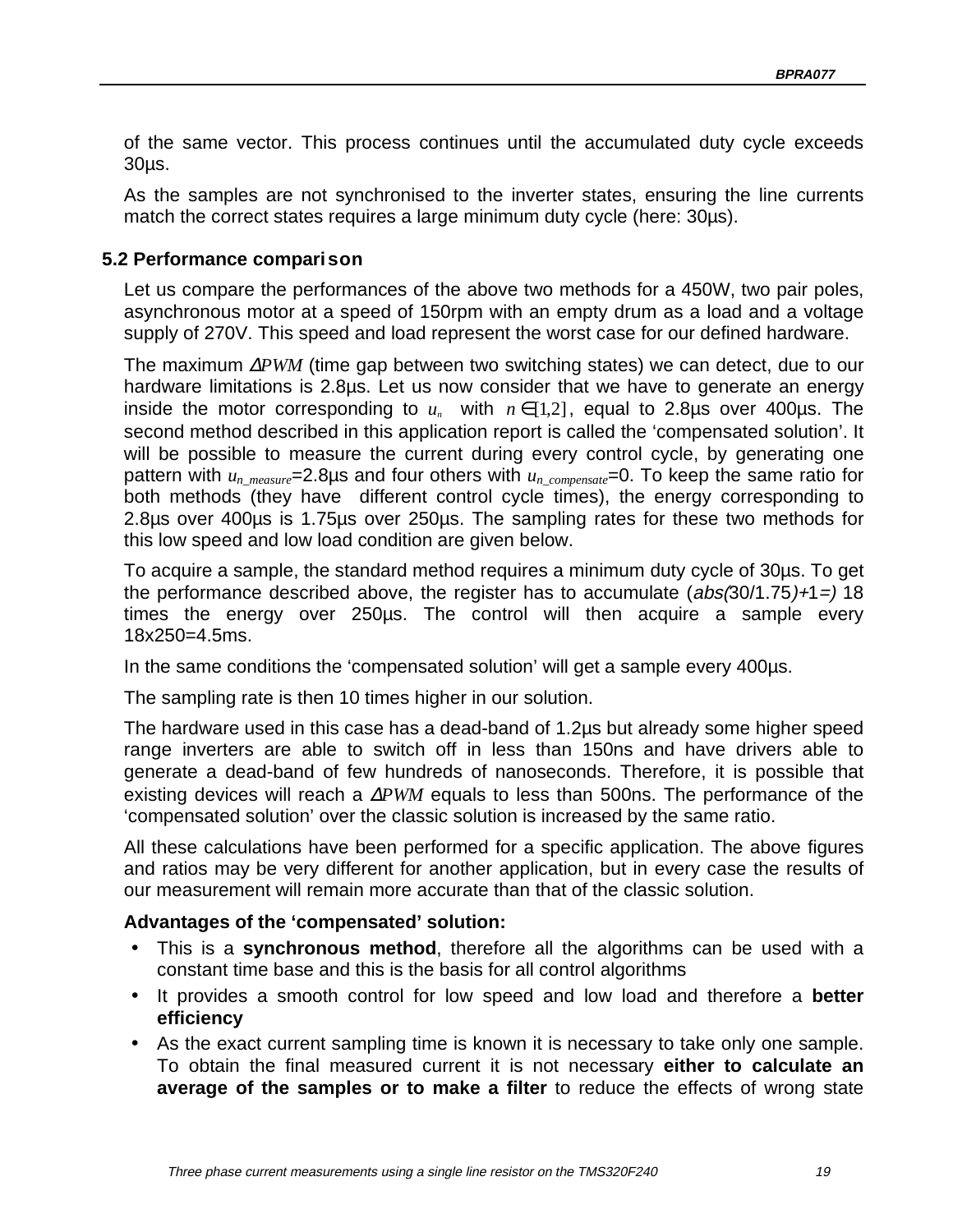of the same vector. This process continues until the accumulated duty cycle exceeds 30µs.

As the samples are not synchronised to the inverter states, ensuring the line currents match the correct states requires a large minimum duty cycle (here: 30µs).

### 5.2 Performance comparison

Let us compare the performances of the above two methods for a 450W, two pair poles, asynchronous motor at a speed of 150rpm with an empty drum as a load and a voltage supply of 270V. This speed and load represent the worst case for our defined hardware.

The maximum $\Delta PWM$ (time gap between two switching states) we can detect, due to our hardware limitations is 2.8µs. Let us now consider that we have to generate an energy inside the motor corresponding to $u_n$ with $n \in [1,2]$, equal to 2.8µs over 400µs. The second method described in this application report is called the 'compensated solution'. It will be possible to measure the current during every control cycle, by generating one pattern with $u_{n\_measure}$=2.8µs and four others with $u_{n\_compensate}$=0. To keep the same ratio for both methods (they have different control cycle times), the energy corresponding to 2.8µs over 400µs is 1.75µs over 250µs. The sampling rates for these two methods for this low speed and low load condition are given below.

To acquire a sample, the standard method requires a minimum duty cycle of 30µs. To get the performance described above, the register has to accumulate (*abs(*30/1.75*)+*1*=)* 18 times the energy over 250µs. The control will then acquire a sample every 18x250=4.5ms.

In the same conditions the 'compensated solution' will get a sample every 400µs.

The sampling rate is then 10 times higher in our solution.

The hardware used in this case has a dead-band of 1.2µs but already some higher speed range inverters are able to switch off in less than 150ns and have drivers able to generate a dead-band of few hundreds of nanoseconds. Therefore, it is possible that existing devices will reach a $\Delta PWM$ equals to less than 500ns. The performance of the 'compensated solution' over the classic solution is increased by the same ratio.

All these calculations have been performed for a specific application. The above figures and ratios may be very different for another application, but in every case the results of our measurement will remain more accurate than that of the classic solution.

**Advantages of the 'compensated' solution:**

- This is a **synchronous method**, therefore all the algorithms can be used with a constant time base and this is the basis for all control algorithms
- It provides a smooth control for low speed and low load and therefore a **better efficiency**
- As the exact current sampling time is known it is necessary to take only one sample. To obtain the final measured current it is not necessary **either to calculate an average of the samples or to make a filter** to reduce the effects of wrong state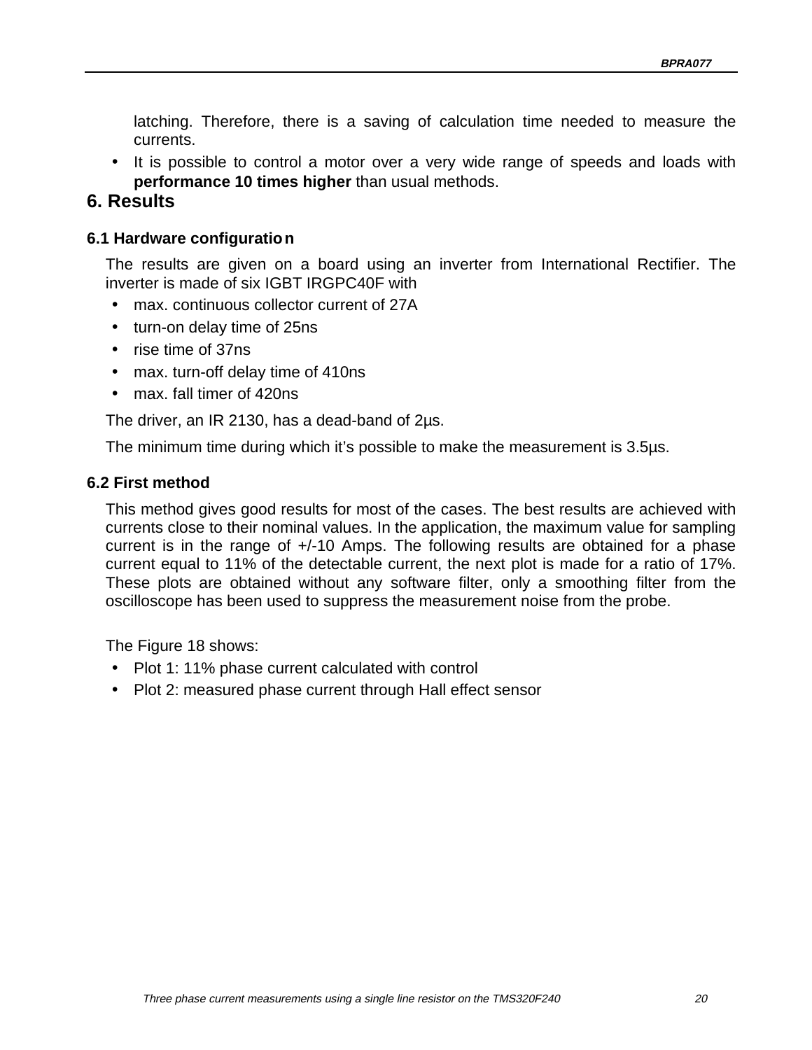latching. Therefore, there is a saving of calculation time needed to measure the currents.

- It is possible to control a motor over a very wide range of speeds and loads with **performance 10 times higher** than usual methods.

# 6. Results

## 6.1 Hardware configuration

The results are given on a board using an inverter from International Rectifier. The inverter is made of six IGBT IRGPC40F with

- max. continuous collector current of 27A
- turn-on delay time of 25ns
- rise time of 37ns
- max. turn-off delay time of 410ns
- max. fall timer of 420ns

The driver, an IR 2130, has a dead-band of 2µs.

The minimum time during which it's possible to make the measurement is 3.5µs.

## 6.2 First method

This method gives good results for most of the cases. The best results are achieved with currents close to their nominal values. In the application, the maximum value for sampling current is in the range of +/-10 Amps. The following results are obtained for a phase current equal to 11% of the detectable current, the next plot is made for a ratio of 17%. These plots are obtained without any software filter, only a smoothing filter from the oscilloscope has been used to suppress the measurement noise from the probe.

The Figure 18 shows:

- Plot 1: 11% phase current calculated with control
- Plot 2: measured phase current through Hall effect sensor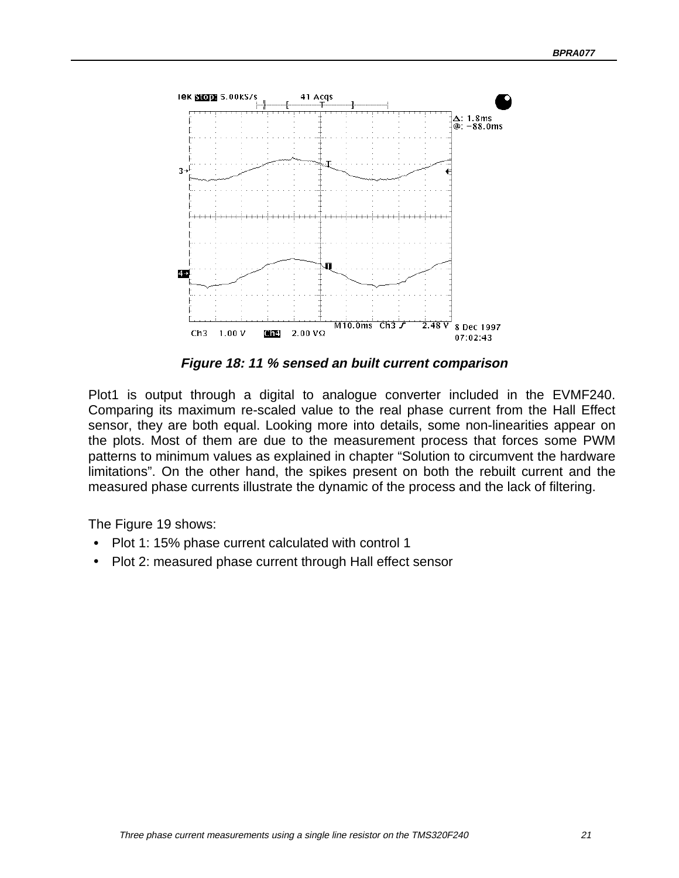*Figure 18: 11 % sensed an built current comparison*

Plot1 is output through a digital to analogue converter included in the EVMF240. Comparing its maximum re-scaled value to the real phase current from the Hall Effect sensor, they are both equal. Looking more into details, some non-linearities appear on the plots. Most of them are due to the measurement process that forces some PWM patterns to minimum values as explained in chapter "Solution to circumvent the hardware limitations". On the other hand, the spikes present on both the rebuilt current and the measured phase currents illustrate the dynamic of the process and the lack of filtering.

The Figure 19 shows:

- Plot 1: 15% phase current calculated with control 1
- Plot 2: measured phase current through Hall effect sensor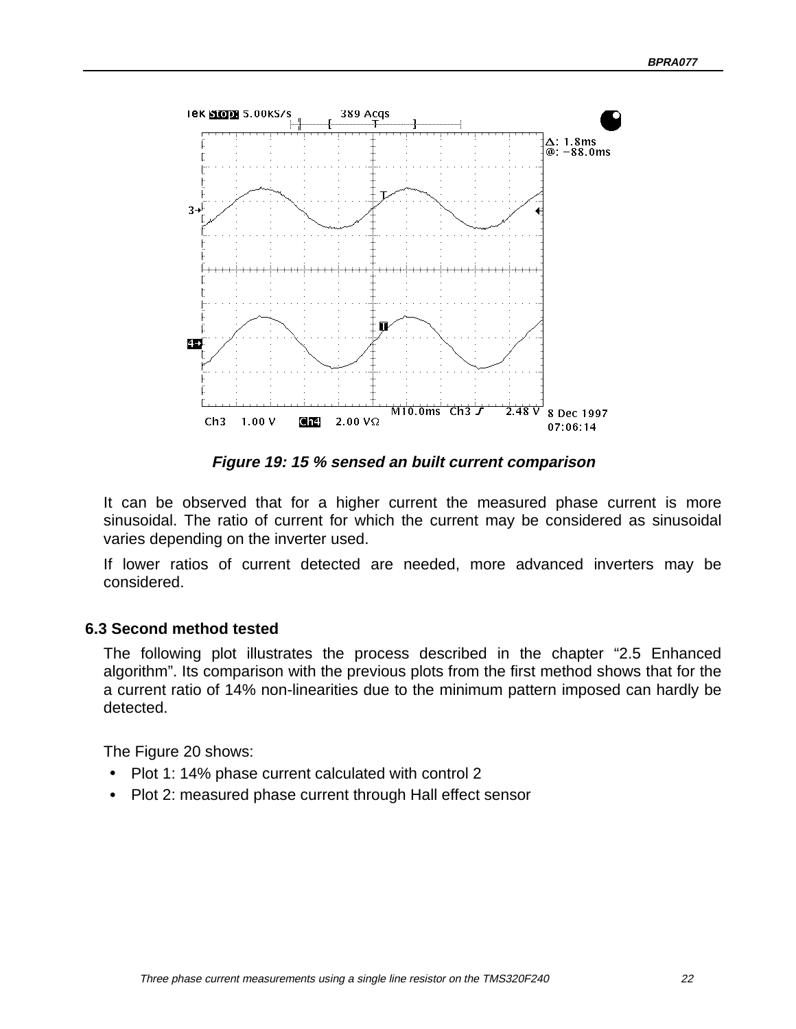Figure 19: 15 % sensed an built current comparison

It can be observed that for a higher current the measured phase current is more sinusoidal. The ratio of current for which the current may be considered as sinusoidal varies depending on the inverter used.

If lower ratios of current detected are needed, more advanced inverters may be considered.

### 6.3 Second method tested

The following plot illustrates the process described in the chapter “2.5 Enhanced algorithm”. Its comparison with the previous plots from the first method shows that for the a current ratio of 14% non-linearities due to the minimum pattern imposed can hardly be detected.

The Figure 20 shows:

- Plot 1: 14% phase current calculated with control 2
- Plot 2: measured phase current through Hall effect sensor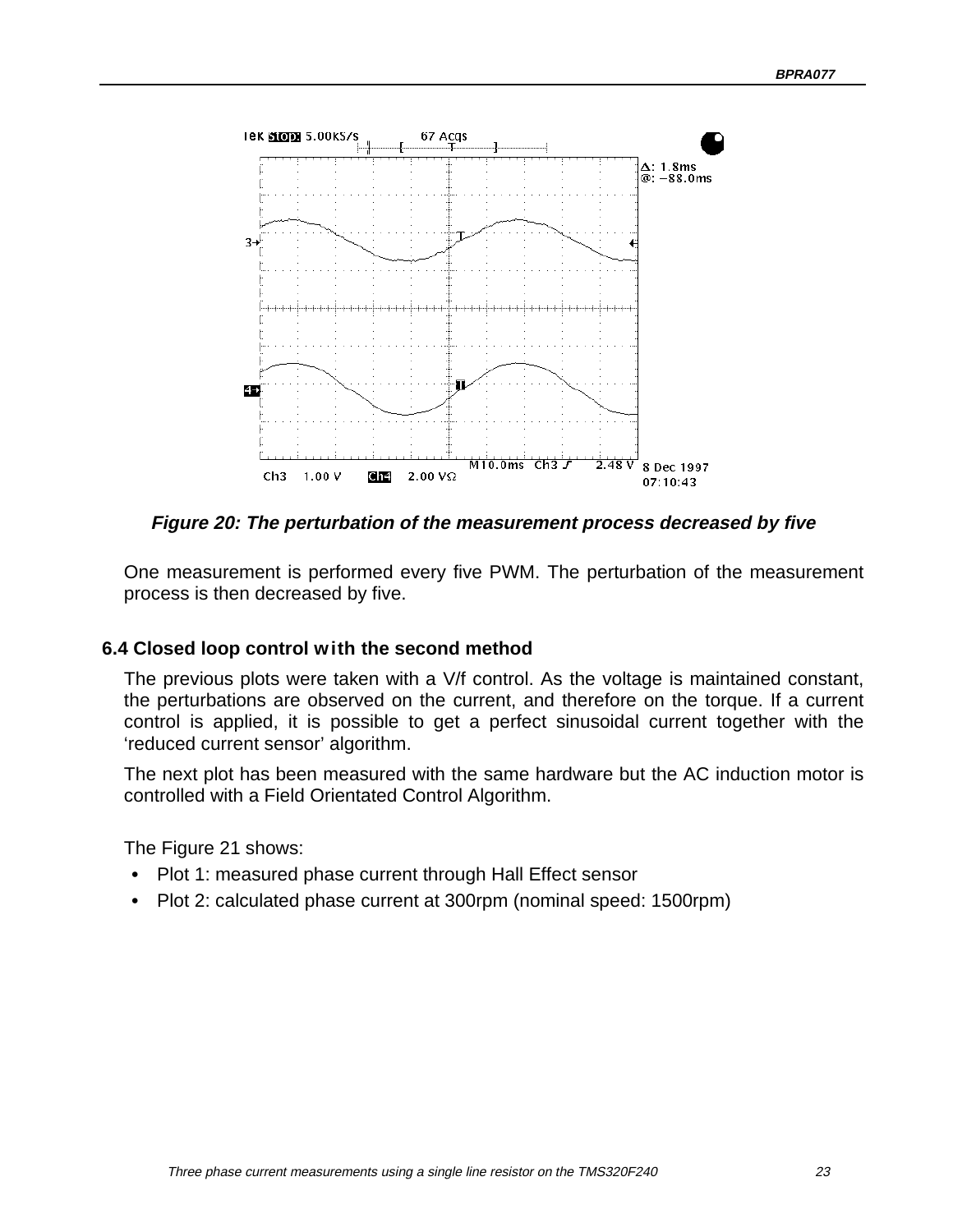*Figure 20: The perturbation of the measurement process decreased by five*

One measurement is performed every five PWM. The perturbation of the measurement process is then decreased by five.

### 6.4 Closed loop control with the second method

The previous plots were taken with a V/f control. As the voltage is maintained constant, the perturbations are observed on the current, and therefore on the torque. If a current control is applied, it is possible to get a perfect sinusoidal current together with the 'reduced current sensor' algorithm.

The next plot has been measured with the same hardware but the AC induction motor is controlled with a Field Orientated Control Algorithm.

The Figure 21 shows:

- Plot 1: measured phase current through Hall Effect sensor
- Plot 2: calculated phase current at 300rpm (nominal speed: 1500rpm)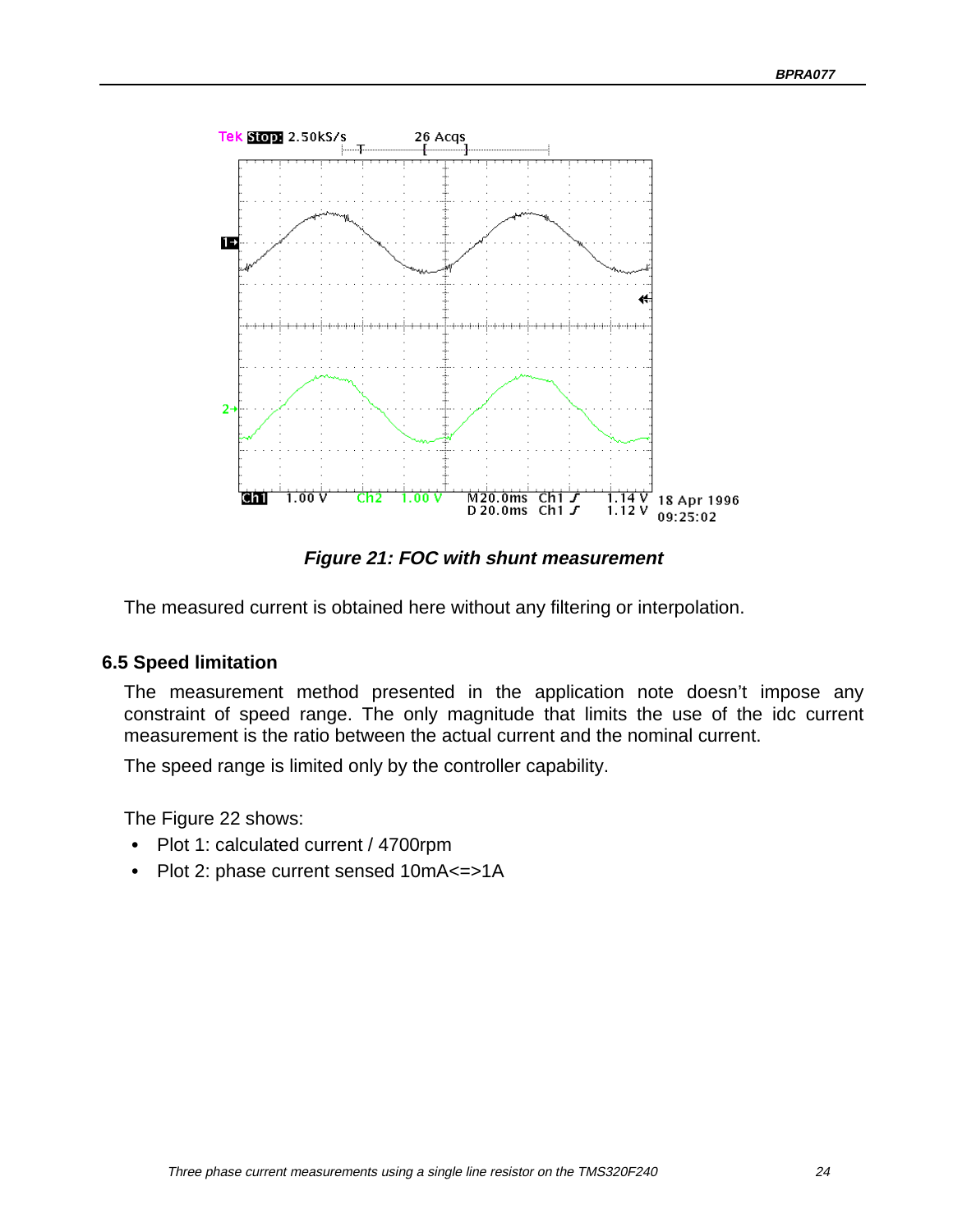*Figure 21: FOC with shunt measurement*

The measured current is obtained here without any filtering or interpolation.

### 6.5 Speed limitation

The measurement method presented in the application note doesn't impose any constraint of speed range. The only magnitude that limits the use of the idc current measurement is the ratio between the actual current and the nominal current.

The speed range is limited only by the controller capability.

The Figure 22 shows:

- Plot 1: calculated current / 4700rpm
- Plot 2: phase current sensed 10mA<=>1A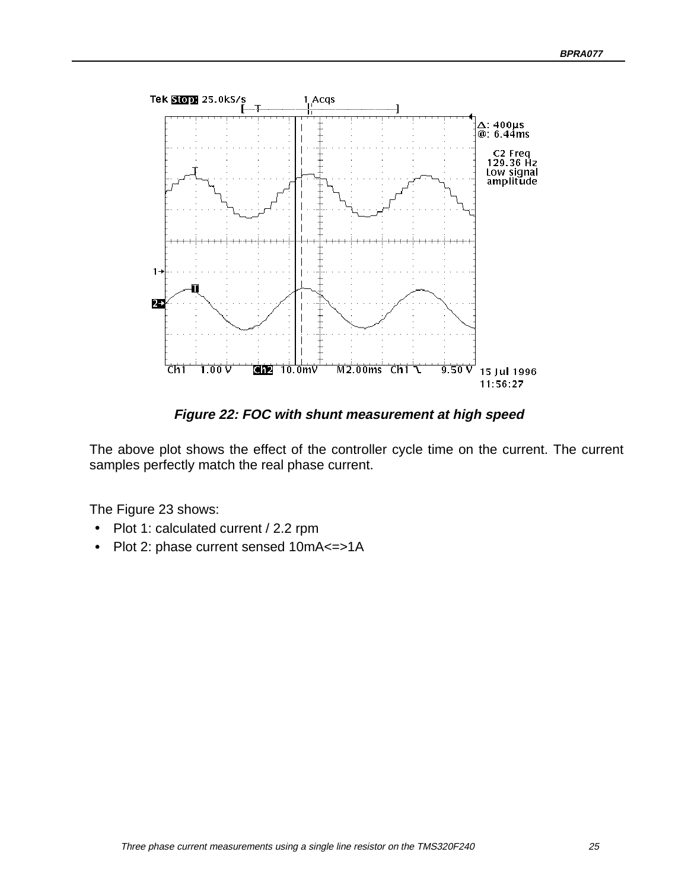Figure 22: FOC with shunt measurement at high speed

The above plot shows the effect of the controller cycle time on the current. The current samples perfectly match the real phase current.

The Figure 23 shows:

- Plot 1: calculated current / 2.2 rpm
- Plot 2: phase current sensed 10mA<=>1A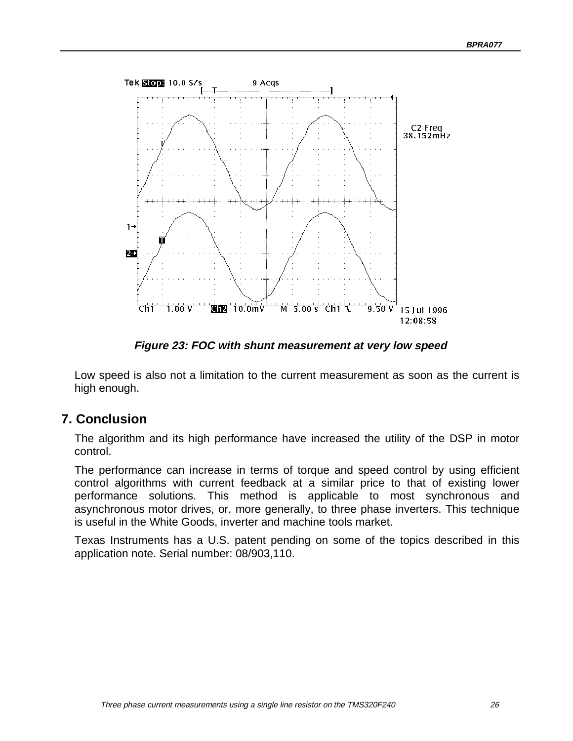Figure 23: FOC with shunt measurement at very low speed

Low speed is also not a limitation to the current measurement as soon as the current is high enough.

## 7. Conclusion

The algorithm and its high performance have increased the utility of the DSP in motor control.

The performance can increase in terms of torque and speed control by using efficient control algorithms with current feedback at a similar price to that of existing lower performance solutions. This method is applicable to most synchronous and asynchronous motor drives, or, more generally, to three phase inverters. This technique is useful in the White Goods, inverter and machine tools market.

Texas Instruments has a U.S. patent pending on some of the topics described in this application note. Serial number: 08/903,110.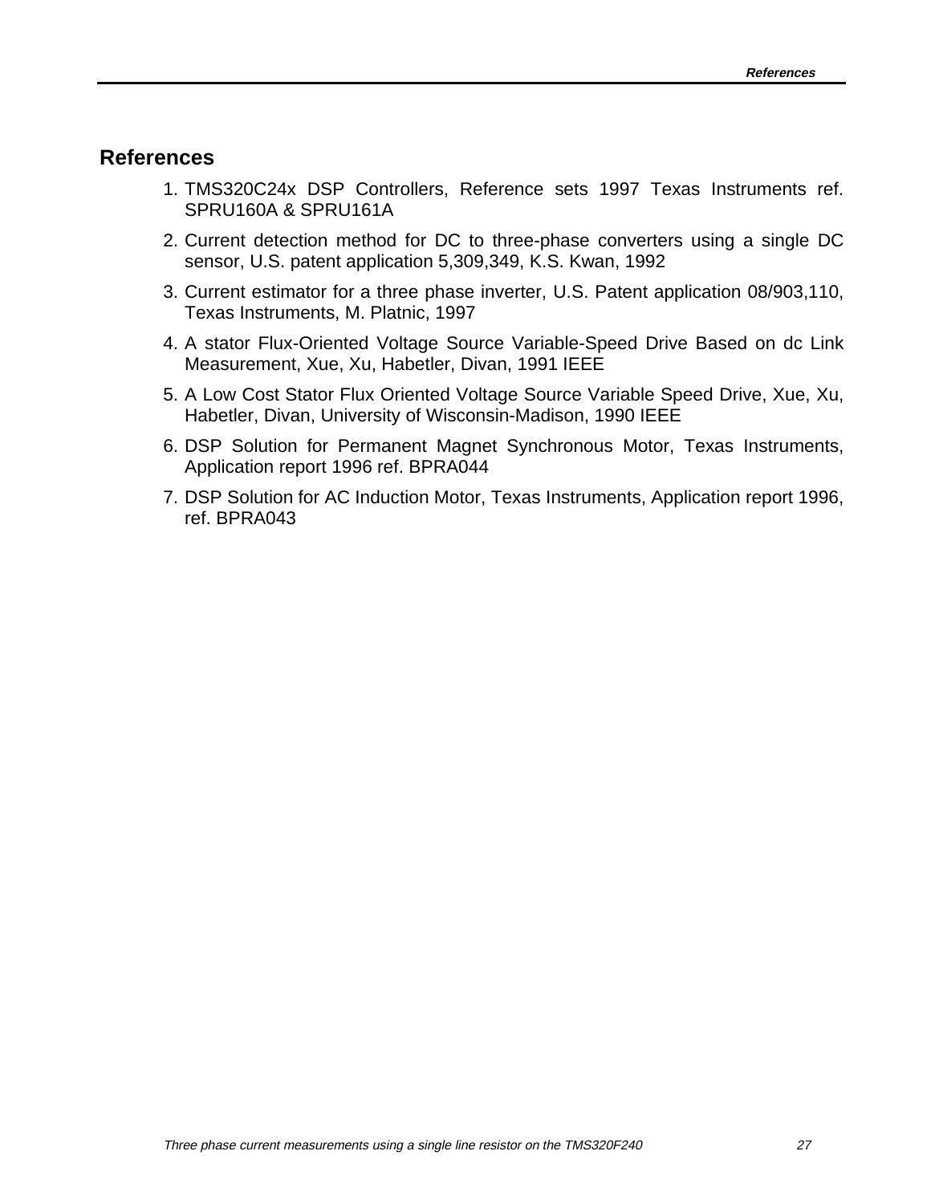## References

1. TMS320C24x DSP Controllers, Reference sets 1997 Texas Instruments ref. SPRU160A & SPRU161A
2. Current detection method for DC to three-phase converters using a single DC sensor, U.S. patent application 5,309,349, K.S. Kwan, 1992
3. Current estimator for a three phase inverter, U.S. Patent application 08/903,110, Texas Instruments, M. Platnic, 1997
4. A stator Flux-Oriented Voltage Source Variable-Speed Drive Based on dc Link Measurement, Xue, Xu, Habetler, Divan, 1991 IEEE
5. A Low Cost Stator Flux Oriented Voltage Source Variable Speed Drive, Xue, Xu, Habetler, Divan, University of Wisconsin-Madison, 1990 IEEE
6. DSP Solution for Permanent Magnet Synchronous Motor, Texas Instruments, Application report 1996 ref. BPRA044
7. DSP Solution for AC Induction Motor, Texas Instruments, Application report 1996, ref. BPRA043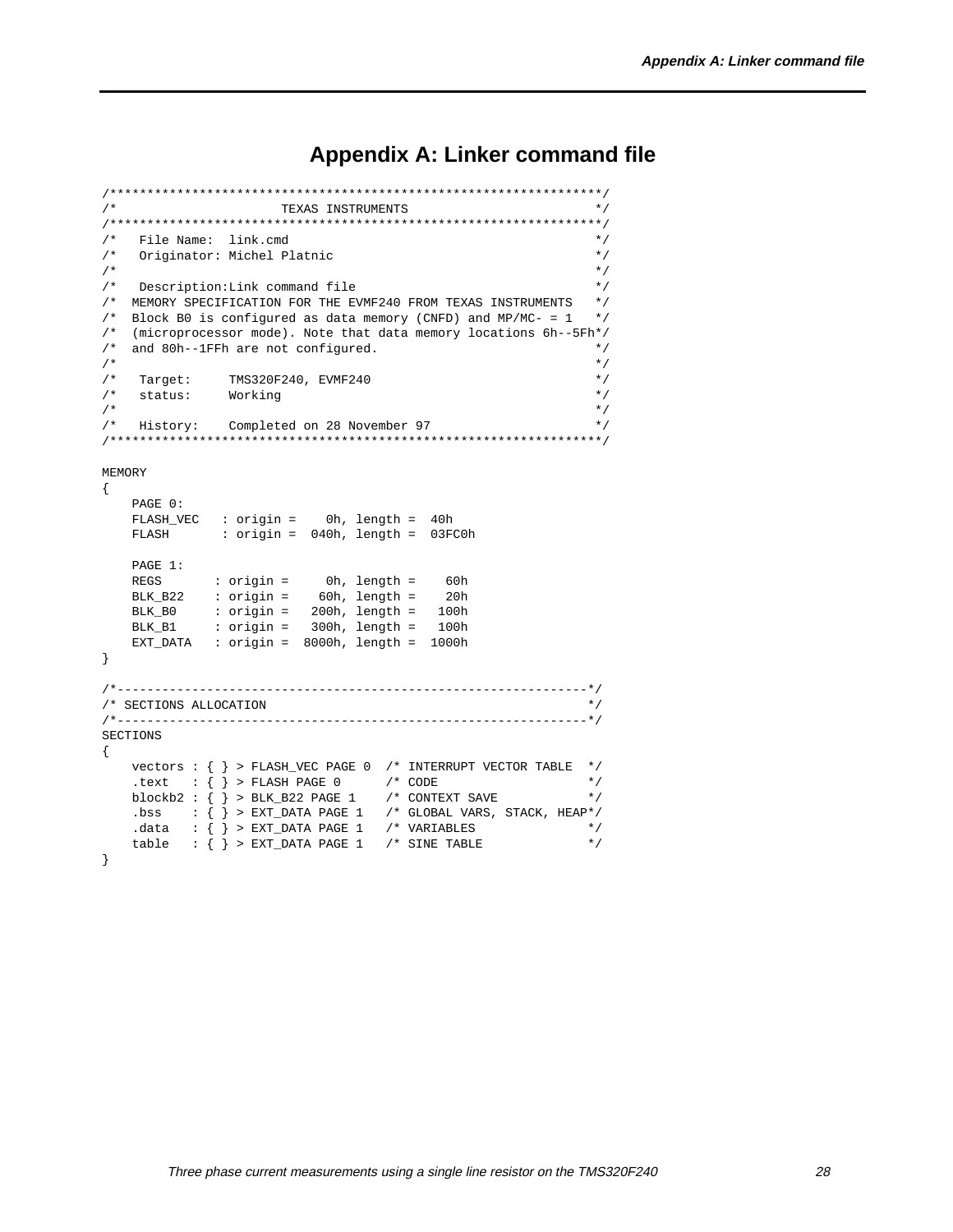# Appendix A: Linker command file

```
/****************************************************************/
/*                        TEXAS INSTRUMENTS                      */
/****************************************************************/
/*   File Name:  link.cmd                                         */
/*   Originator: Michel Platnic                                   */
/*                                                                */
/*   Description:Link command file                                */
/*  MEMORY SPECIFICATION FOR THE EVMF240 FROM TEXAS INSTRUMENTS   */
/*  Block B0 is configured as data memory (CNFD) and MP/MC- = 1   */
/*  (microprocessor mode). Note that data memory locations 6h--5Fh*/
/*  and 80h--1FFh are not configured.                             */
/*                                                                */
/*   Target:     TMS320F240, EVMF240                              */
/*   status:     Working                                          */
/*                                                                */
/*   History:    Completed on 28 November 97                      */
/****************************************************************/

MEMORY
{
    PAGE 0:
    FLASH_VEC   : origin =    0h, length =  40h
    FLASH       : origin =  040h, length =  03FC0h

    PAGE 1:
    REGS       : origin =     0h, length =    60h
    BLK_B22    : origin =    60h, length =    20h
    BLK_B0     : origin =   200h, length =   100h
    BLK_B1     : origin =   300h, length =   100h
    EXT_DATA   : origin =  8000h, length =  1000h
}

/*--------------------------------------------------------------*/
/* SECTIONS ALLOCATION                                          */
/*--------------------------------------------------------------*/
SECTIONS
{
    vectors : { } > FLASH_VEC PAGE 0  /* INTERRUPT VECTOR TABLE  */
    .text   : { } > FLASH PAGE 0      /* CODE                    */
    blockb2 : { } > BLK_B22 PAGE 1    /* CONTEXT SAVE            */
    .bss    : { } > EXT_DATA PAGE 1   /* GLOBAL VARS, STACK, HEAP*/
    .data   : { } > EXT_DATA PAGE 1   /* VARIABLES               */
    table   : { } > EXT_DATA PAGE 1   /* SINE TABLE              */
}
```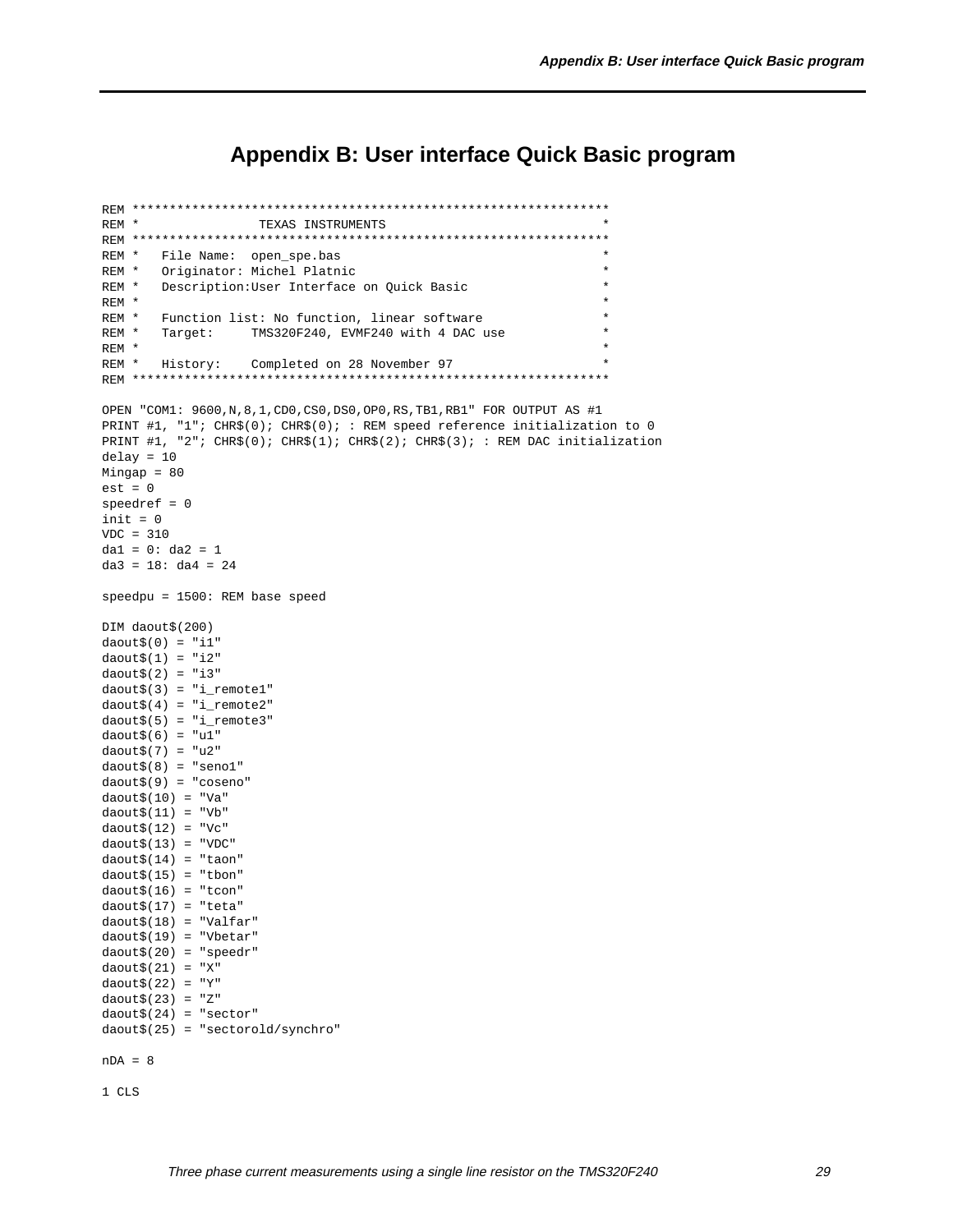# Appendix B: User interface Quick Basic program

```
REM ***************************************************************
REM *                TEXAS INSTRUMENTS                            *
REM ***************************************************************
REM *   File Name:  open_spe.bas                                  *
REM *   Originator: Michel Platnic                                *
REM *   Description:User Interface on Quick Basic                 *
REM *                                                             *
REM *   Function list: No function, linear software               *
REM *   Target:     TMS320F240, EVMF240 with 4 DAC use            *
REM *                                                             *
REM *   History:    Completed on 28 November 97                   *
REM ***************************************************************

OPEN "COM1: 9600,N,8,1,CD0,CS0,DS0,OP0,RS,TB1,RB1" FOR OUTPUT AS #1
PRINT #1, "1"; CHR$(0); CHR$(0); : REM speed reference initialization to 0
PRINT #1, "2"; CHR$(0); CHR$(1); CHR$(2); CHR$(3); : REM DAC initialization
delay = 10
Mingap = 80
est = 0
speedref = 0
init = 0
VDC = 310
da1 = 0: da2 = 1
da3 = 18: da4 = 24

speedpu = 1500: REM base speed

DIM daout$(200)
daout$(0) = "i1"
daout$(1) = "i2"
daout$(2) = "i3"
daout$(3) = "i_remote1"
daout$(4) = "i_remote2"
daout$(5) = "i_remote3"
daout$(6) = "u1"
daout$(7) = "u2"
daout$(8) = "seno1"
daout$(9) = "coseno"
daout$(10) = "Va"
daout$(11) = "Vb"
daout$(12) = "Vc"
daout$(13) = "VDC"
daout$(14) = "taon"
daout$(15) = "tbon"
daout$(16) = "tcon"
daout$(17) = "teta"
daout$(18) = "Valfar"
daout$(19) = "Vbetar"
daout$(20) = "speedr"
daout$(21) = "X"
daout$(22) = "Y"
daout$(23) = "Z"
daout$(24) = "sector"
daout$(25) = "sectorold/synchro"

nDA = 8

1 CLS
```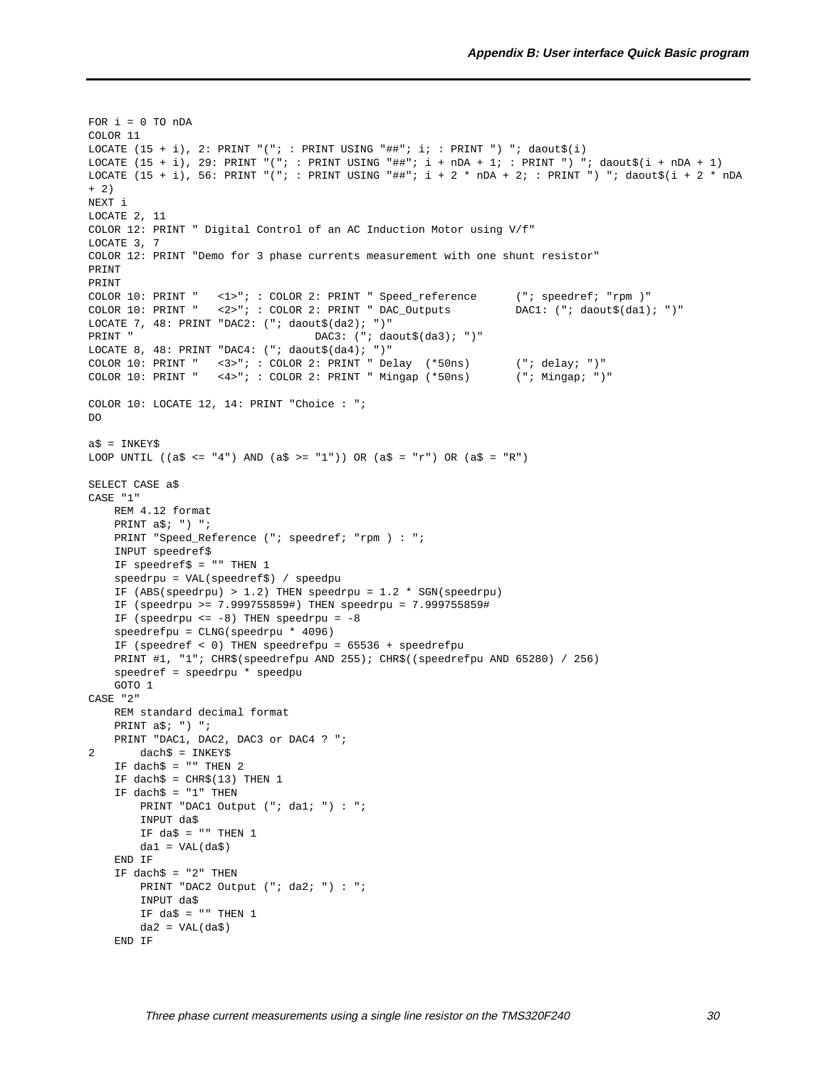```
FOR i = 0 TO nDA
COLOR 11
LOCATE (15 + i), 2: PRINT "("; : PRINT USING "##"; i; : PRINT ") "; daout$(i)
LOCATE (15 + i), 29: PRINT "("; : PRINT USING "##"; i + nDA + 1; : PRINT ") "; daout$(i + nDA + 1)
LOCATE (15 + i), 56: PRINT "("; : PRINT USING "##"; i + 2 * nDA + 2; : PRINT ") "; daout$(i + 2 * nDA
+ 2)
NEXT i
LOCATE 2, 11
COLOR 12: PRINT " Digital Control of an AC Induction Motor using V/f"
LOCATE 3, 7
COLOR 12: PRINT "Demo for 3 phase currents measurement with one shunt resistor"
PRINT
PRINT
COLOR 10: PRINT "   <1>"; : COLOR 2: PRINT " Speed_reference      ("; speedref; "rpm )"
COLOR 10: PRINT "   <2>"; : COLOR 2: PRINT " DAC_Outputs          DAC1: ("; daout$(da1); ")"
LOCATE 7, 48: PRINT "DAC2: ("; daout$(da2); ")"
PRINT "                               DAC3: ("; daout$(da3); ")"
LOCATE 8, 48: PRINT "DAC4: ("; daout$(da4); ")"
COLOR 10: PRINT "   <3>"; : COLOR 2: PRINT " Delay  (*50ns)       ("; delay; ")"
COLOR 10: PRINT "   <4>"; : COLOR 2: PRINT " Mingap (*50ns)       ("; Mingap; ")"

COLOR 10: LOCATE 12, 14: PRINT "Choice : ";
DO

a$ = INKEY$
LOOP UNTIL ((a$ <= "4") AND (a$ >= "1")) OR (a$ = "r") OR (a$ = "R")

SELECT CASE a$
CASE "1"
    REM 4.12 format
    PRINT a$; ") ";
    PRINT "Speed_Reference ("; speedref; "rpm ) : ";
    INPUT speedref$
    IF speedref$ = "" THEN 1
    speedrpu = VAL(speedref$) / speedpu
    IF (ABS(speedrpu) > 1.2) THEN speedrpu = 1.2 * SGN(speedrpu)
    IF (speedrpu >= 7.999755859#) THEN speedrpu = 7.999755859#
    IF (speedrpu <= -8) THEN speedrpu = -8
    speedrefpu = CLNG(speedrpu * 4096)
    IF (speedref < 0) THEN speedrefpu = 65536 + speedrefpu
    PRINT #1, "1"; CHR$(speedrefpu AND 255); CHR$((speedrefpu AND 65280) / 256)
    speedref = speedrpu * speedpu
    GOTO 1
CASE "2"
    REM standard decimal format
    PRINT a$; ") ";
    PRINT "DAC1, DAC2, DAC3 or DAC4 ? ";
2       dach$ = INKEY$
    IF dach$ = "" THEN 2
    IF dach$ = CHR$(13) THEN 1
    IF dach$ = "1" THEN
        PRINT "DAC1 Output ("; da1; ") : ";
        INPUT da$
        IF da$ = "" THEN 1
        da1 = VAL(da$)
    END IF
    IF dach$ = "2" THEN
        PRINT "DAC2 Output ("; da2; ") : ";
        INPUT da$
        IF da$ = "" THEN 1
        da2 = VAL(da$)
    END IF
```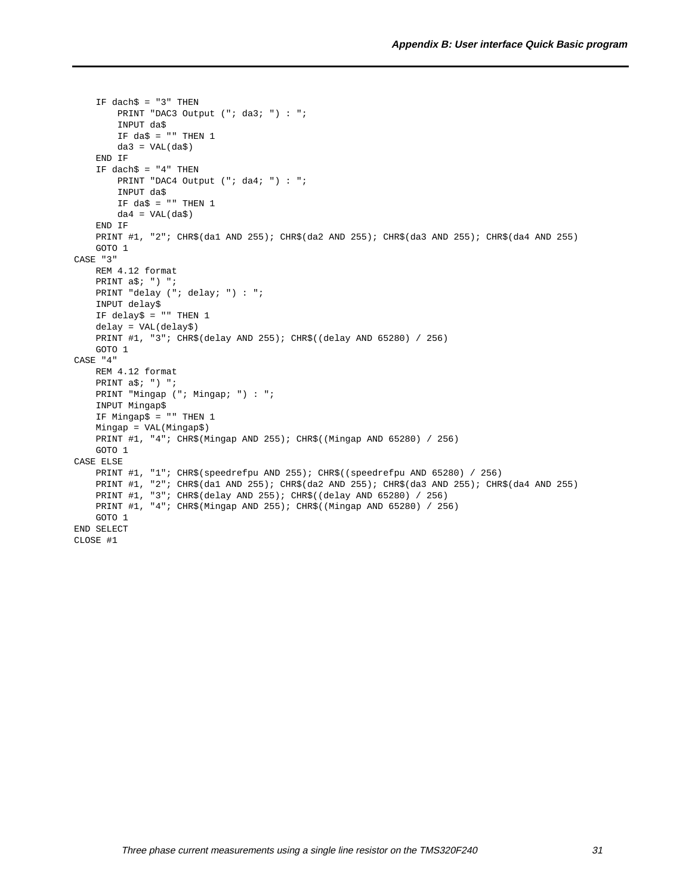```
    IF dach$ = "3" THEN
        PRINT "DAC3 Output ("; da3; ") : ";
        INPUT da$
        IF da$ = "" THEN 1
        da3 = VAL(da$)
    END IF
    IF dach$ = "4" THEN
        PRINT "DAC4 Output ("; da4; ") : ";
        INPUT da$
        IF da$ = "" THEN 1
        da4 = VAL(da$)
    END IF
    PRINT #1, "2"; CHR$(da1 AND 255); CHR$(da2 AND 255); CHR$(da3 AND 255); CHR$(da4 AND 255)
    GOTO 1
CASE "3"
    REM 4.12 format
    PRINT a$; ") ";
    PRINT "delay ("; delay; ") : ";
    INPUT delay$
    IF delay$ = "" THEN 1
    delay = VAL(delay$)
    PRINT #1, "3"; CHR$(delay AND 255); CHR$((delay AND 65280) / 256)
    GOTO 1
CASE "4"
    REM 4.12 format
    PRINT a$; ") ";
    PRINT "Mingap ("; Mingap; ") : ";
    INPUT Mingap$
    IF Mingap$ = "" THEN 1
    Mingap = VAL(Mingap$)
    PRINT #1, "4"; CHR$(Mingap AND 255); CHR$((Mingap AND 65280) / 256)
    GOTO 1
CASE ELSE
    PRINT #1, "1"; CHR$(speedrefpu AND 255); CHR$((speedrefpu AND 65280) / 256)
    PRINT #1, "2"; CHR$(da1 AND 255); CHR$(da2 AND 255); CHR$(da3 AND 255); CHR$(da4 AND 255)
    PRINT #1, "3"; CHR$(delay AND 255); CHR$((delay AND 65280) / 256)
    PRINT #1, "4"; CHR$(Mingap AND 255); CHR$((Mingap AND 65280) / 256)
    GOTO 1
END SELECT
CLOSE #1
```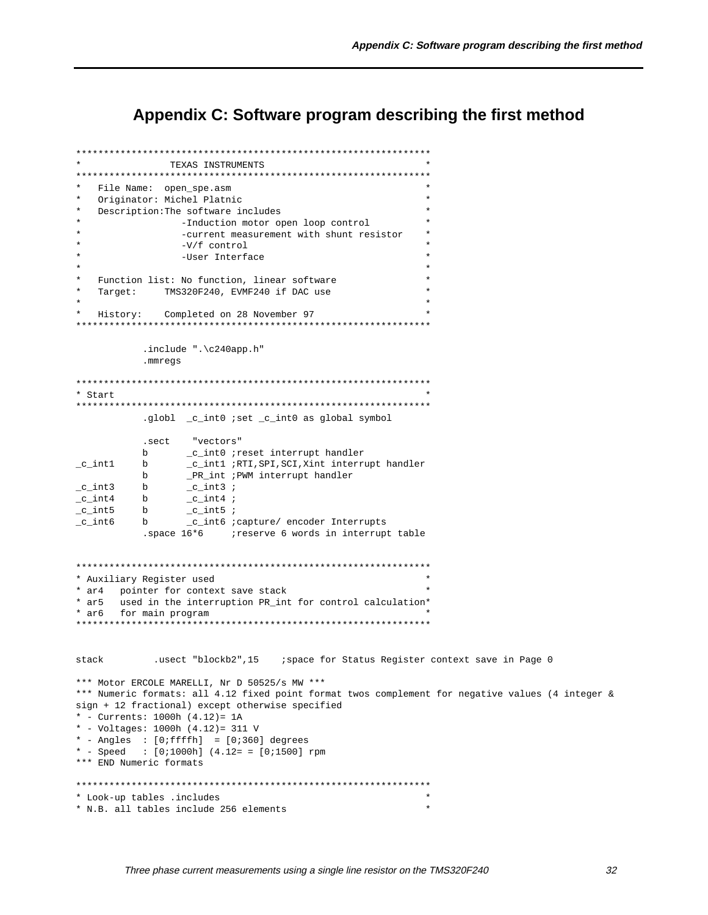# Appendix C: Software program describing the first method

```
***************************************************************
*               TEXAS INSTRUMENTS                             *
***************************************************************
*   File Name:  open_spe.asm                                  *
*   Originator: Michel Platnic                                *
*   Description:The software includes                         *
*                 -Induction motor open loop control          *
*                 -current measurement with shunt resistor    *
*                 -V/f control                                *
*                 -User Interface                             *
*                                                             *
*   Function list: No function, linear software               *
*   Target:     TMS320F240, EVMF240 if DAC use                *
*                                                             *
*   History:    Completed on 28 November 97                   *
***************************************************************

            .include ".\c240app.h"
            .mmregs

***************************************************************
* Start                                                       *
***************************************************************
            .globl  _c_int0 ;set _c_int0 as global symbol

            .sect    "vectors"
            b       _c_int0 ;reset interrupt handler
_c_int1     b       _c_int1 ;RTI,SPI,SCI,Xint interrupt handler
            b       _PR_int ;PWM interrupt handler
_c_int3     b       _c_int3 ;
_c_int4     b       _c_int4 ;
_c_int5     b       _c_int5 ;
_c_int6     b       _c_int6 ;capture/ encoder Interrupts
            .space 16*6     ;reserve 6 words in interrupt table


***************************************************************
* Auxiliary Register used                                     *
* ar4   pointer for context save stack                        *
* ar5   used in the interruption PR_int for control calculation*
* ar6   for main program                                      *
***************************************************************


stack         .usect "blockb2",15    ;space for Status Register context save in Page 0

*** Motor ERCOLE MARELLI, Nr D 50525/s MW ***
*** Numeric formats: all 4.12 fixed point format twos complement for negative values (4 integer &
sign + 12 fractional) except otherwise specified
* - Currents: 1000h (4.12)= 1A
* - Voltages: 1000h (4.12)= 311 V
* - Angles  : [0;ffffh]  = [0;360] degrees
* - Speed   : [0;1000h] (4.12= = [0;1500] rpm
*** END Numeric formats

***************************************************************
* Look-up tables .includes                                    *
* N.B. all tables include 256 elements                        *
```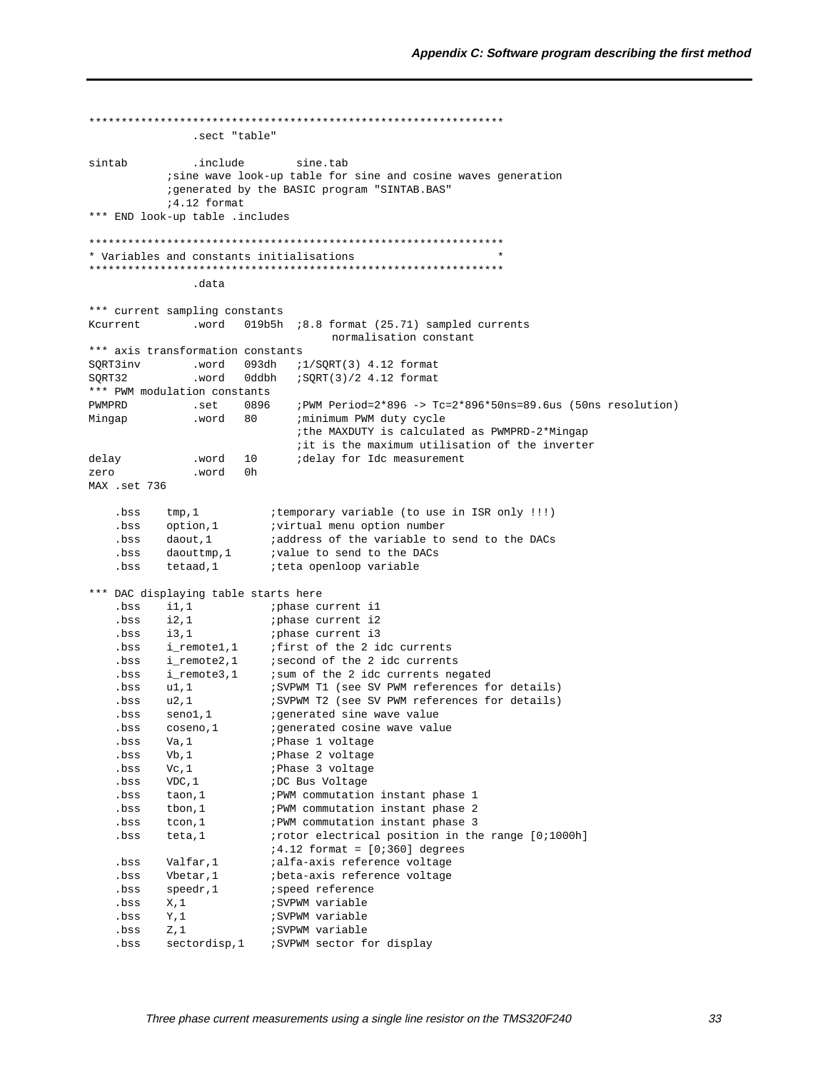```
***************************************************************
                .sect "table"

sintab          .include        sine.tab
            ;sine wave look-up table for sine and cosine waves generation
            ;generated by the BASIC program "SINTAB.BAS"
            ;4.12 format
*** END look-up table .includes

***************************************************************
* Variables and constants initialisations                     *
***************************************************************
                .data

*** current sampling constants
Kcurrent        .word   019b5h  ;8.8 format (25.71) sampled currents
                                  normalisation constant
*** axis transformation constants
SQRT3inv        .word   093dh   ;1/SQRT(3) 4.12 format
SQRT32          .word   0ddbh   ;SQRT(3)/2 4.12 format
*** PWM modulation constants
PWMPRD          .set    0896    ;PWM Period=2*896 -> Tc=2*896*50ns=89.6us (50ns resolution)
Mingap          .word   80      ;minimum PWM duty cycle
                                ;the MAXDUTY is calculated as PWMPRD-2*Mingap
                                ;it is the maximum utilisation of the inverter
delay           .word   10      ;delay for Idc measurement
zero            .word   0h
MAX .set 736

    .bss    tmp,1           ;temporary variable (to use in ISR only !!!)
    .bss    option,1        ;virtual menu option number
    .bss    daout,1         ;address of the variable to send to the DACs
    .bss    daouttmp,1      ;value to send to the DACs
    .bss    tetaad,1        ;teta openloop variable

*** DAC displaying table starts here
    .bss    i1,1            ;phase current i1
    .bss    i2,1            ;phase current i2
    .bss    i3,1            ;phase current i3
    .bss    i_remote1,1     ;first of the 2 idc currents
    .bss    i_remote2,1     ;second of the 2 idc currents
    .bss    i_remote3,1     ;sum of the 2 idc currents negated
    .bss    u1,1            ;SVPWM T1 (see SV PWM references for details)
    .bss    u2,1            ;SVPWM T2 (see SV PWM references for details)
    .bss    seno1,1         ;generated sine wave value
    .bss    coseno,1        ;generated cosine wave value
    .bss    Va,1            ;Phase 1 voltage
    .bss    Vb,1            ;Phase 2 voltage
    .bss    Vc,1            ;Phase 3 voltage
    .bss    VDC,1           ;DC Bus Voltage
    .bss    taon,1          ;PWM commutation instant phase 1
    .bss    tbon,1          ;PWM commutation instant phase 2
    .bss    tcon,1          ;PWM commutation instant phase 3
    .bss    teta,1          ;rotor electrical position in the range [0;1000h]
                            ;4.12 format = [0;360] degrees
    .bss    Valfar,1        ;alfa-axis reference voltage
    .bss    Vbetar,1        ;beta-axis reference voltage
    .bss    speedr,1        ;speed reference
    .bss    X,1             ;SVPWM variable
    .bss    Y,1             ;SVPWM variable
    .bss    Z,1             ;SVPWM variable
    .bss    sectordisp,1    ;SVPWM sector for display
```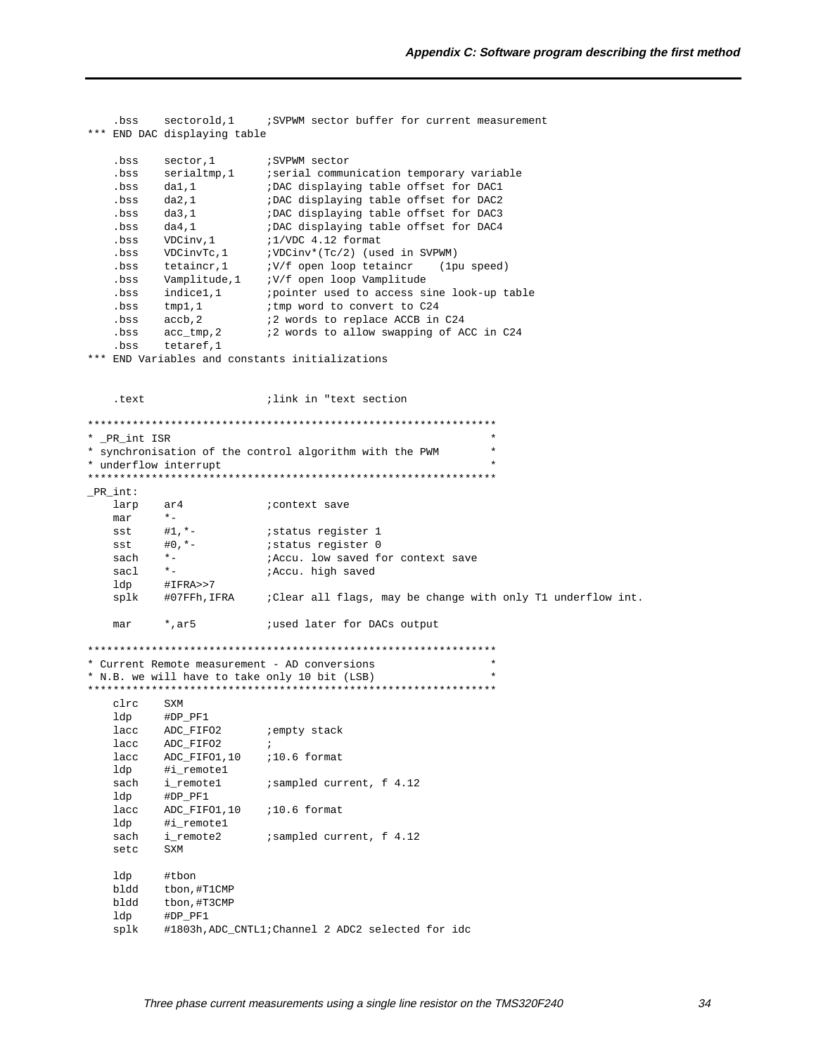```
    .bss    sectorold,1     ;SVPWM sector buffer for current measurement
*** END DAC displaying table

    .bss    sector,1        ;SVPWM sector
    .bss    serialtmp,1     ;serial communication temporary variable
    .bss    da1,1           ;DAC displaying table offset for DAC1
    .bss    da2,1           ;DAC displaying table offset for DAC2
    .bss    da3,1           ;DAC displaying table offset for DAC3
    .bss    da4,1           ;DAC displaying table offset for DAC4
    .bss    VDCinv,1        ;1/VDC 4.12 format
    .bss    VDCinvTc,1      ;VDCinv*(Tc/2) (used in SVPWM)
    .bss    tetaincr,1      ;V/f open loop tetaincr    (1pu speed)
    .bss    Vamplitude,1    ;V/f open loop Vamplitude
    .bss    indice1,1       ;pointer used to access sine look-up table
    .bss    tmp1,1          ;tmp word to convert to C24
    .bss    accb,2          ;2 words to replace ACCB in C24
    .bss    acc_tmp,2       ;2 words to allow swapping of ACC in C24
    .bss    tetaref,1
*** END Variables and constants initializations


    .text                   ;link in "text section

****************************************************************
* _PR_int ISR                                                  *
* synchronisation of the control algorithm with the PWM        *
* underflow interrupt                                          *
****************************************************************
_PR_int:
    larp    ar4             ;context save
    mar     *-
    sst     #1,*-           ;status register 1
    sst     #0,*-           ;status register 0
    sach    *-              ;Accu. low saved for context save
    sacl    *-              ;Accu. high saved
    ldp     #IFRA>>7
    splk    #07FFh,IFRA     ;Clear all flags, may be change with only T1 underflow int.

    mar     *,ar5           ;used later for DACs output

****************************************************************
* Current Remote measurement - AD conversions                  *
* N.B. we will have to take only 10 bit (LSB)                  *
****************************************************************
    clrc    SXM
    ldp     #DP_PF1
    lacc    ADC_FIFO2       ;empty stack
    lacc    ADC_FIFO2       ;
    lacc    ADC_FIFO1,10    ;10.6 format
    ldp     #i_remote1
    sach    i_remote1       ;sampled current, f 4.12
    ldp     #DP_PF1
    lacc    ADC_FIFO1,10    ;10.6 format
    ldp     #i_remote1
    sach    i_remote2       ;sampled current, f 4.12
    setc    SXM

    ldp     #tbon
    bldd    tbon,#T1CMP
    bldd    tbon,#T3CMP
    ldp     #DP_PF1
    splk    #1803h,ADC_CNTL1;Channel 2 ADC2 selected for idc
```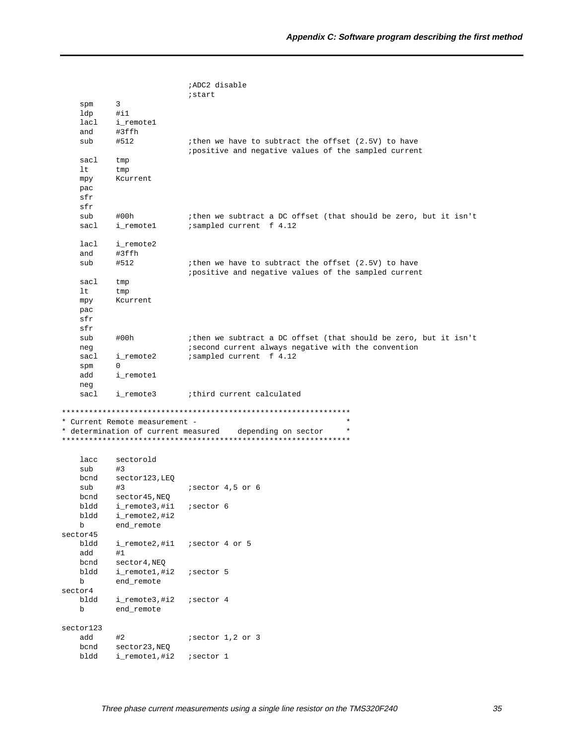```
                        ;ADC2 disable
                        ;start
    spm     3
    ldp     #i1
    lacl    i_remote1
    and     #3ffh
    sub     #512        ;then we have to subtract the offset (2.5V) to have
                        ;positive and negative values of the sampled current
    sacl    tmp
    lt      tmp
    mpy     Kcurrent
    pac
    sfr
    sfr
    sub     #00h        ;then we subtract a DC offset (that should be zero, but it isn't
    sacl    i_remote1   ;sampled current  f 4.12

    lacl    i_remote2
    and     #3ffh
    sub     #512        ;then we have to subtract the offset (2.5V) to have
                        ;positive and negative values of the sampled current
    sacl    tmp
    lt      tmp
    mpy     Kcurrent
    pac
    sfr
    sfr
    sub     #00h        ;then we subtract a DC offset (that should be zero, but it isn't
    neg                 ;second current always negative with the convention
    sacl    i_remote2   ;sampled current  f 4.12
    spm     0
    add     i_remote1
    neg
    sacl    i_remote3   ;third current calculated

****************************************************************
* Current Remote measurement -                                 *
* determination of current measured    depending on sector     *
****************************************************************

    lacc    sectorold
    sub     #3
    bcnd    sector123,LEQ
    sub     #3          ;sector 4,5 or 6
    bcnd    sector45,NEQ
    bldd    i_remote3,#i1   ;sector 6
    bldd    i_remote2,#i2
    b       end_remote
sector45
    bldd    i_remote2,#i1   ;sector 4 or 5
    add     #1
    bcnd    sector4,NEQ
    bldd    i_remote1,#i2   ;sector 5
    b       end_remote
sector4
    bldd    i_remote3,#i2   ;sector 4
    b       end_remote

sector123
    add     #2          ;sector 1,2 or 3
    bcnd    sector23,NEQ
    bldd    i_remote1,#i2   ;sector 1
```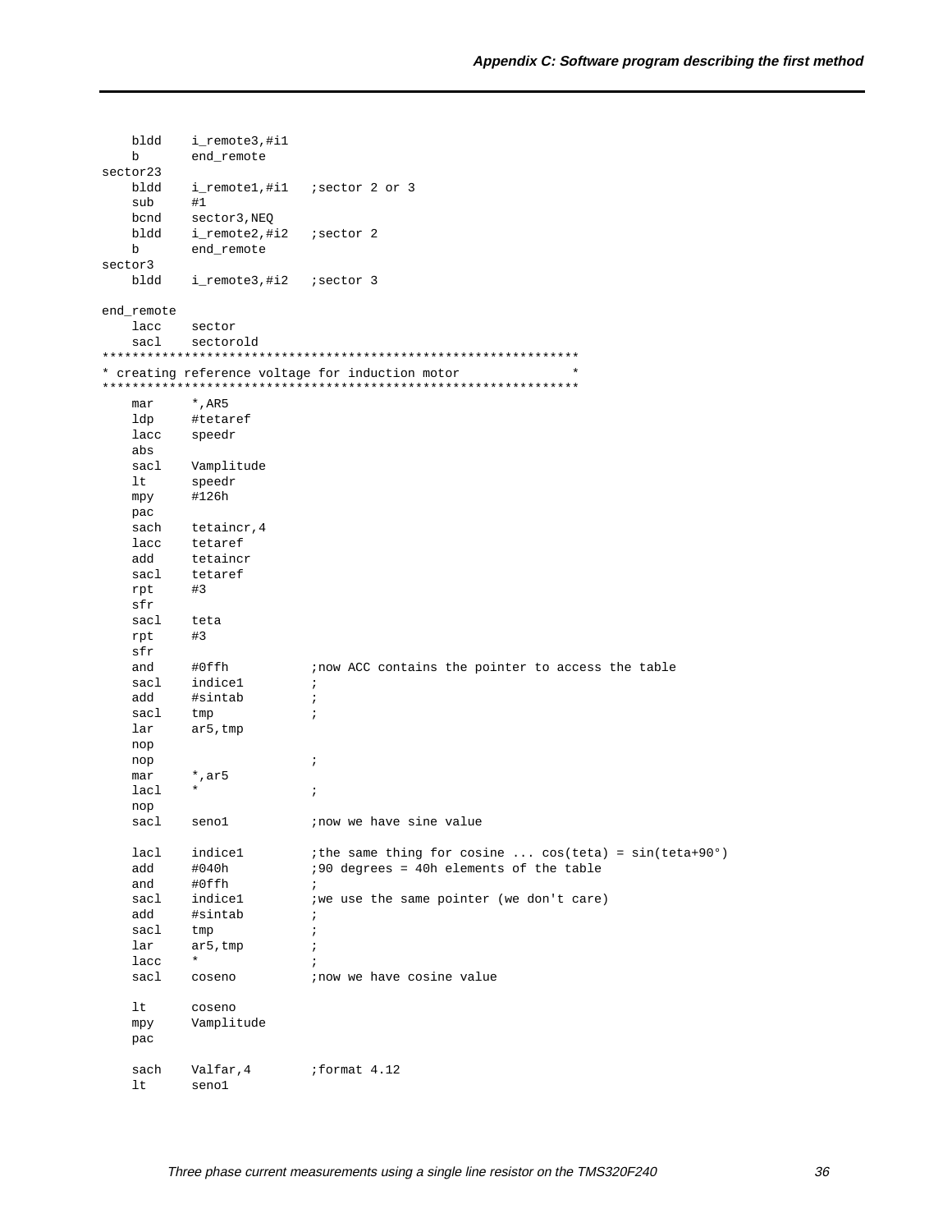```
    bldd    i_remote3,#i1
    b       end_remote
sector23
    bldd    i_remote1,#i1   ;sector 2 or 3
    sub     #1
    bcnd    sector3,NEQ
    bldd    i_remote2,#i2   ;sector 2
    b       end_remote
sector3
    bldd    i_remote3,#i2   ;sector 3

end_remote
    lacc    sector
    sacl    sectorold
****************************************************************
* creating reference voltage for induction motor               *
****************************************************************
    mar     *,AR5
    ldp     #tetaref
    lacc    speedr
    abs
    sacl    Vamplitude
    lt      speedr
    mpy     #126h
    pac
    sach    tetaincr,4
    lacc    tetaref
    add     tetaincr
    sacl    tetaref
    rpt     #3
    sfr
    sacl    teta
    rpt     #3
    sfr
    and     #0ffh           ;now ACC contains the pointer to access the table
    sacl    indice1         ;
    add     #sintab         ;
    sacl    tmp             ;
    lar     ar5,tmp
    nop
    nop                     ;
    mar     *,ar5
    lacl    *               ;
    nop
    sacl    seno1           ;now we have sine value

    lacl    indice1         ;the same thing for cosine ... cos(teta) = sin(teta+90°)
    add     #040h           ;90 degrees = 40h elements of the table
    and     #0ffh           ;
    sacl    indice1         ;we use the same pointer (we don't care)
    add     #sintab         ;
    sacl    tmp             ;
    lar     ar5,tmp         ;
    lacc    *               ;
    sacl    coseno          ;now we have cosine value

    lt      coseno
    mpy     Vamplitude
    pac

    sach    Valfar,4        ;format 4.12
    lt      seno1
```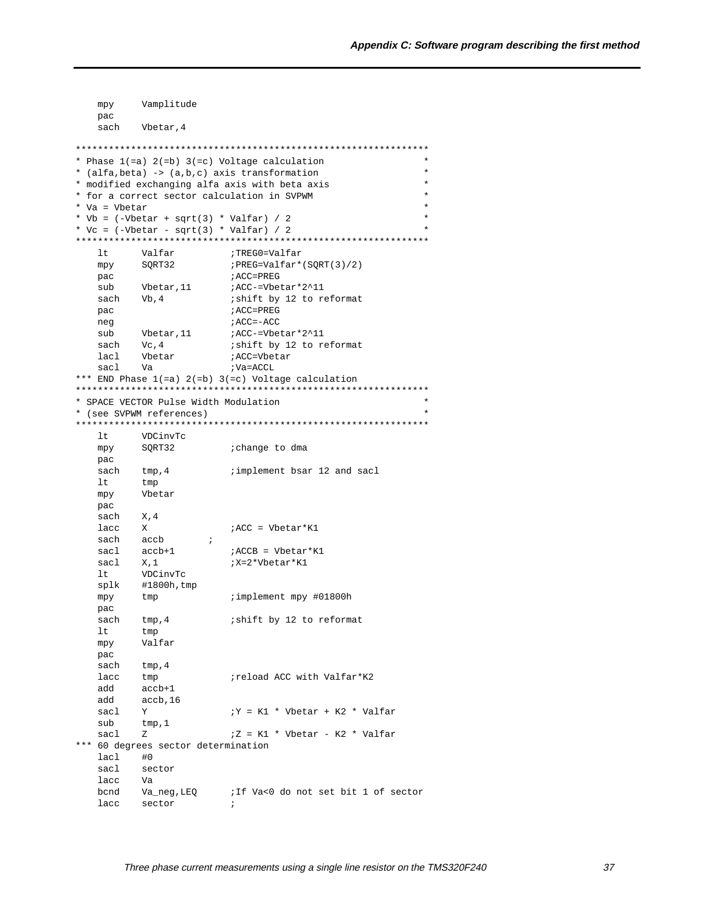```
    mpy     Vamplitude
    pac
    sach    Vbetar,4

*************************************************************
* Phase 1(=a) 2(=b) 3(=c) Voltage calculation               *
* (alfa,beta) -> (a,b,c) axis transformation                *
* modified exchanging alfa axis with beta axis              *
* for a correct sector calculation in SVPWM                 *
* Va = Vbetar                                               *
* Vb = (-Vbetar + sqrt(3) * Valfar) / 2                     *
* Vc = (-Vbetar - sqrt(3) * Valfar) / 2                     *
*************************************************************
    lt      Valfar          ;TREG0=Valfar
    mpy     SQRT32          ;PREG=Valfar*(SQRT(3)/2)
    pac                     ;ACC=PREG
    sub     Vbetar,11       ;ACC-=Vbetar*2^11
    sach    Vb,4            ;shift by 12 to reformat
    pac                     ;ACC=PREG
    neg                     ;ACC=-ACC
    sub     Vbetar,11       ;ACC-=Vbetar*2^11
    sach    Vc,4            ;shift by 12 to reformat
    lacl    Vbetar          ;ACC=Vbetar
    sacl    Va              ;Va=ACCL
*** END Phase 1(=a) 2(=b) 3(=c) Voltage calculation
*************************************************************
* SPACE VECTOR Pulse Width Modulation                       *
* (see SVPWM references)                                    *
*************************************************************
    lt      VDCinvTc
    mpy     SQRT32          ;change to dma
    pac
    sach    tmp,4           ;implement bsar 12 and sacl
    lt      tmp
    mpy     Vbetar
    pac
    sach    X,4
    lacc    X               ;ACC = Vbetar*K1
    sach    accb        ;
    sacl    accb+1          ;ACCB = Vbetar*K1
    sacl    X,1             ;X=2*Vbetar*K1
    lt      VDCinvTc
    splk    #1800h,tmp
    mpy     tmp             ;implement mpy #01800h
    pac
    sach    tmp,4           ;shift by 12 to reformat
    lt      tmp
    mpy     Valfar
    pac
    sach    tmp,4
    lacc    tmp             ;reload ACC with Valfar*K2
    add     accb+1
    add     accb,16
    sacl    Y               ;Y = K1 * Vbetar + K2 * Valfar
    sub     tmp,1
    sacl    Z               ;Z = K1 * Vbetar - K2 * Valfar
*** 60 degrees sector determination
    lacl    #0
    sacl    sector
    lacc    Va
    bcnd    Va_neg,LEQ      ;If Va<0 do not set bit 1 of sector
    lacc    sector          ;
```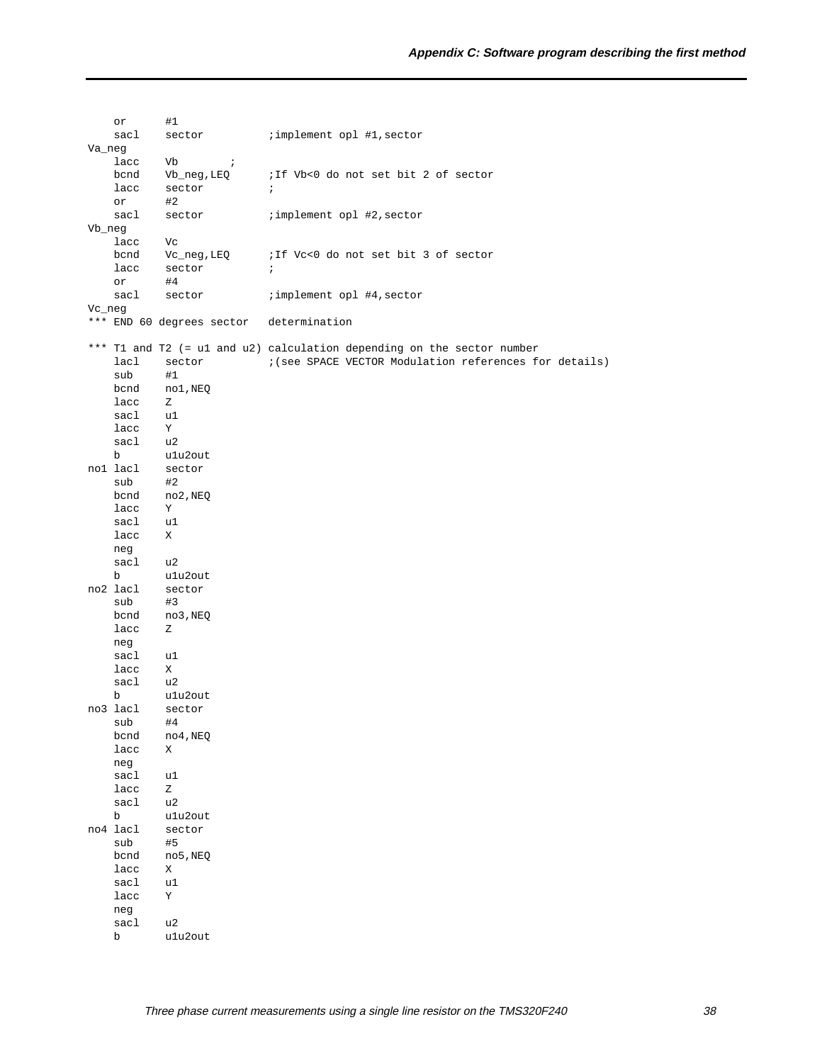```
    or      #1
    sacl    sector          ;implement opl #1,sector
Va_neg
    lacc    Vb        ;
    bcnd    Vb_neg,LEQ      ;If Vb<0 do not set bit 2 of sector
    lacc    sector          ;
    or      #2
    sacl    sector          ;implement opl #2,sector
Vb_neg
    lacc    Vc
    bcnd    Vc_neg,LEQ      ;If Vc<0 do not set bit 3 of sector
    lacc    sector          ;
    or      #4
    sacl    sector          ;implement opl #4,sector
Vc_neg
*** END 60 degrees sector   determination

*** T1 and T2 (= u1 and u2) calculation depending on the sector number
    lacl    sector          ;(see SPACE VECTOR Modulation references for details)
    sub     #1
    bcnd    no1,NEQ
    lacc    Z
    sacl    u1
    lacc    Y
    sacl    u2
    b       u1u2out
no1 lacl    sector
    sub     #2
    bcnd    no2,NEQ
    lacc    Y
    sacl    u1
    lacc    X
    neg
    sacl    u2
    b       u1u2out
no2 lacl    sector
    sub     #3
    bcnd    no3,NEQ
    lacc    Z
    neg
    sacl    u1
    lacc    X
    sacl    u2
    b       u1u2out
no3 lacl    sector
    sub     #4
    bcnd    no4,NEQ
    lacc    X
    neg
    sacl    u1
    lacc    Z
    sacl    u2
    b       u1u2out
no4 lacl    sector
    sub     #5
    bcnd    no5,NEQ
    lacc    X
    sacl    u1
    lacc    Y
    neg
    sacl    u2
    b       u1u2out
```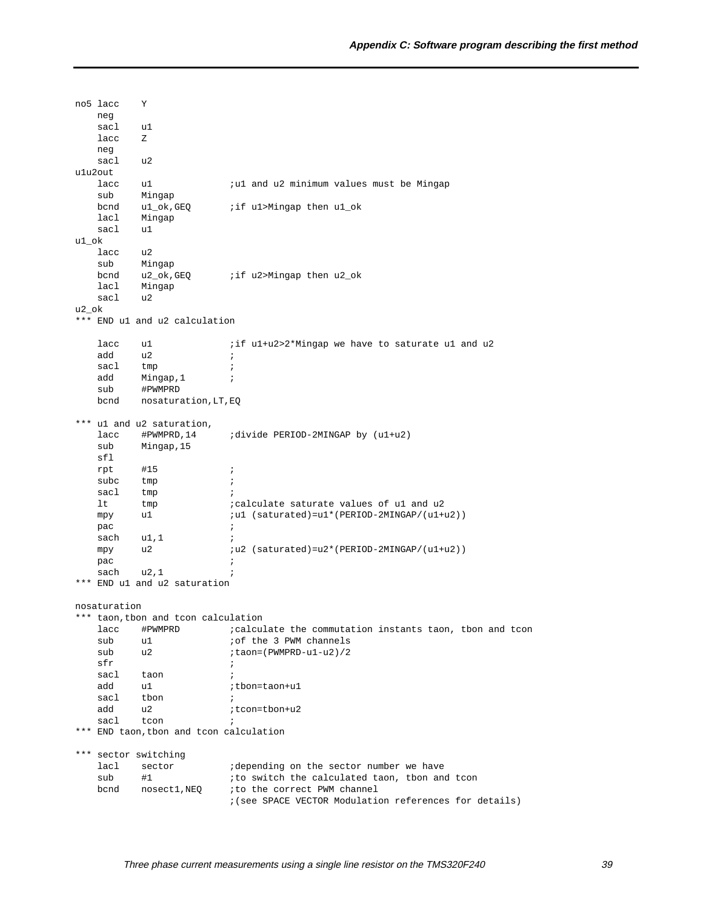```
no5 lacc    Y
    neg
    sacl    u1
    lacc    Z
    neg
    sacl    u2
u1u2out
    lacc    u1              ;u1 and u2 minimum values must be Mingap
    sub     Mingap
    bcnd    u1_ok,GEQ       ;if u1>Mingap then u1_ok
    lacl    Mingap
    sacl    u1
u1_ok
    lacc    u2
    sub     Mingap
    bcnd    u2_ok,GEQ       ;if u2>Mingap then u2_ok
    lacl    Mingap
    sacl    u2
u2_ok
*** END u1 and u2 calculation

    lacc    u1              ;if u1+u2>2*Mingap we have to saturate u1 and u2
    add     u2              ;
    sacl    tmp             ;
    add     Mingap,1        ;
    sub     #PWMPRD
    bcnd    nosaturation,LT,EQ

*** u1 and u2 saturation,
    lacc    #PWMPRD,14      ;divide PERIOD-2MINGAP by (u1+u2)
    sub     Mingap,15
    sfl
    rpt     #15             ;
    subc    tmp             ;
    sacl    tmp             ;
    lt      tmp             ;calculate saturate values of u1 and u2
    mpy     u1              ;u1 (saturated)=u1*(PERIOD-2MINGAP/(u1+u2))
    pac                     ;
    sach    u1,1            ;
    mpy     u2              ;u2 (saturated)=u2*(PERIOD-2MINGAP/(u1+u2))
    pac                     ;
    sach    u2,1            ;
*** END u1 and u2 saturation

nosaturation
*** taon,tbon and tcon calculation
    lacc    #PWMPRD         ;calculate the commutation instants taon, tbon and tcon
    sub     u1              ;of the 3 PWM channels
    sub     u2              ;taon=(PWMPRD-u1-u2)/2
    sfr                     ;
    sacl    taon            ;
    add     u1              ;tbon=taon+u1
    sacl    tbon            ;
    add     u2              ;tcon=tbon+u2
    sacl    tcon            ;
*** END taon,tbon and tcon calculation

*** sector switching
    lacl    sector          ;depending on the sector number we have
    sub     #1              ;to switch the calculated taon, tbon and tcon
    bcnd    nosect1,NEQ     ;to the correct PWM channel
                            ;(see SPACE VECTOR Modulation references for details)
```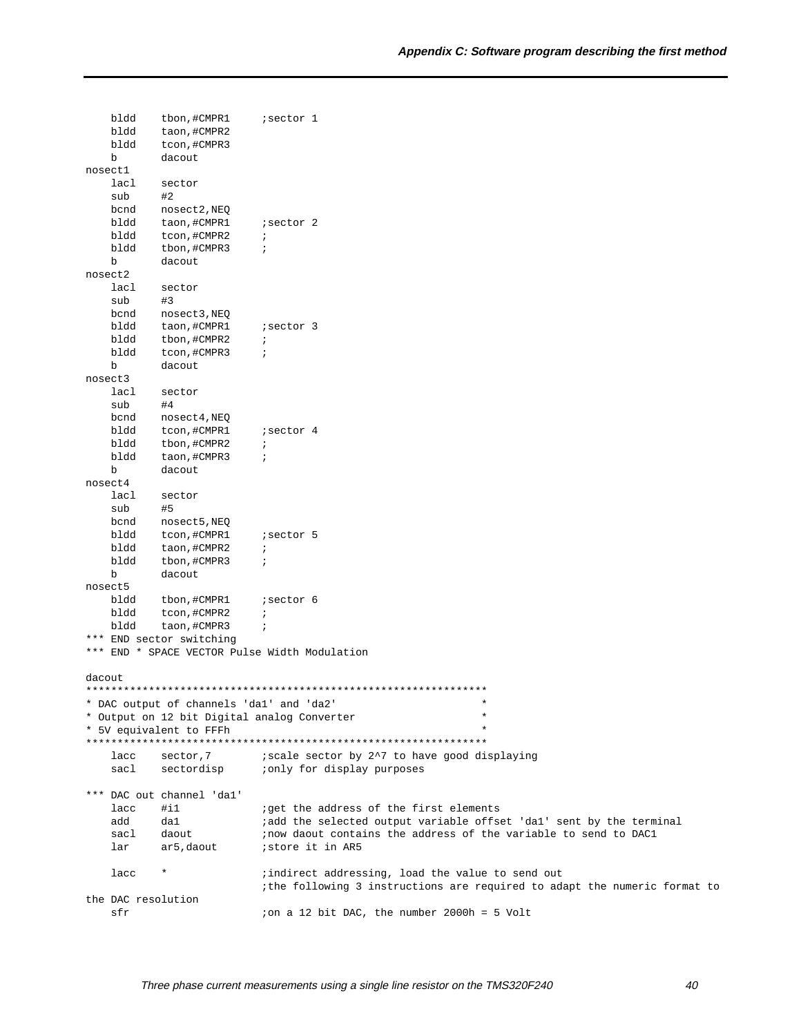```
    bldd    tbon,#CMPR1     ;sector 1
    bldd    taon,#CMPR2
    bldd    tcon,#CMPR3
    b       dacout
nosect1
    lacl    sector
    sub     #2
    bcnd    nosect2,NEQ
    bldd    taon,#CMPR1     ;sector 2
    bldd    tcon,#CMPR2     ;
    bldd    tbon,#CMPR3     ;
    b       dacout
nosect2
    lacl    sector
    sub     #3
    bcnd    nosect3,NEQ
    bldd    taon,#CMPR1     ;sector 3
    bldd    tbon,#CMPR2     ;
    bldd    tcon,#CMPR3     ;
    b       dacout
nosect3
    lacl    sector
    sub     #4
    bcnd    nosect4,NEQ
    bldd    tcon,#CMPR1     ;sector 4
    bldd    tbon,#CMPR2     ;
    bldd    taon,#CMPR3     ;
    b       dacout
nosect4
    lacl    sector
    sub     #5
    bcnd    nosect5,NEQ
    bldd    tcon,#CMPR1     ;sector 5
    bldd    taon,#CMPR2     ;
    bldd    tbon,#CMPR3     ;
    b       dacout
nosect5
    bldd    tbon,#CMPR1     ;sector 6
    bldd    tcon,#CMPR2     ;
    bldd    taon,#CMPR3     ;
*** END sector switching
*** END * SPACE VECTOR Pulse Width Modulation

dacout
***************************************************************
* DAC output of channels 'da1' and 'da2'                      *
* Output on 12 bit Digital analog Converter                   *
* 5V equivalent to FFFh                                       *
***************************************************************
    lacc    sector,7        ;scale sector by 2^7 to have good displaying
    sacl    sectordisp      ;only for display purposes

*** DAC out channel 'da1'
    lacc    #i1             ;get the address of the first elements
    add     da1             ;add the selected output variable offset 'da1' sent by the terminal
    sacl    daout           ;now daout contains the address of the variable to send to DAC1
    lar     ar5,daout       ;store it in AR5

    lacc    *               ;indirect addressing, load the value to send out
                            ;the following 3 instructions are required to adapt the numeric format to
the DAC resolution
    sfr                     ;on a 12 bit DAC, the number 2000h = 5 Volt
```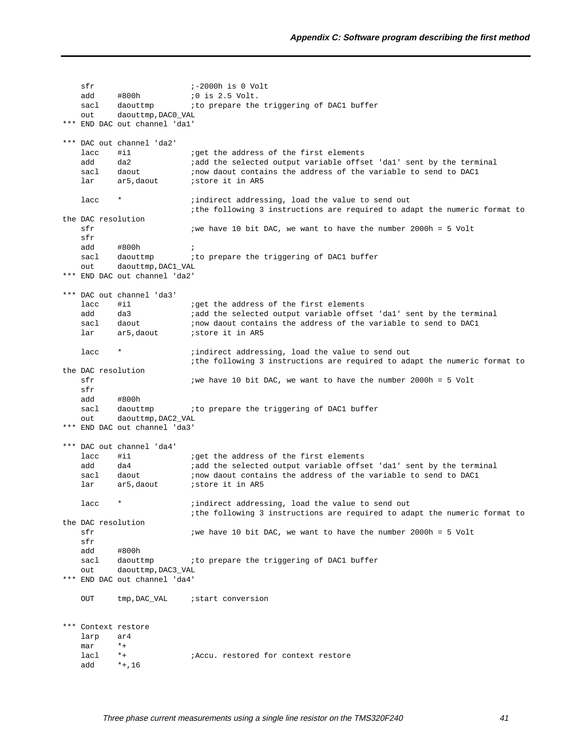```
    sfr                     ;-2000h is 0 Volt
    add     #800h           ;0 is 2.5 Volt.
    sacl    daouttmp        ;to prepare the triggering of DAC1 buffer
    out     daouttmp,DAC0_VAL
*** END DAC out channel 'da1'

*** DAC out channel 'da2'
    lacc    #i1             ;get the address of the first elements
    add     da2             ;add the selected output variable offset 'da1' sent by the terminal
    sacl    daout           ;now daout contains the address of the variable to send to DAC1
    lar     ar5,daout       ;store it in AR5

    lacc    *               ;indirect addressing, load the value to send out
                            ;the following 3 instructions are required to adapt the numeric format to
the DAC resolution
    sfr                     ;we have 10 bit DAC, we want to have the number 2000h = 5 Volt
    sfr
    add     #800h           ;
    sacl    daouttmp        ;to prepare the triggering of DAC1 buffer
    out     daouttmp,DAC1_VAL
*** END DAC out channel 'da2'

*** DAC out channel 'da3'
    lacc    #i1             ;get the address of the first elements
    add     da3             ;add the selected output variable offset 'da1' sent by the terminal
    sacl    daout           ;now daout contains the address of the variable to send to DAC1
    lar     ar5,daout       ;store it in AR5

    lacc    *               ;indirect addressing, load the value to send out
                            ;the following 3 instructions are required to adapt the numeric format to
the DAC resolution
    sfr                     ;we have 10 bit DAC, we want to have the number 2000h = 5 Volt
    sfr
    add     #800h
    sacl    daouttmp        ;to prepare the triggering of DAC1 buffer
    out     daouttmp,DAC2_VAL
*** END DAC out channel 'da3'

*** DAC out channel 'da4'
    lacc    #i1             ;get the address of the first elements
    add     da4             ;add the selected output variable offset 'da1' sent by the terminal
    sacl    daout           ;now daout contains the address of the variable to send to DAC1
    lar     ar5,daout       ;store it in AR5

    lacc    *               ;indirect addressing, load the value to send out
                            ;the following 3 instructions are required to adapt the numeric format to
the DAC resolution
    sfr                     ;we have 10 bit DAC, we want to have the number 2000h = 5 Volt
    sfr
    add     #800h
    sacl    daouttmp        ;to prepare the triggering of DAC1 buffer
    out     daouttmp,DAC3_VAL
*** END DAC out channel 'da4'

    OUT     tmp,DAC_VAL     ;start conversion


*** Context restore
    larp    ar4
    mar     *+
    lacl    *+              ;Accu. restored for context restore
    add     *+,16
```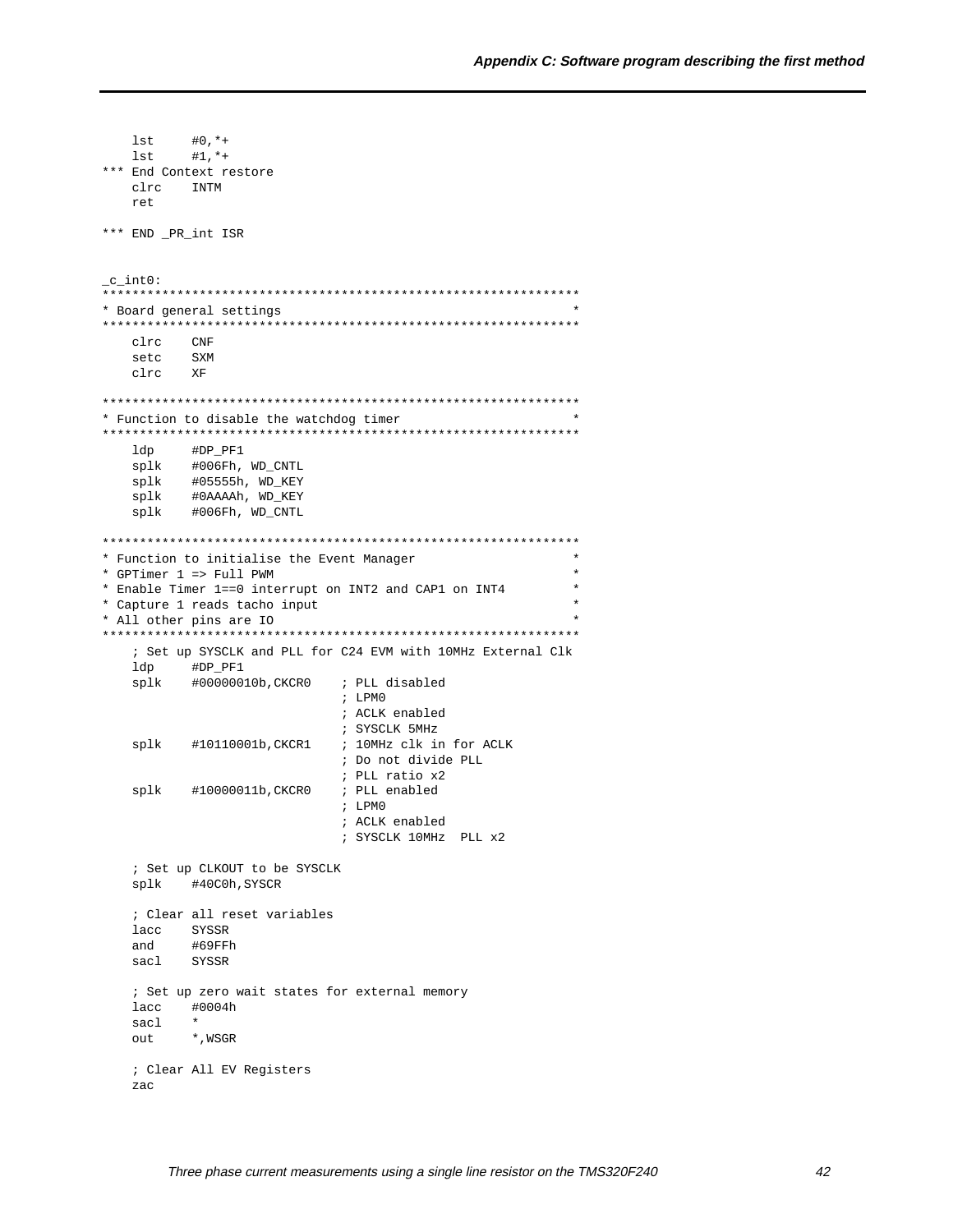```
    lst     #0,*+
    lst     #1,*+
*** End Context restore
    clrc    INTM
    ret

*** END _PR_int ISR


_c_int0:
****************************************************************
* Board general settings                                       *
****************************************************************
    clrc    CNF
    setc    SXM
    clrc    XF

****************************************************************
* Function to disable the watchdog timer                       *
****************************************************************
    ldp     #DP_PF1
    splk    #006Fh, WD_CNTL
    splk    #05555h, WD_KEY
    splk    #0AAAAh, WD_KEY
    splk    #006Fh, WD_CNTL

****************************************************************
* Function to initialise the Event Manager                     *
* GPTimer 1 => Full PWM                                        *
* Enable Timer 1==0 interrupt on INT2 and CAP1 on INT4         *
* Capture 1 reads tacho input                                  *
* All other pins are IO                                        *
****************************************************************
    ; Set up SYSCLK and PLL for C24 EVM with 10MHz External Clk
    ldp     #DP_PF1
    splk    #00000010b,CKCR0    ; PLL disabled
                                ; LPM0
                                ; ACLK enabled
                                ; SYSCLK 5MHz
    splk    #10110001b,CKCR1    ; 10MHz clk in for ACLK
                                ; Do not divide PLL
                                ; PLL ratio x2
    splk    #10000011b,CKCR0    ; PLL enabled
                                ; LPM0
                                ; ACLK enabled
                                ; SYSCLK 10MHz  PLL x2

    ; Set up CLKOUT to be SYSCLK
    splk    #40C0h,SYSCR

    ; Clear all reset variables
    lacc    SYSSR
    and     #69FFh
    sacl    SYSSR

    ; Set up zero wait states for external memory
    lacc    #0004h
    sacl    *
    out     *,WSGR

    ; Clear All EV Registers
    zac
```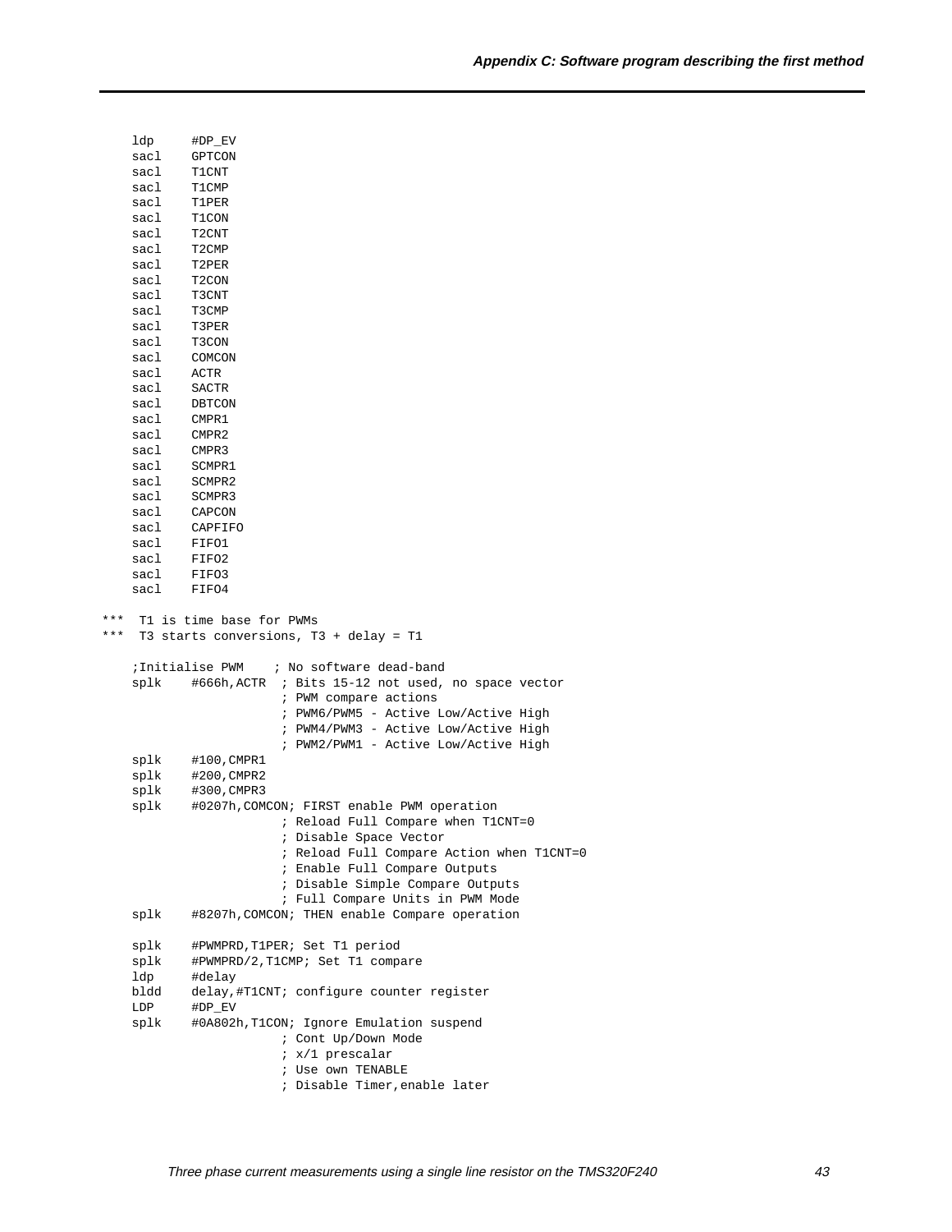```
    ldp     #DP_EV
    sacl    GPTCON
    sacl    T1CNT
    sacl    T1CMP
    sacl    T1PER
    sacl    T1CON
    sacl    T2CNT
    sacl    T2CMP
    sacl    T2PER
    sacl    T2CON
    sacl    T3CNT
    sacl    T3CMP
    sacl    T3PER
    sacl    T3CON
    sacl    COMCON
    sacl    ACTR
    sacl    SACTR
    sacl    DBTCON
    sacl    CMPR1
    sacl    CMPR2
    sacl    CMPR3
    sacl    SCMPR1
    sacl    SCMPR2
    sacl    SCMPR3
    sacl    CAPCON
    sacl    CAPFIFO
    sacl    FIFO1
    sacl    FIFO2
    sacl    FIFO3
    sacl    FIFO4

***  T1 is time base for PWMs
***  T3 starts conversions, T3 + delay = T1

    ;Initialise PWM    ; No software dead-band
    splk    #666h,ACTR  ; Bits 15-12 not used, no space vector
                        ; PWM compare actions
                        ; PWM6/PWM5 - Active Low/Active High
                        ; PWM4/PWM3 - Active Low/Active High
                        ; PWM2/PWM1 - Active Low/Active High
    splk    #100,CMPR1
    splk    #200,CMPR2
    splk    #300,CMPR3
    splk    #0207h,COMCON; FIRST enable PWM operation
                        ; Reload Full Compare when T1CNT=0
                        ; Disable Space Vector
                        ; Reload Full Compare Action when T1CNT=0
                        ; Enable Full Compare Outputs
                        ; Disable Simple Compare Outputs
                        ; Full Compare Units in PWM Mode
    splk    #8207h,COMCON; THEN enable Compare operation

    splk    #PWMPRD,T1PER; Set T1 period
    splk    #PWMPRD/2,T1CMP; Set T1 compare
    ldp     #delay
    bldd    delay,#T1CNT; configure counter register
    LDP     #DP_EV
    splk    #0A802h,T1CON; Ignore Emulation suspend
                        ; Cont Up/Down Mode
                        ; x/1 prescalar
                        ; Use own TENABLE
                        ; Disable Timer,enable later
```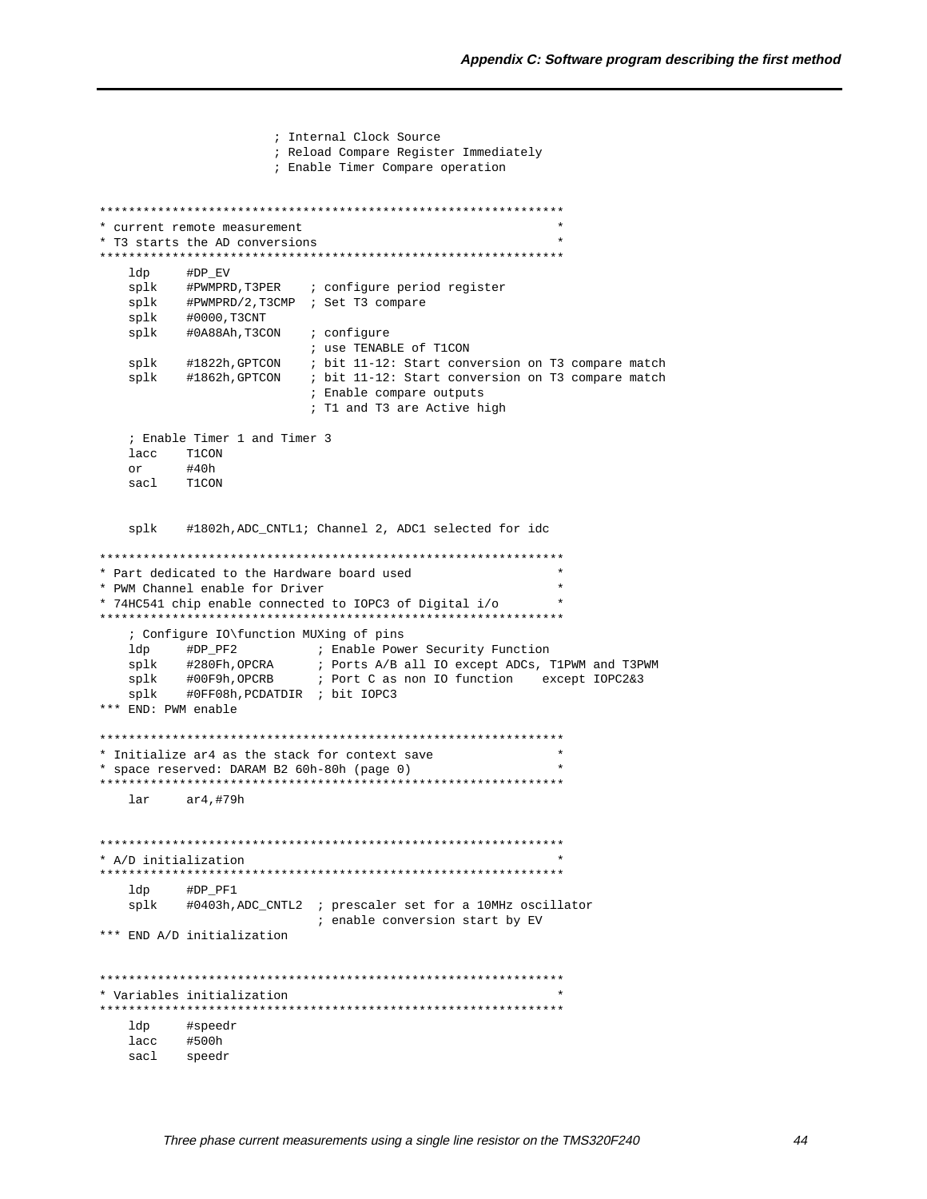```
                        ; Internal Clock Source
                        ; Reload Compare Register Immediately
                        ; Enable Timer Compare operation

***************************************************************
* current remote measurement                                  *
* T3 starts the AD conversions                                *
***************************************************************
    ldp     #DP_EV
    splk    #PWMPRD,T3PER    ; configure period register
    splk    #PWMPRD/2,T3CMP  ; Set T3 compare
    splk    #0000,T3CNT
    splk    #0A88Ah,T3CON    ; configure
                             ; use TENABLE of T1CON
    splk    #1822h,GPTCON    ; bit 11-12: Start conversion on T3 compare match
    splk    #1862h,GPTCON    ; bit 11-12: Start conversion on T3 compare match
                             ; Enable compare outputs
                             ; T1 and T3 are Active high

    ; Enable Timer 1 and Timer 3
    lacc    T1CON
    or      #40h
    sacl    T1CON


    splk    #1802h,ADC_CNTL1; Channel 2, ADC1 selected for idc

***************************************************************
* Part dedicated to the Hardware board used                   *
* PWM Channel enable for Driver                               *
* 74HC541 chip enable connected to IOPC3 of Digital i/o       *
***************************************************************
    ; Configure IO\function MUXing of pins
    ldp     #DP_PF2          ; Enable Power Security Function
    splk    #280Fh,OPCRA     ; Ports A/B all IO except ADCs, T1PWM and T3PWM
    splk    #00F9h,OPCRB     ; Port C as non IO function    except IOPC2&3
    splk    #0FF08h,PCDATDIR ; bit IOPC3
*** END: PWM enable

***************************************************************
* Initialize ar4 as the stack for context save                *
* space reserved: DARAM B2 60h-80h (page 0)                   *
***************************************************************
    lar     ar4,#79h


***************************************************************
* A/D initialization                                          *
***************************************************************
    ldp     #DP_PF1
    splk    #0403h,ADC_CNTL2  ; prescaler set for a 10MHz oscillator
                              ; enable conversion start by EV
*** END A/D initialization


***************************************************************
* Variables initialization                                    *
***************************************************************
    ldp     #speedr
    lacc    #500h
    sacl    speedr
```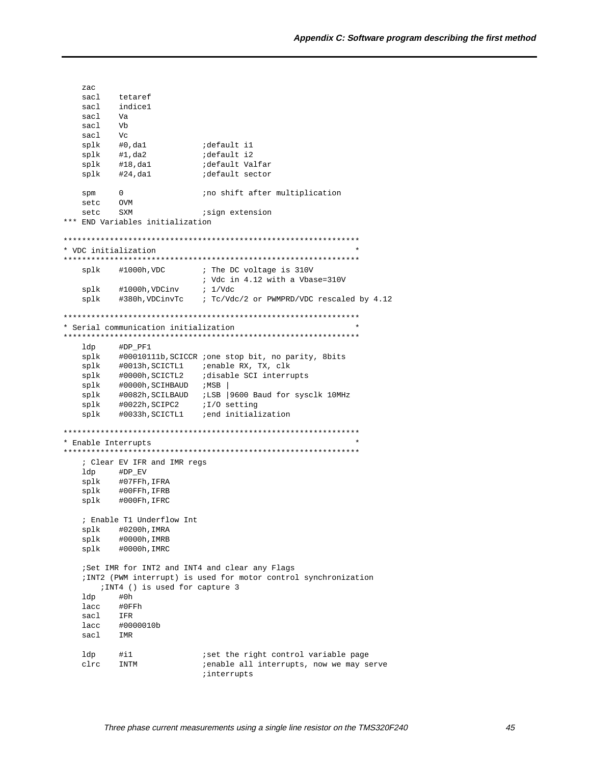```
    zac
    sacl    tetaref
    sacl    indice1
    sacl    Va
    sacl    Vb
    sacl    Vc
    splk    #0,da1            ;default i1
    splk    #1,da2            ;default i2
    splk    #18,da1           ;default Valfar
    splk    #24,da1           ;default sector

    spm     0                 ;no shift after multiplication
    setc    OVM
    setc    SXM               ;sign extension
*** END Variables initialization

****************************************************************
* VDC initialization                                           *
****************************************************************
    splk    #1000h,VDC        ; The DC voltage is 310V
                              ; Vdc in 4.12 with a Vbase=310V
    splk    #1000h,VDCinv     ; 1/Vdc
    splk    #380h,VDCinvTc    ; Tc/Vdc/2 or PWMPRD/VDC rescaled by 4.12

****************************************************************
* Serial communication initialization                          *
****************************************************************
    ldp     #DP_PF1
    splk    #00010111b,SCICCR ;one stop bit, no parity, 8bits
    splk    #0013h,SCICTL1    ;enable RX, TX, clk
    splk    #0000h,SCICTL2    ;disable SCI interrupts
    splk    #0000h,SCIHBAUD   ;MSB |
    splk    #0082h,SCILBAUD   ;LSB |9600 Baud for sysclk 10MHz
    splk    #0022h,SCIPC2     ;I/O setting
    splk    #0033h,SCICTL1    ;end initialization

****************************************************************
* Enable Interrupts                                            *
****************************************************************
    ; Clear EV IFR and IMR regs
    ldp     #DP_EV
    splk    #07FFh,IFRA
    splk    #00FFh,IFRB
    splk    #000Fh,IFRC

    ; Enable T1 Underflow Int
    splk    #0200h,IMRA
    splk    #0000h,IMRB
    splk    #0000h,IMRC

    ;Set IMR for INT2 and INT4 and clear any Flags
    ;INT2 (PWM interrupt) is used for motor control synchronization
        ;INT4 () is used for capture 3
    ldp     #0h
    lacc    #0FFh
    sacl    IFR
    lacc    #0000010b
    sacl    IMR

    ldp     #i1               ;set the right control variable page
    clrc    INTM              ;enable all interrupts, now we may serve
                              ;interrupts
```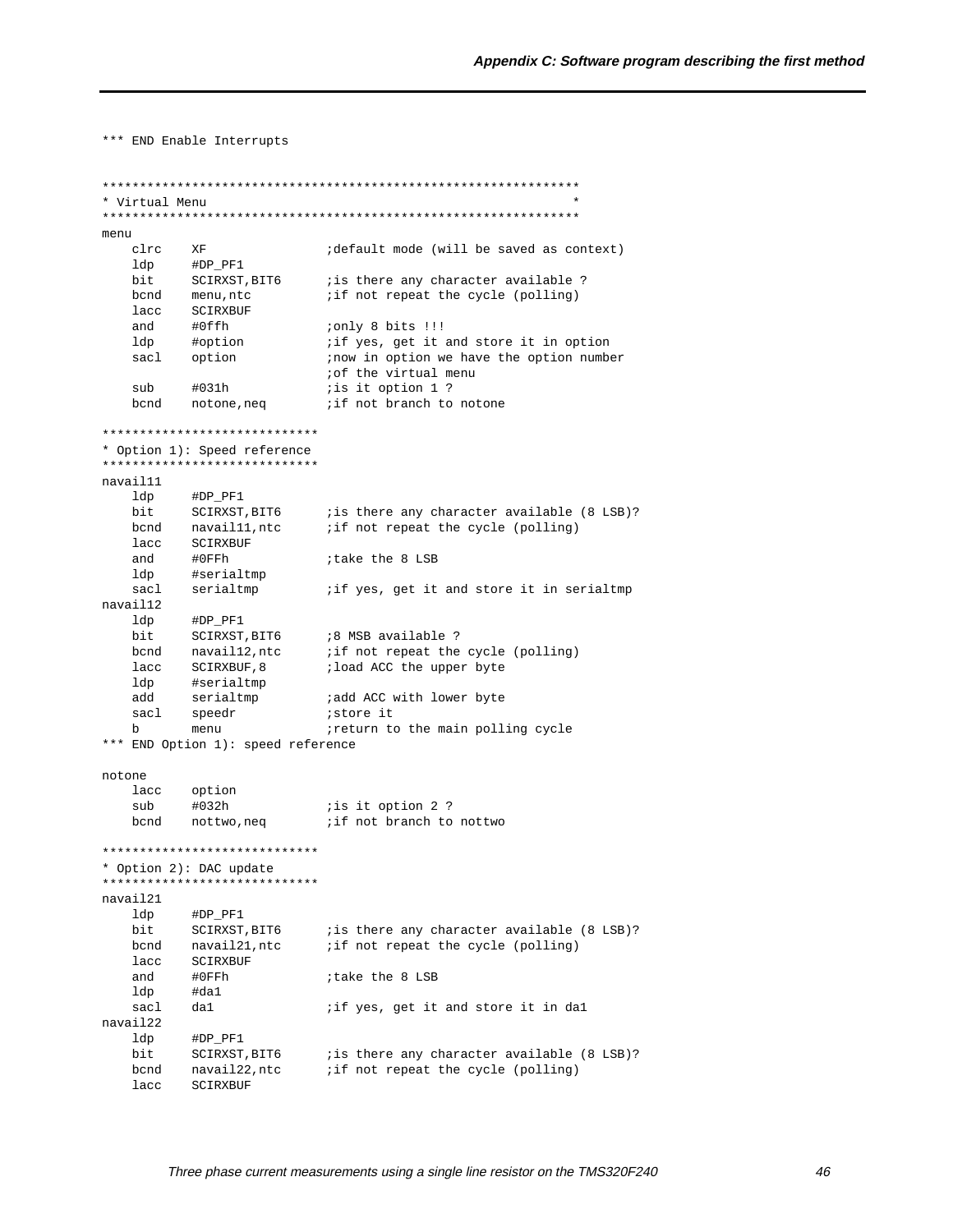```
*** END Enable Interrupts


***************************************************************
* Virtual Menu                                                *
***************************************************************
menu
    clrc    XF                  ;default mode (will be saved as context)
    ldp     #DP_PF1
    bit     SCIRXST,BIT6        ;is there any character available ?
    bcnd    menu,ntc            ;if not repeat the cycle (polling)
    lacc    SCIRXBUF
    and     #0ffh               ;only 8 bits !!!
    ldp     #option             ;if yes, get it and store it in option
    sacl    option              ;now in option we have the option number
                                ;of the virtual menu
    sub     #031h               ;is it option 1 ?
    bcnd    notone,neq          ;if not branch to notone

*****************************
* Option 1): Speed reference
*****************************
navail11
    ldp     #DP_PF1
    bit     SCIRXST,BIT6        ;is there any character available (8 LSB)?
    bcnd    navail11,ntc        ;if not repeat the cycle (polling)
    lacc    SCIRXBUF
    and     #0FFh               ;take the 8 LSB
    ldp     #serialtmp
    sacl    serialtmp           ;if yes, get it and store it in serialtmp
navail12
    ldp     #DP_PF1
    bit     SCIRXST,BIT6        ;8 MSB available ?
    bcnd    navail12,ntc        ;if not repeat the cycle (polling)
    lacc    SCIRXBUF,8          ;load ACC the upper byte
    ldp     #serialtmp
    add     serialtmp           ;add ACC with lower byte
    sacl    speedr              ;store it
    b       menu                ;return to the main polling cycle
*** END Option 1): speed reference

notone
    lacc    option
    sub     #032h               ;is it option 2 ?
    bcnd    nottwo,neq          ;if not branch to nottwo

*****************************
* Option 2): DAC update
*****************************
navail21
    ldp     #DP_PF1
    bit     SCIRXST,BIT6        ;is there any character available (8 LSB)?
    bcnd    navail21,ntc        ;if not repeat the cycle (polling)
    lacc    SCIRXBUF
    and     #0FFh               ;take the 8 LSB
    ldp     #da1
    sacl    da1                 ;if yes, get it and store it in da1
navail22
    ldp     #DP_PF1
    bit     SCIRXST,BIT6        ;is there any character available (8 LSB)?
    bcnd    navail22,ntc        ;if not repeat the cycle (polling)
    lacc    SCIRXBUF
```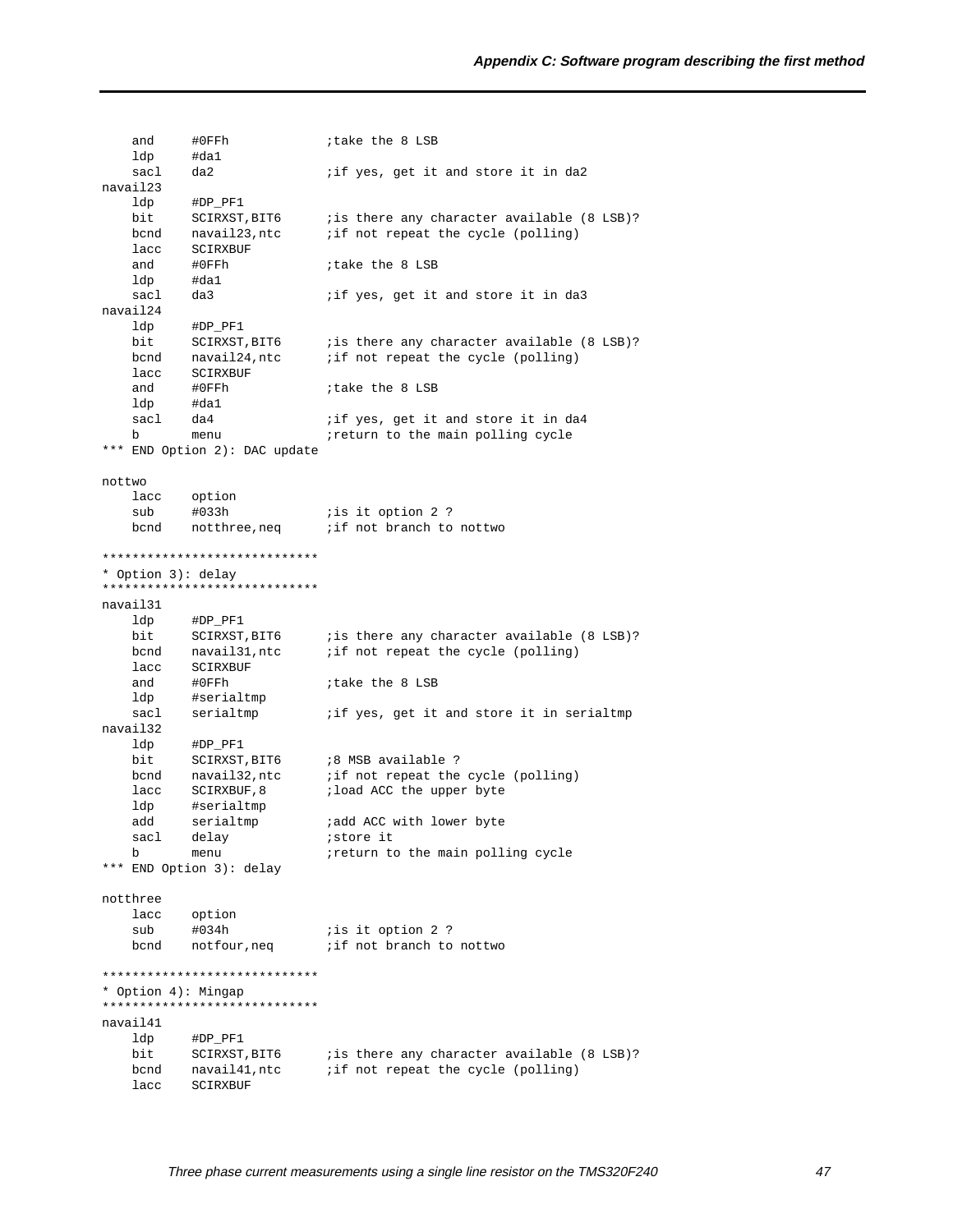```
    and     #0FFh             ;take the 8 LSB
    ldp     #da1
    sacl    da2               ;if yes, get it and store it in da2
navail23
    ldp     #DP_PF1
    bit     SCIRXST,BIT6      ;is there any character available (8 LSB)?
    bcnd    navail23,ntc      ;if not repeat the cycle (polling)
    lacc    SCIRXBUF
    and     #0FFh             ;take the 8 LSB
    ldp     #da1
    sacl    da3               ;if yes, get it and store it in da3
navail24
    ldp     #DP_PF1
    bit     SCIRXST,BIT6      ;is there any character available (8 LSB)?
    bcnd    navail24,ntc      ;if not repeat the cycle (polling)
    lacc    SCIRXBUF
    and     #0FFh             ;take the 8 LSB
    ldp     #da1
    sacl    da4               ;if yes, get it and store it in da4
    b       menu              ;return to the main polling cycle
*** END Option 2): DAC update

nottwo
    lacc    option
    sub     #033h             ;is it option 2 ?
    bcnd    notthree,neq      ;if not branch to nottwo

*****************************
* Option 3): delay
*****************************
navail31
    ldp     #DP_PF1
    bit     SCIRXST,BIT6      ;is there any character available (8 LSB)?
    bcnd    navail31,ntc      ;if not repeat the cycle (polling)
    lacc    SCIRXBUF
    and     #0FFh             ;take the 8 LSB
    ldp     #serialtmp
    sacl    serialtmp         ;if yes, get it and store it in serialtmp
navail32
    ldp     #DP_PF1
    bit     SCIRXST,BIT6      ;8 MSB available ?
    bcnd    navail32,ntc      ;if not repeat the cycle (polling)
    lacc    SCIRXBUF,8        ;load ACC the upper byte
    ldp     #serialtmp
    add     serialtmp         ;add ACC with lower byte
    sacl    delay             ;store it
    b       menu              ;return to the main polling cycle
*** END Option 3): delay

notthree
    lacc    option
    sub     #034h             ;is it option 2 ?
    bcnd    notfour,neq       ;if not branch to nottwo

*****************************
* Option 4): Mingap
*****************************
navail41
    ldp     #DP_PF1
    bit     SCIRXST,BIT6      ;is there any character available (8 LSB)?
    bcnd    navail41,ntc      ;if not repeat the cycle (polling)
    lacc    SCIRXBUF
```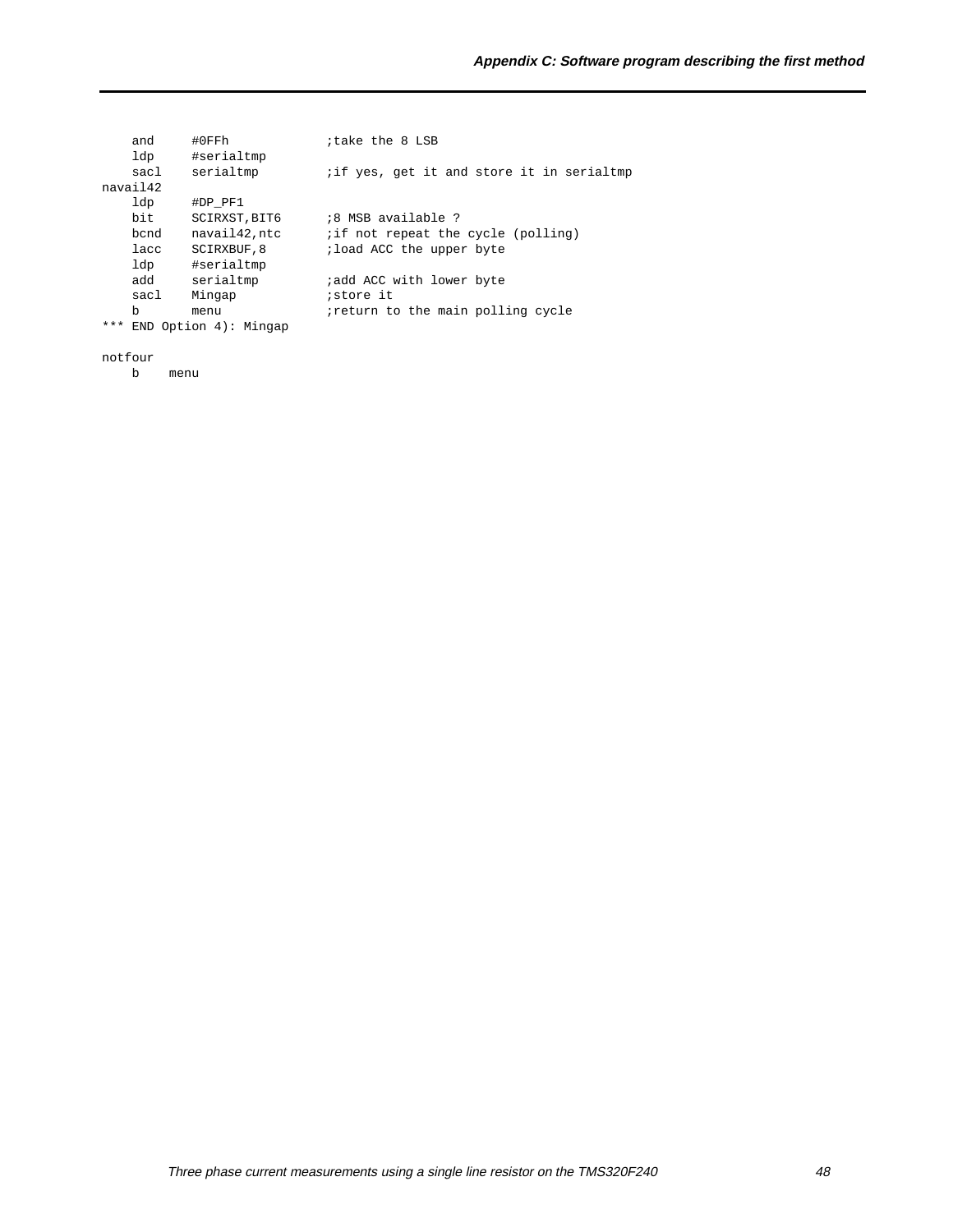```
    and     #0FFh             ;take the 8 LSB
    ldp     #serialtmp
    sacl    serialtmp         ;if yes, get it and store it in serialtmp
navail42
    ldp     #DP_PF1
    bit     SCIRXST,BIT6      ;8 MSB available ?
    bcnd    navail42,ntc      ;if not repeat the cycle (polling)
    lacc    SCIRXBUF,8        ;load ACC the upper byte
    ldp     #serialtmp
    add     serialtmp         ;add ACC with lower byte
    sacl    Mingap            ;store it
    b       menu              ;return to the main polling cycle
*** END Option 4): Mingap

notfour
    b    menu
```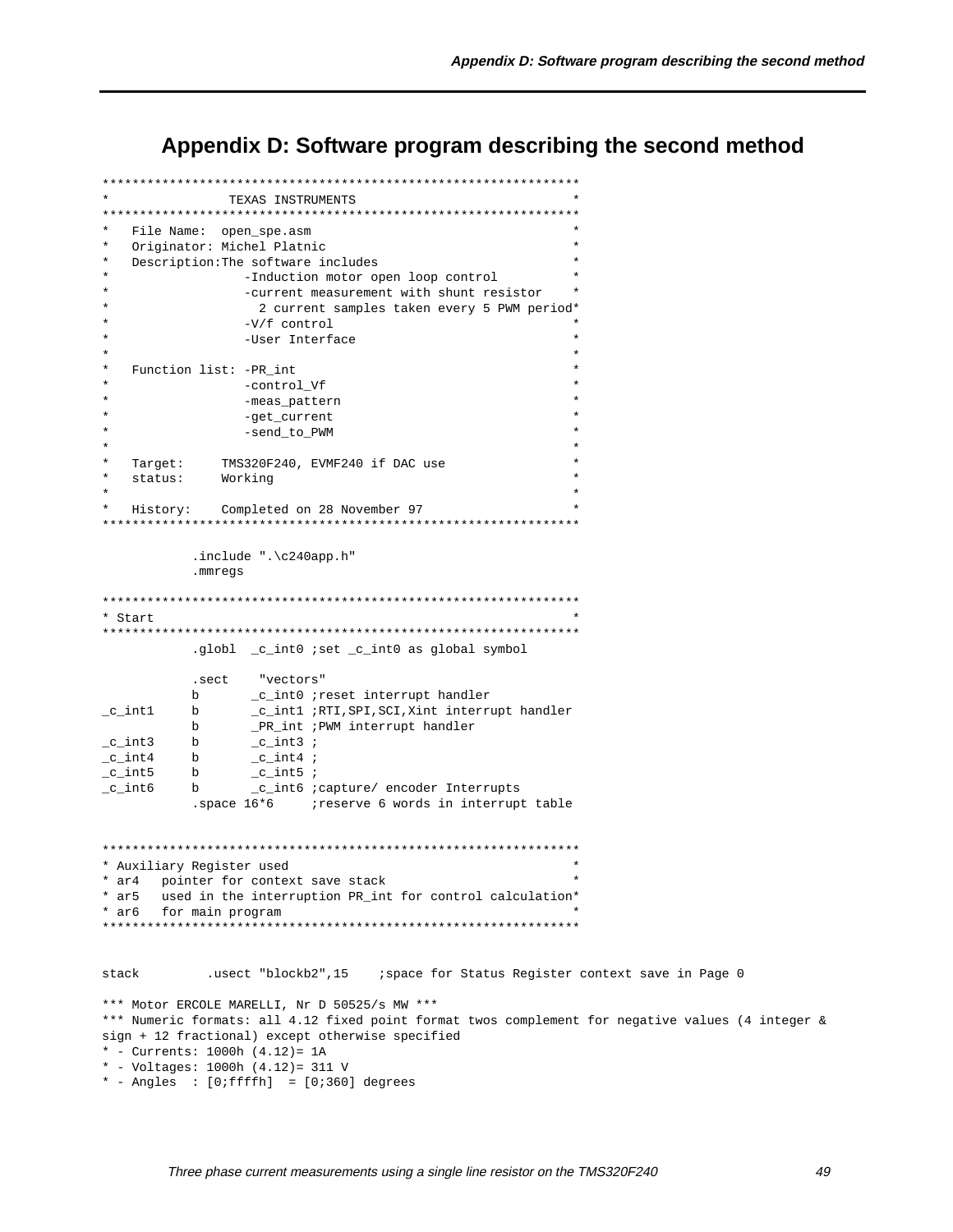# Appendix D: Software program describing the second method

```
***************************************************************
*               TEXAS INSTRUMENTS                             *
***************************************************************
*   File Name:  open_spe.asm                                  *
*   Originator: Michel Platnic                                *
*   Description:The software includes                        *
*                 -Induction motor open loop control          *
*                 -current measurement with shunt resistor    *
*                   2 current samples taken every 5 PWM period*
*                 -V/f control                                *
*                 -User Interface                             *
*                                                             *
*   Function list: -PR_int                                    *
*                 -control_Vf                                 *
*                 -meas_pattern                               *
*                 -get_current                                *
*                 -send_to_PWM                                *
*                                                             *
*   Target:     TMS320F240, EVMF240 if DAC use                *
*   status:     Working                                       *
*                                                             *
*   History:    Completed on 28 November 97                   *
***************************************************************

            .include ".\c240app.h"
            .mmregs

***************************************************************
* Start                                                       *
***************************************************************
            .globl  _c_int0 ;set _c_int0 as global symbol

            .sect    "vectors"
            b       _c_int0 ;reset interrupt handler
_c_int1     b       _c_int1 ;RTI,SPI,SCI,Xint interrupt handler
            b       _PR_int ;PWM interrupt handler
_c_int3     b       _c_int3 ;
_c_int4     b       _c_int4 ;
_c_int5     b       _c_int5 ;
_c_int6     b       _c_int6 ;capture/ encoder Interrupts
            .space 16*6     ;reserve 6 words in interrupt table


***************************************************************
* Auxiliary Register used                                     *
* ar4   pointer for context save stack                        *
* ar5   used in the interruption PR_int for control calculation*
* ar6   for main program                                      *
***************************************************************


stack         .usect "blockb2",15    ;space for Status Register context save in Page 0

*** Motor ERCOLE MARELLI, Nr D 50525/s MW ***
*** Numeric formats: all 4.12 fixed point format twos complement for negative values (4 integer &
sign + 12 fractional) except otherwise specified
* - Currents: 1000h (4.12)= 1A
* - Voltages: 1000h (4.12)= 311 V
* - Angles  : [0;ffffh]  = [0;360] degrees
```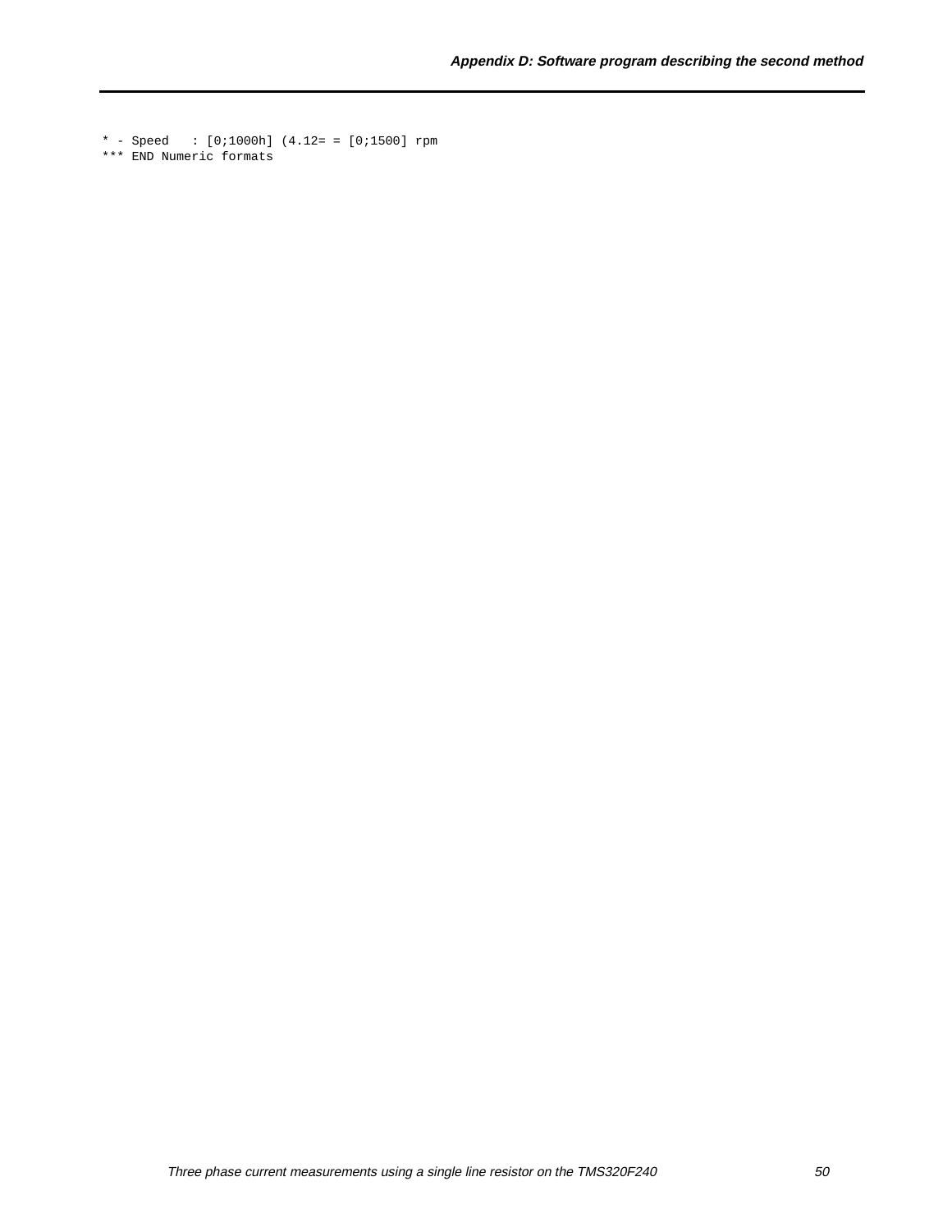```
* - Speed   : [0;1000h] (4.12= = [0;1500] rpm
*** END Numeric formats
```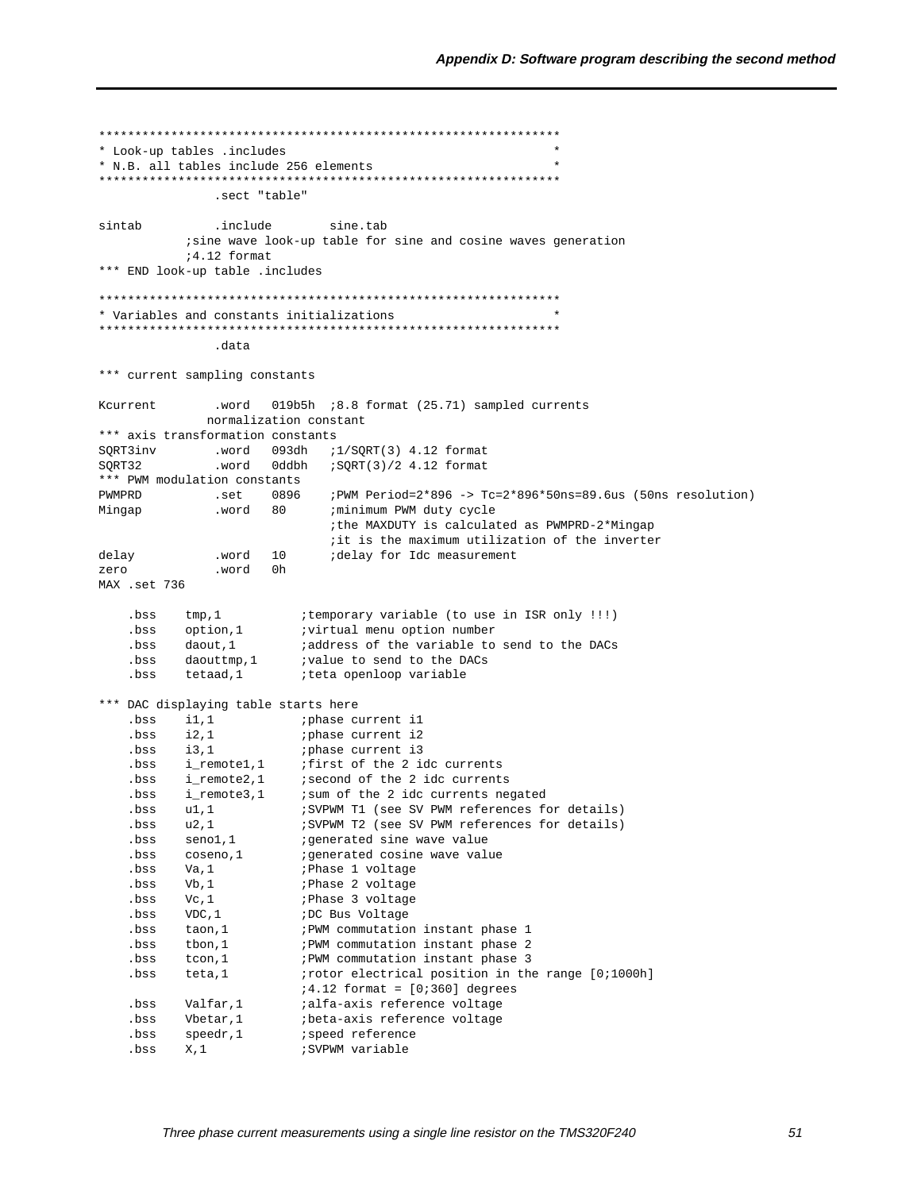```
****************************************************************
* Look-up tables .includes                                     *
* N.B. all tables include 256 elements                         *
****************************************************************
                .sect "table"

sintab          .include        sine.tab
            ;sine wave look-up table for sine and cosine waves generation
            ;4.12 format
*** END look-up table .includes

****************************************************************
* Variables and constants initializations                      *
****************************************************************
                .data

*** current sampling constants

Kcurrent        .word   019b5h  ;8.8 format (25.71) sampled currents
               normalization constant
*** axis transformation constants
SQRT3inv        .word   093dh   ;1/SQRT(3) 4.12 format
SQRT32          .word   0ddbh   ;SQRT(3)/2 4.12 format
*** PWM modulation constants
PWMPRD          .set    0896    ;PWM Period=2*896 -> Tc=2*896*50ns=89.6us (50ns resolution)
Mingap          .word   80      ;minimum PWM duty cycle
                                ;the MAXDUTY is calculated as PWMPRD-2*Mingap
                                ;it is the maximum utilization of the inverter
delay           .word   10      ;delay for Idc measurement
zero            .word   0h
MAX .set 736

    .bss    tmp,1           ;temporary variable (to use in ISR only !!!)
    .bss    option,1        ;virtual menu option number
    .bss    daout,1         ;address of the variable to send to the DACs
    .bss    daouttmp,1      ;value to send to the DACs
    .bss    tetaad,1        ;teta openloop variable

*** DAC displaying table starts here
    .bss    i1,1            ;phase current i1
    .bss    i2,1            ;phase current i2
    .bss    i3,1            ;phase current i3
    .bss    i_remote1,1     ;first of the 2 idc currents
    .bss    i_remote2,1     ;second of the 2 idc currents
    .bss    i_remote3,1     ;sum of the 2 idc currents negated
    .bss    u1,1            ;SVPWM T1 (see SV PWM references for details)
    .bss    u2,1            ;SVPWM T2 (see SV PWM references for details)
    .bss    seno1,1         ;generated sine wave value
    .bss    coseno,1        ;generated cosine wave value
    .bss    Va,1            ;Phase 1 voltage
    .bss    Vb,1            ;Phase 2 voltage
    .bss    Vc,1            ;Phase 3 voltage
    .bss    VDC,1           ;DC Bus Voltage
    .bss    taon,1          ;PWM commutation instant phase 1
    .bss    tbon,1          ;PWM commutation instant phase 2
    .bss    tcon,1          ;PWM commutation instant phase 3
    .bss    teta,1          ;rotor electrical position in the range [0;1000h]
                            ;4.12 format = [0;360] degrees
    .bss    Valfar,1        ;alfa-axis reference voltage
    .bss    Vbetar,1        ;beta-axis reference voltage
    .bss    speedr,1        ;speed reference
    .bss    X,1             ;SVPWM variable
```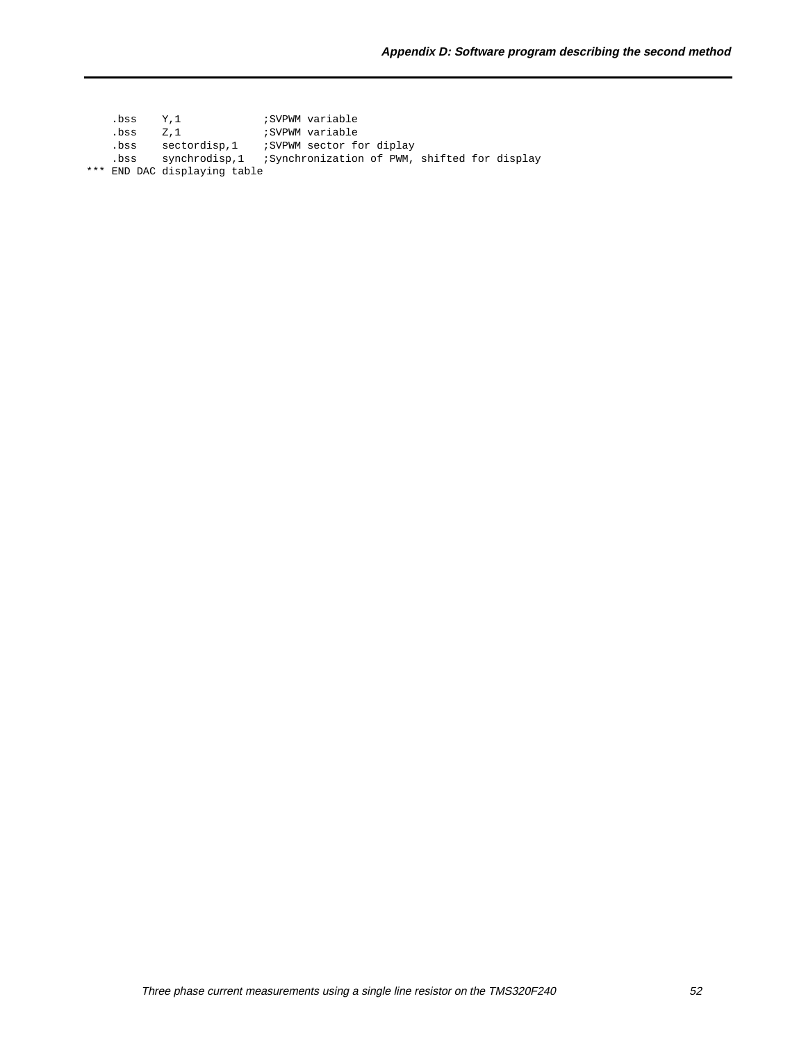```
    .bss    Y,1             ;SVPWM variable
    .bss    Z,1             ;SVPWM variable
    .bss    sectordisp,1    ;SVPWM sector for diplay
    .bss    synchrodisp,1   ;Synchronization of PWM, shifted for display
*** END DAC displaying table
```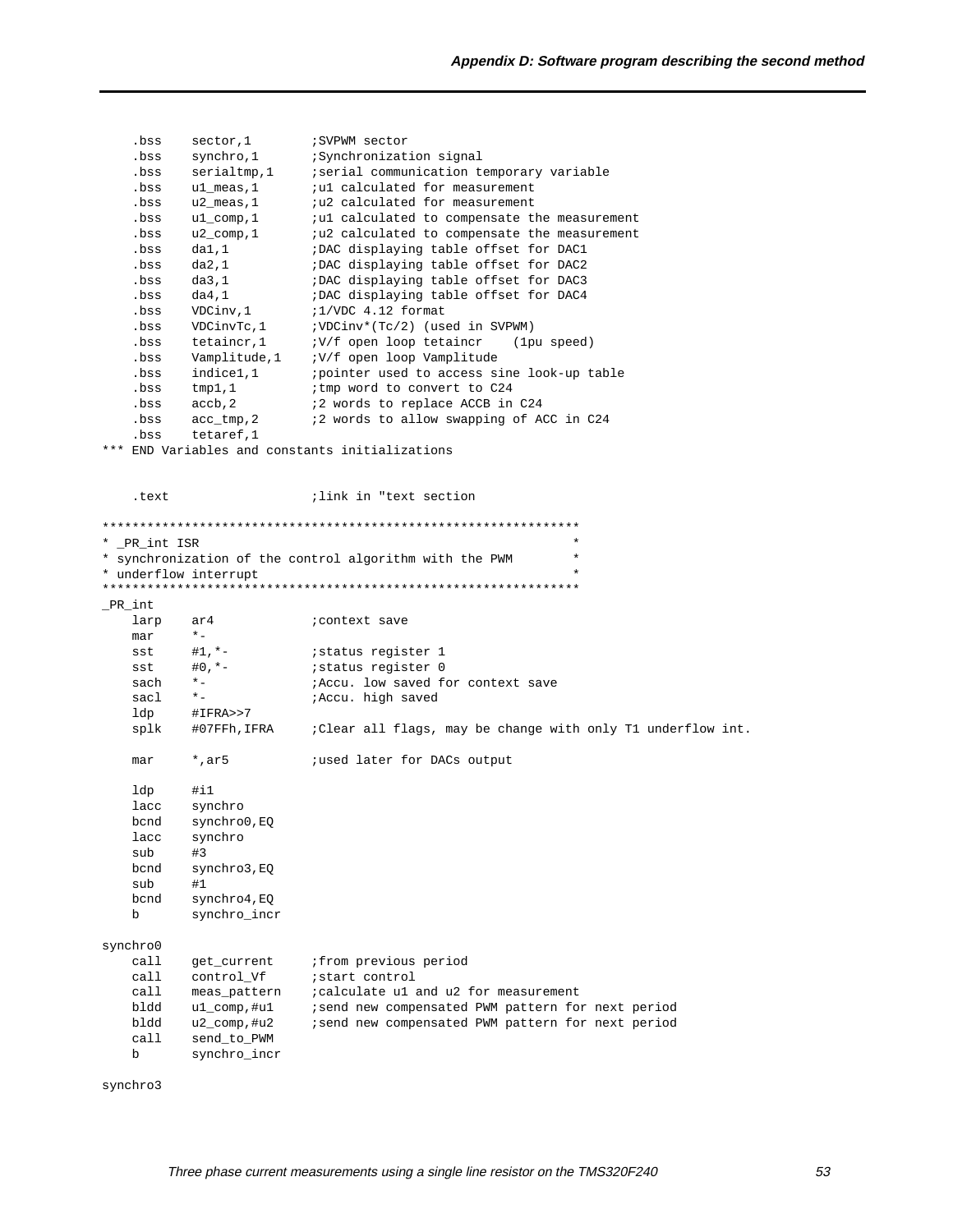```
    .bss    sector,1        ;SVPWM sector
    .bss    synchro,1       ;Synchronization signal
    .bss    serialtmp,1     ;serial communication temporary variable
    .bss    u1_meas,1       ;u1 calculated for measurement
    .bss    u2_meas,1       ;u2 calculated for measurement
    .bss    u1_comp,1       ;u1 calculated to compensate the measurement
    .bss    u2_comp,1       ;u2 calculated to compensate the measurement
    .bss    da1,1           ;DAC displaying table offset for DAC1
    .bss    da2,1           ;DAC displaying table offset for DAC2
    .bss    da3,1           ;DAC displaying table offset for DAC3
    .bss    da4,1           ;DAC displaying table offset for DAC4
    .bss    VDCinv,1        ;1/VDC 4.12 format
    .bss    VDCinvTc,1      ;VDCinv*(Tc/2) (used in SVPWM)
    .bss    tetaincr,1      ;V/f open loop tetaincr    (1pu speed)
    .bss    Vamplitude,1    ;V/f open loop Vamplitude
    .bss    indice1,1       ;pointer used to access sine look-up table
    .bss    tmp1,1          ;tmp word to convert to C24
    .bss    accb,2          ;2 words to replace ACCB in C24
    .bss    acc_tmp,2       ;2 words to allow swapping of ACC in C24
    .bss    tetaref,1
*** END Variables and constants initializations


    .text                   ;link in "text section

***************************************************************
* _PR_int ISR                                                 *
* synchronization of the control algorithm with the PWM       *
* underflow interrupt                                         *
***************************************************************
_PR_int
    larp    ar4             ;context save
    mar     *-
    sst     #1,*-           ;status register 1
    sst     #0,*-           ;status register 0
    sach    *-              ;Accu. low saved for context save
    sacl    *-              ;Accu. high saved
    ldp     #IFRA>>7
    splk    #07FFh,IFRA     ;Clear all flags, may be change with only T1 underflow int.

    mar     *,ar5           ;used later for DACs output

    ldp     #i1
    lacc    synchro
    bcnd    synchro0,EQ
    lacc    synchro
    sub     #3
    bcnd    synchro3,EQ
    sub     #1
    bcnd    synchro4,EQ
    b       synchro_incr

synchro0
    call    get_current     ;from previous period
    call    control_Vf      ;start control
    call    meas_pattern    ;calculate u1 and u2 for measurement
    bldd    u1_comp,#u1     ;send new compensated PWM pattern for next period
    bldd    u2_comp,#u2     ;send new compensated PWM pattern for next period
    call    send_to_PWM
    b       synchro_incr

synchro3
```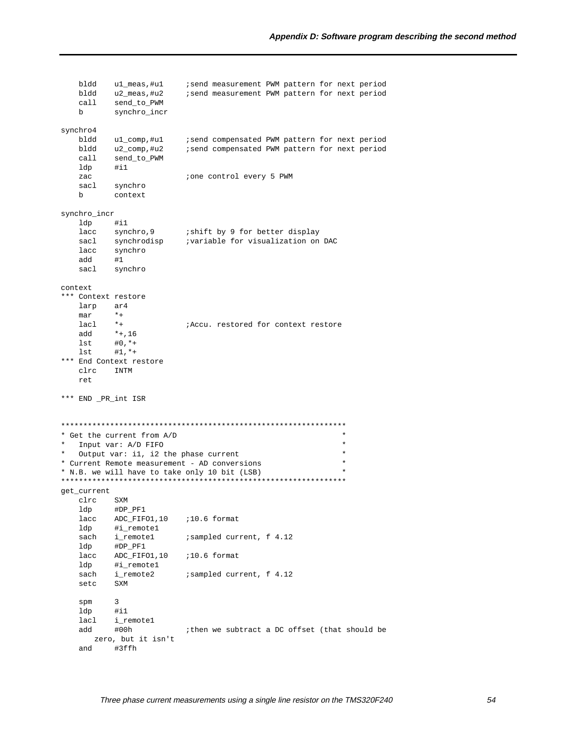```
    bldd    u1_meas,#u1     ;send measurement PWM pattern for next period
    bldd    u2_meas,#u2     ;send measurement PWM pattern for next period
    call    send_to_PWM
    b       synchro_incr

synchro4
    bldd    u1_comp,#u1     ;send compensated PWM pattern for next period
    bldd    u2_comp,#u2     ;send compensated PWM pattern for next period
    call    send_to_PWM
    ldp     #i1
    zac                     ;one control every 5 PWM
    sacl    synchro
    b       context

synchro_incr
    ldp     #i1
    lacc    synchro,9       ;shift by 9 for better display
    sacl    synchrodisp     ;variable for visualization on DAC
    lacc    synchro
    add     #1
    sacl    synchro

context
*** Context restore
    larp    ar4
    mar     *+
    lacl    *+              ;Accu. restored for context restore
    add     *+,16
    lst     #0,*+
    lst     #1,*+
*** End Context restore
    clrc    INTM
    ret

*** END _PR_int ISR


***************************************************************
* Get the current from A/D                                    *
*   Input var: A/D FIFO                                       *
*   Output var: i1, i2 the phase current                      *
* Current Remote measurement - AD conversions                 *
* N.B. we will have to take only 10 bit (LSB)                 *
***************************************************************
get_current
    clrc    SXM
    ldp     #DP_PF1
    lacc    ADC_FIFO1,10    ;10.6 format
    ldp     #i_remote1
    sach    i_remote1       ;sampled current, f 4.12
    ldp     #DP_PF1
    lacc    ADC_FIFO1,10    ;10.6 format
    ldp     #i_remote1
    sach    i_remote2       ;sampled current, f 4.12
    setc    SXM

    spm     3
    ldp     #i1
    lacl    i_remote1
    add     #00h            ;then we subtract a DC offset (that should be
       zero, but it isn't
    and     #3ffh
```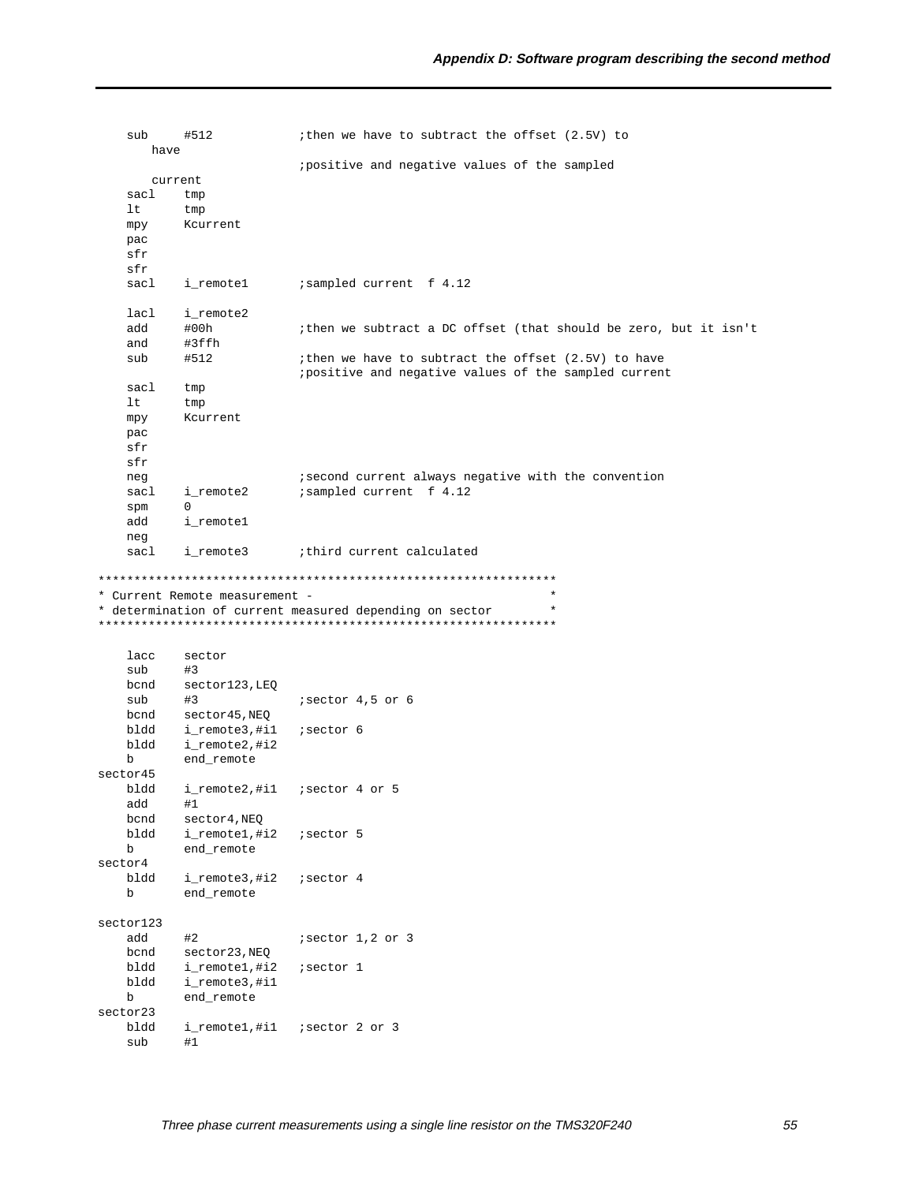```
    sub     #512            ;then we have to subtract the offset (2.5V) to
       have
                            ;positive and negative values of the sampled
       current
    sacl    tmp
    lt      tmp
    mpy     Kcurrent
    pac
    sfr
    sfr
    sacl    i_remote1       ;sampled current  f 4.12

    lacl    i_remote2
    add     #00h            ;then we subtract a DC offset (that should be zero, but it isn't
    and     #3ffh
    sub     #512            ;then we have to subtract the offset (2.5V) to have
                            ;positive and negative values of the sampled current
    sacl    tmp
    lt      tmp
    mpy     Kcurrent
    pac
    sfr
    sfr
    neg                     ;second current always negative with the convention
    sacl    i_remote2       ;sampled current  f 4.12
    spm     0
    add     i_remote1
    neg
    sacl    i_remote3       ;third current calculated

****************************************************************
* Current Remote measurement -                                 *
* determination of current measured depending on sector        *
****************************************************************

    lacc    sector
    sub     #3
    bcnd    sector123,LEQ
    sub     #3              ;sector 4,5 or 6
    bcnd    sector45,NEQ
    bldd    i_remote3,#i1   ;sector 6
    bldd    i_remote2,#i2
    b       end_remote
sector45
    bldd    i_remote2,#i1   ;sector 4 or 5
    add     #1
    bcnd    sector4,NEQ
    bldd    i_remote1,#i2   ;sector 5
    b       end_remote
sector4
    bldd    i_remote3,#i2   ;sector 4
    b       end_remote

sector123
    add     #2              ;sector 1,2 or 3
    bcnd    sector23,NEQ
    bldd    i_remote1,#i2   ;sector 1
    bldd    i_remote3,#i1
    b       end_remote
sector23
    bldd    i_remote1,#i1   ;sector 2 or 3
    sub     #1
```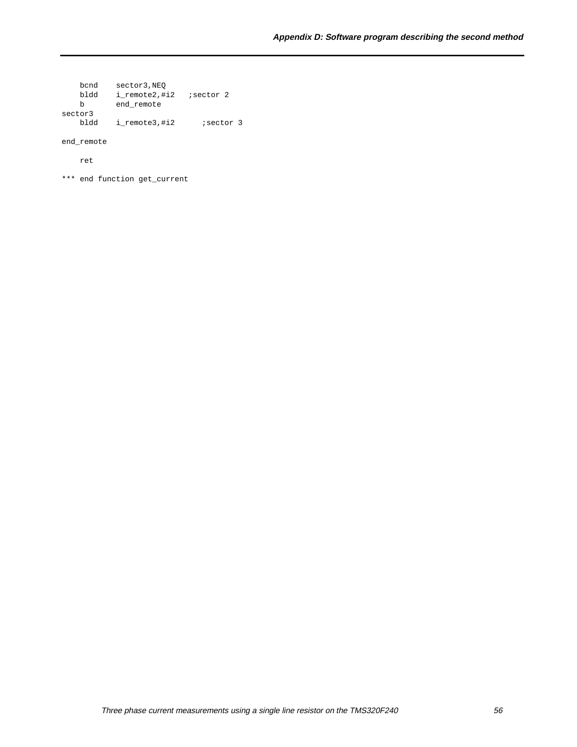```
    bcnd    sector3,NEQ
    bldd    i_remote2,#i2   ;sector 2
    b       end_remote
sector3
    bldd    i_remote3,#i2      ;sector 3

end_remote

    ret

*** end function get_current
```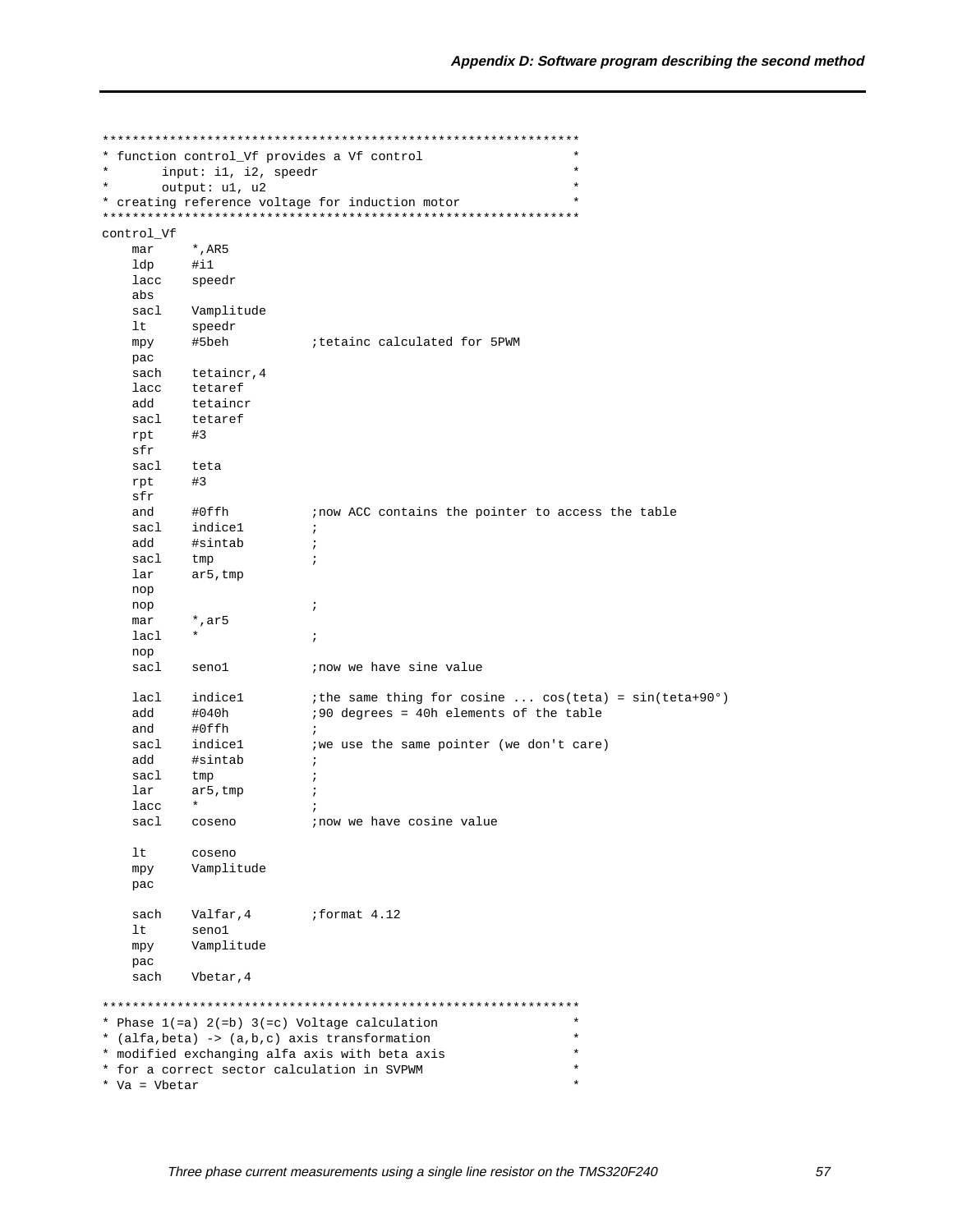```
****************************************************************
* function control_Vf provides a Vf control                    *
*       input: i1, i2, speedr                                  *
*       output: u1, u2                                         *
* creating reference voltage for induction motor               *
****************************************************************
control_Vf
    mar     *,AR5
    ldp     #i1
    lacc    speedr
    abs
    sacl    Vamplitude
    lt      speedr
    mpy     #5beh           ;tetainc calculated for 5PWM
    pac
    sach    tetaincr,4
    lacc    tetaref
    add     tetaincr
    sacl    tetaref
    rpt     #3
    sfr
    sacl    teta
    rpt     #3
    sfr
    and     #0ffh           ;now ACC contains the pointer to access the table
    sacl    indice1         ;
    add     #sintab         ;
    sacl    tmp             ;
    lar     ar5,tmp
    nop
    nop                     ;
    mar     *,ar5
    lacl    *               ;
    nop
    sacl    seno1           ;now we have sine value

    lacl    indice1         ;the same thing for cosine ... cos(teta) = sin(teta+90°)
    add     #040h           ;90 degrees = 40h elements of the table
    and     #0ffh           ;
    sacl    indice1         ;we use the same pointer (we don't care)
    add     #sintab         ;
    sacl    tmp             ;
    lar     ar5,tmp         ;
    lacc    *               ;
    sacl    coseno          ;now we have cosine value

    lt      coseno
    mpy     Vamplitude
    pac

    sach    Valfar,4        ;format 4.12
    lt      seno1
    mpy     Vamplitude
    pac
    sach    Vbetar,4

****************************************************************
* Phase 1(=a) 2(=b) 3(=c) Voltage calculation                  *
* (alfa,beta) -> (a,b,c) axis transformation                   *
* modified exchanging alfa axis with beta axis                 *
* for a correct sector calculation in SVPWM                    *
* Va = Vbetar                                                  *
```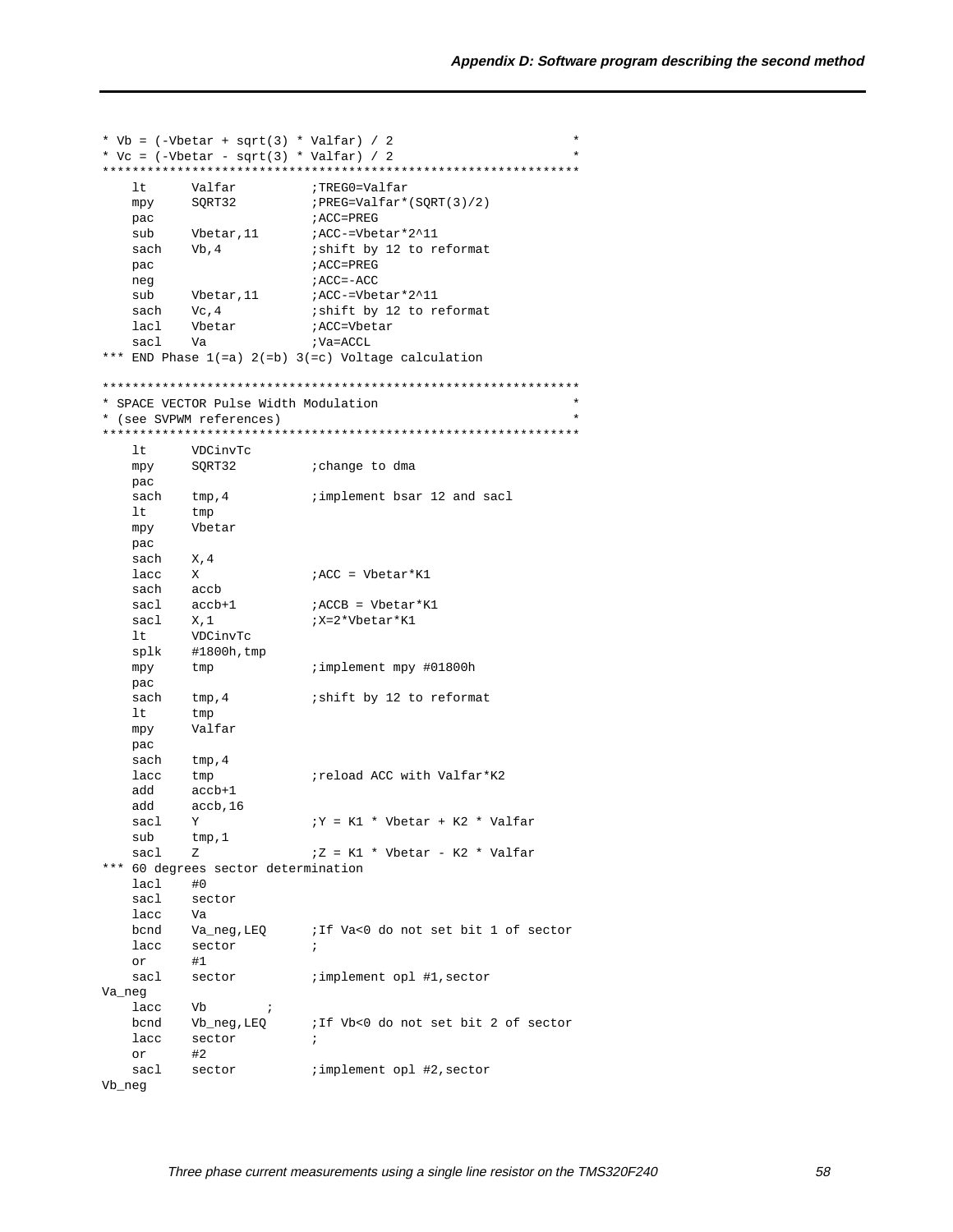```
* Vb = (-Vbetar + sqrt(3) * Valfar) / 2                        *
* Vc = (-Vbetar - sqrt(3) * Valfar) / 2                        *
****************************************************************
    lt      Valfar          ;TREG0=Valfar
    mpy     SQRT32          ;PREG=Valfar*(SQRT(3)/2)
    pac                     ;ACC=PREG
    sub     Vbetar,11       ;ACC-=Vbetar*2^11
    sach    Vb,4            ;shift by 12 to reformat
    pac                     ;ACC=PREG
    neg                     ;ACC=-ACC
    sub     Vbetar,11       ;ACC-=Vbetar*2^11
    sach    Vc,4            ;shift by 12 to reformat
    lacl    Vbetar          ;ACC=Vbetar
    sacl    Va              ;Va=ACCL
*** END Phase 1(=a) 2(=b) 3(=c) Voltage calculation

****************************************************************
* SPACE VECTOR Pulse Width Modulation                          *
* (see SVPWM references)                                       *
****************************************************************
    lt      VDCinvTc
    mpy     SQRT32          ;change to dma
    pac
    sach    tmp,4           ;implement bsar 12 and sacl
    lt      tmp
    mpy     Vbetar
    pac
    sach    X,4
    lacc    X               ;ACC = Vbetar*K1
    sach    accb
    sacl    accb+1          ;ACCB = Vbetar*K1
    sacl    X,1             ;X=2*Vbetar*K1
    lt      VDCinvTc
    splk    #1800h,tmp
    mpy     tmp             ;implement mpy #01800h
    pac
    sach    tmp,4           ;shift by 12 to reformat
    lt      tmp
    mpy     Valfar
    pac
    sach    tmp,4
    lacc    tmp             ;reload ACC with Valfar*K2
    add     accb+1
    add     accb,16
    sacl    Y               ;Y = K1 * Vbetar + K2 * Valfar
    sub     tmp,1
    sacl    Z               ;Z = K1 * Vbetar - K2 * Valfar
*** 60 degrees sector determination
    lacl    #0
    sacl    sector
    lacc    Va
    bcnd    Va_neg,LEQ      ;If Va<0 do not set bit 1 of sector
    lacc    sector          ;
    or      #1
    sacl    sector          ;implement opl #1,sector
Va_neg
    lacc    Vb        ;
    bcnd    Vb_neg,LEQ      ;If Vb<0 do not set bit 2 of sector
    lacc    sector          ;
    or      #2
    sacl    sector          ;implement opl #2,sector
Vb_neg
```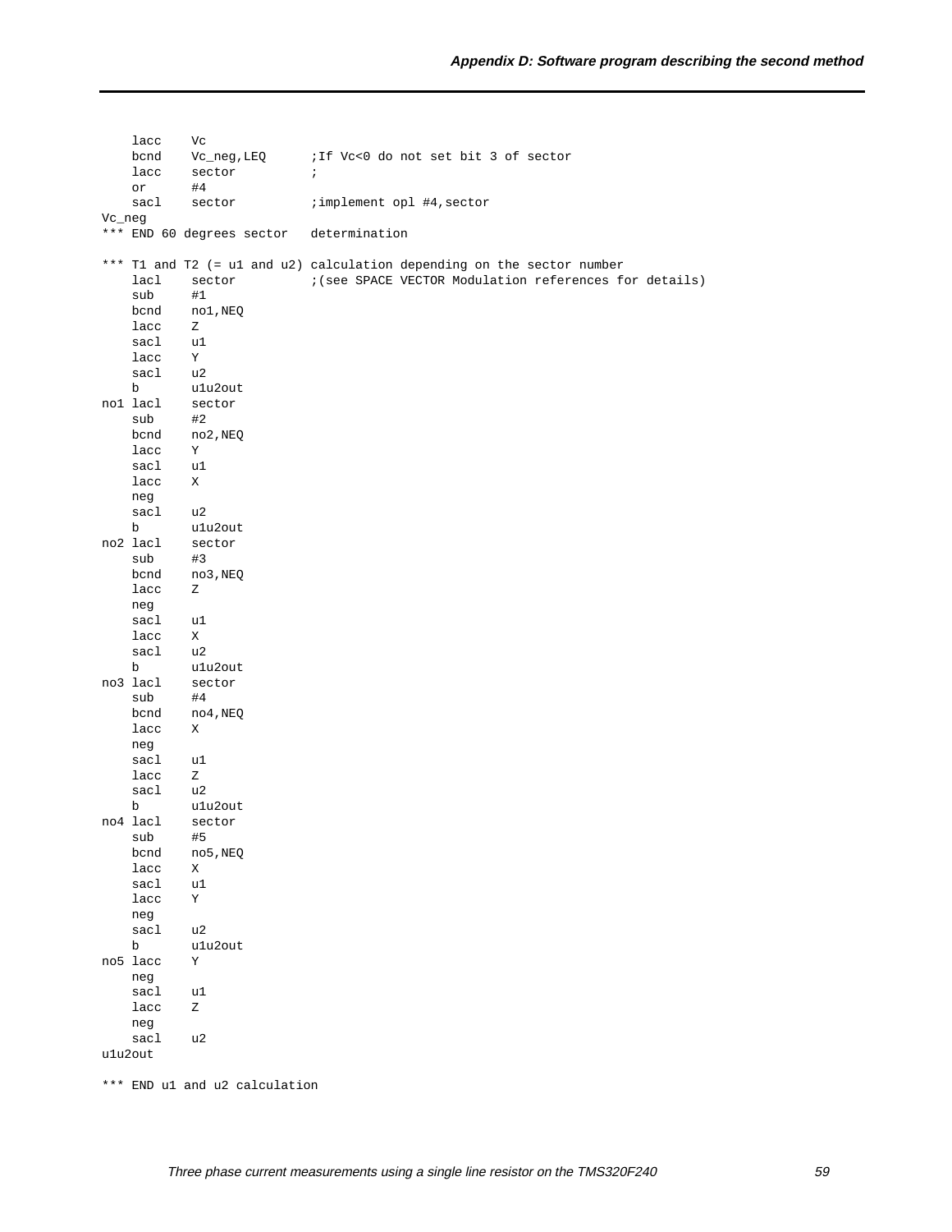```
    lacc    Vc
    bcnd    Vc_neg,LEQ      ;If Vc<0 do not set bit 3 of sector
    lacc    sector          ;
    or      #4
    sacl    sector          ;implement opl #4,sector
Vc_neg
*** END 60 degrees sector   determination

*** T1 and T2 (= u1 and u2) calculation depending on the sector number
    lacl    sector          ;(see SPACE VECTOR Modulation references for details)
    sub     #1
    bcnd    no1,NEQ
    lacc    Z
    sacl    u1
    lacc    Y
    sacl    u2
    b       u1u2out
no1 lacl    sector
    sub     #2
    bcnd    no2,NEQ
    lacc    Y
    sacl    u1
    lacc    X
    neg
    sacl    u2
    b       u1u2out
no2 lacl    sector
    sub     #3
    bcnd    no3,NEQ
    lacc    Z
    neg
    sacl    u1
    lacc    X
    sacl    u2
    b       u1u2out
no3 lacl    sector
    sub     #4
    bcnd    no4,NEQ
    lacc    X
    neg
    sacl    u1
    lacc    Z
    sacl    u2
    b       u1u2out
no4 lacl    sector
    sub     #5
    bcnd    no5,NEQ
    lacc    X
    sacl    u1
    lacc    Y
    neg
    sacl    u2
    b       u1u2out
no5 lacc    Y
    neg
    sacl    u1
    lacc    Z
    neg
    sacl    u2
u1u2out

*** END u1 and u2 calculation
```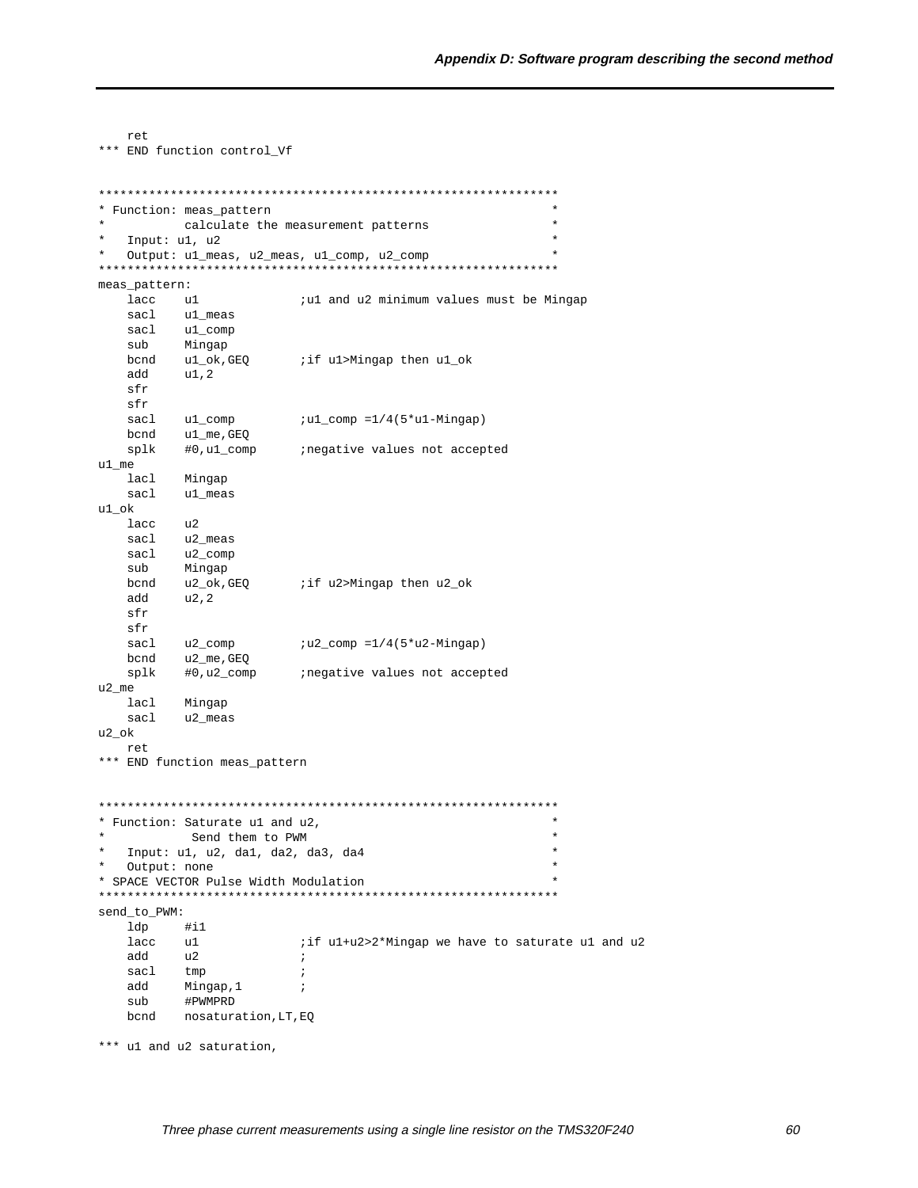```
    ret
*** END function control_Vf


***************************************************************
* Function: meas_pattern                                      *
*           calculate the measurement patterns                *
*   Input: u1, u2                                             *
*   Output: u1_meas, u2_meas, u1_comp, u2_comp                *
***************************************************************
meas_pattern:
    lacc    u1              ;u1 and u2 minimum values must be Mingap
    sacl    u1_meas
    sacl    u1_comp
    sub     Mingap
    bcnd    u1_ok,GEQ       ;if u1>Mingap then u1_ok
    add     u1,2
    sfr
    sfr
    sacl    u1_comp         ;u1_comp =1/4(5*u1-Mingap)
    bcnd    u1_me,GEQ
    splk    #0,u1_comp      ;negative values not accepted
u1_me
    lacl    Mingap
    sacl    u1_meas
u1_ok
    lacc    u2
    sacl    u2_meas
    sacl    u2_comp
    sub     Mingap
    bcnd    u2_ok,GEQ       ;if u2>Mingap then u2_ok
    add     u2,2
    sfr
    sfr
    sacl    u2_comp         ;u2_comp =1/4(5*u2-Mingap)
    bcnd    u2_me,GEQ
    splk    #0,u2_comp      ;negative values not accepted
u2_me
    lacl    Mingap
    sacl    u2_meas
u2_ok
    ret
*** END function meas_pattern


***************************************************************
* Function: Saturate u1 and u2,                               *
*            Send them to PWM                                 *
*   Input: u1, u2, da1, da2, da3, da4                         *
*   Output: none                                              *
* SPACE VECTOR Pulse Width Modulation                         *
***************************************************************
send_to_PWM:
    ldp     #i1
    lacc    u1              ;if u1+u2>2*Mingap we have to saturate u1 and u2
    add     u2              ;
    sacl    tmp             ;
    add     Mingap,1        ;
    sub     #PWMPRD
    bcnd    nosaturation,LT,EQ

*** u1 and u2 saturation,
```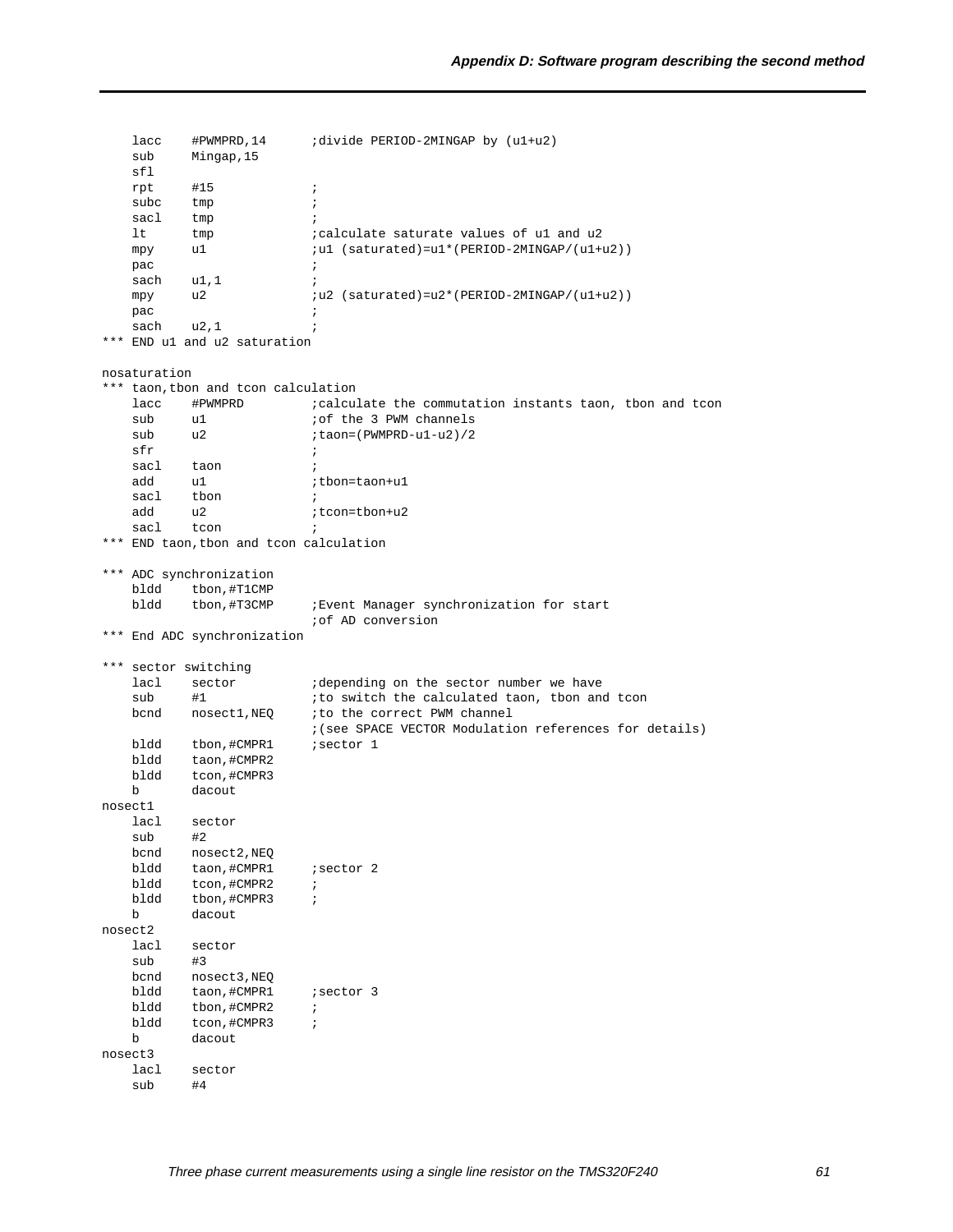```
    lacc    #PWMPRD,14      ;divide PERIOD-2MINGAP by (u1+u2)
    sub     Mingap,15
    sfl
    rpt     #15             ;
    subc    tmp             ;
    sacl    tmp             ;
    lt      tmp             ;calculate saturate values of u1 and u2
    mpy     u1              ;u1 (saturated)=u1*(PERIOD-2MINGAP/(u1+u2))
    pac                     ;
    sach    u1,1            ;
    mpy     u2              ;u2 (saturated)=u2*(PERIOD-2MINGAP/(u1+u2))
    pac                     ;
    sach    u2,1            ;
*** END u1 and u2 saturation

nosaturation
*** taon,tbon and tcon calculation
    lacc    #PWMPRD         ;calculate the commutation instants taon, tbon and tcon
    sub     u1              ;of the 3 PWM channels
    sub     u2              ;taon=(PWMPRD-u1-u2)/2
    sfr                     ;
    sacl    taon            ;
    add     u1              ;tbon=taon+u1
    sacl    tbon            ;
    add     u2              ;tcon=tbon+u2
    sacl    tcon            ;
*** END taon,tbon and tcon calculation

*** ADC synchronization
    bldd    tbon,#T1CMP
    bldd    tbon,#T3CMP     ;Event Manager synchronization for start
                            ;of AD conversion
*** End ADC synchronization

*** sector switching
    lacl    sector          ;depending on the sector number we have
    sub     #1              ;to switch the calculated taon, tbon and tcon
    bcnd    nosect1,NEQ     ;to the correct PWM channel
                            ;(see SPACE VECTOR Modulation references for details)
    bldd    tbon,#CMPR1     ;sector 1
    bldd    taon,#CMPR2
    bldd    tcon,#CMPR3
    b       dacout
nosect1
    lacl    sector
    sub     #2
    bcnd    nosect2,NEQ
    bldd    taon,#CMPR1     ;sector 2
    bldd    tcon,#CMPR2     ;
    bldd    tbon,#CMPR3     ;
    b       dacout
nosect2
    lacl    sector
    sub     #3
    bcnd    nosect3,NEQ
    bldd    taon,#CMPR1     ;sector 3
    bldd    tbon,#CMPR2     ;
    bldd    tcon,#CMPR3     ;
    b       dacout
nosect3
    lacl    sector
    sub     #4
```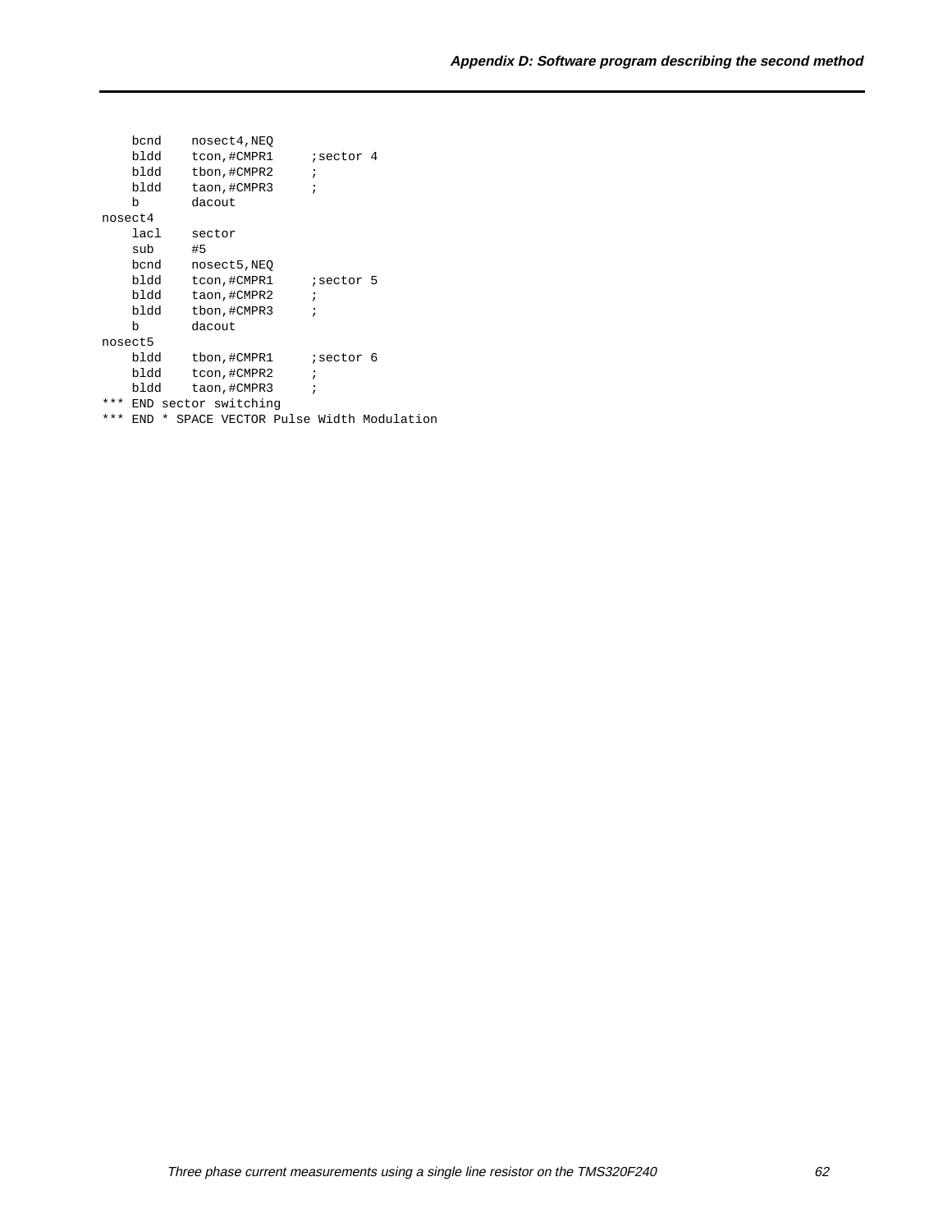```
    bcnd    nosect4,NEQ
    bldd    tcon,#CMPR1     ;sector 4
    bldd    tbon,#CMPR2     ;
    bldd    taon,#CMPR3     ;
    b       dacout
nosect4
    lacl    sector
    sub     #5
    bcnd    nosect5,NEQ
    bldd    tcon,#CMPR1     ;sector 5
    bldd    taon,#CMPR2     ;
    bldd    tbon,#CMPR3     ;
    b       dacout
nosect5
    bldd    tbon,#CMPR1     ;sector 6
    bldd    tcon,#CMPR2     ;
    bldd    taon,#CMPR3     ;
*** END sector switching
*** END * SPACE VECTOR Pulse Width Modulation
```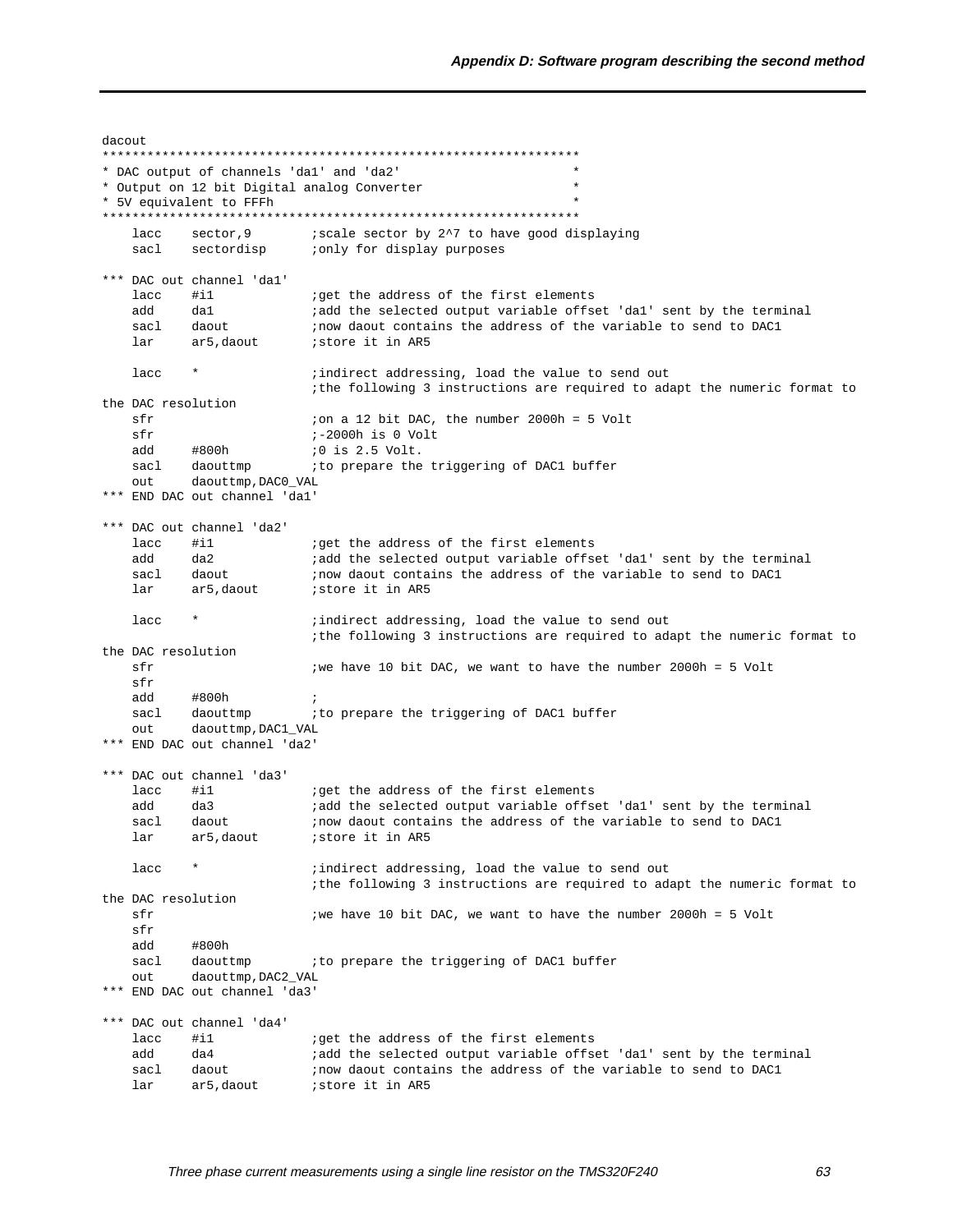```
dacout
***************************************************************
* DAC output of channels 'da1' and 'da2'                      *
* Output on 12 bit Digital analog Converter                   *
* 5V equivalent to FFFh                                       *
***************************************************************
    lacc    sector,9        ;scale sector by 2^7 to have good displaying
    sacl    sectordisp      ;only for display purposes

*** DAC out channel 'da1'
    lacc    #i1             ;get the address of the first elements
    add     da1             ;add the selected output variable offset 'da1' sent by the terminal
    sacl    daout           ;now daout contains the address of the variable to send to DAC1
    lar     ar5,daout       ;store it in AR5

    lacc    *               ;indirect addressing, load the value to send out
                            ;the following 3 instructions are required to adapt the numeric format to
the DAC resolution
    sfr                     ;on a 12 bit DAC, the number 2000h = 5 Volt
    sfr                     ;-2000h is 0 Volt
    add     #800h           ;0 is 2.5 Volt.
    sacl    daouttmp        ;to prepare the triggering of DAC1 buffer
    out     daouttmp,DAC0_VAL
*** END DAC out channel 'da1'

*** DAC out channel 'da2'
    lacc    #i1             ;get the address of the first elements
    add     da2             ;add the selected output variable offset 'da1' sent by the terminal
    sacl    daout           ;now daout contains the address of the variable to send to DAC1
    lar     ar5,daout       ;store it in AR5

    lacc    *               ;indirect addressing, load the value to send out
                            ;the following 3 instructions are required to adapt the numeric format to
the DAC resolution
    sfr                     ;we have 10 bit DAC, we want to have the number 2000h = 5 Volt
    sfr
    add     #800h           ;
    sacl    daouttmp        ;to prepare the triggering of DAC1 buffer
    out     daouttmp,DAC1_VAL
*** END DAC out channel 'da2'

*** DAC out channel 'da3'
    lacc    #i1             ;get the address of the first elements
    add     da3             ;add the selected output variable offset 'da1' sent by the terminal
    sacl    daout           ;now daout contains the address of the variable to send to DAC1
    lar     ar5,daout       ;store it in AR5

    lacc    *               ;indirect addressing, load the value to send out
                            ;the following 3 instructions are required to adapt the numeric format to
the DAC resolution
    sfr                     ;we have 10 bit DAC, we want to have the number 2000h = 5 Volt
    sfr
    add     #800h
    sacl    daouttmp        ;to prepare the triggering of DAC1 buffer
    out     daouttmp,DAC2_VAL
*** END DAC out channel 'da3'

*** DAC out channel 'da4'
    lacc    #i1             ;get the address of the first elements
    add     da4             ;add the selected output variable offset 'da1' sent by the terminal
    sacl    daout           ;now daout contains the address of the variable to send to DAC1
    lar     ar5,daout       ;store it in AR5
```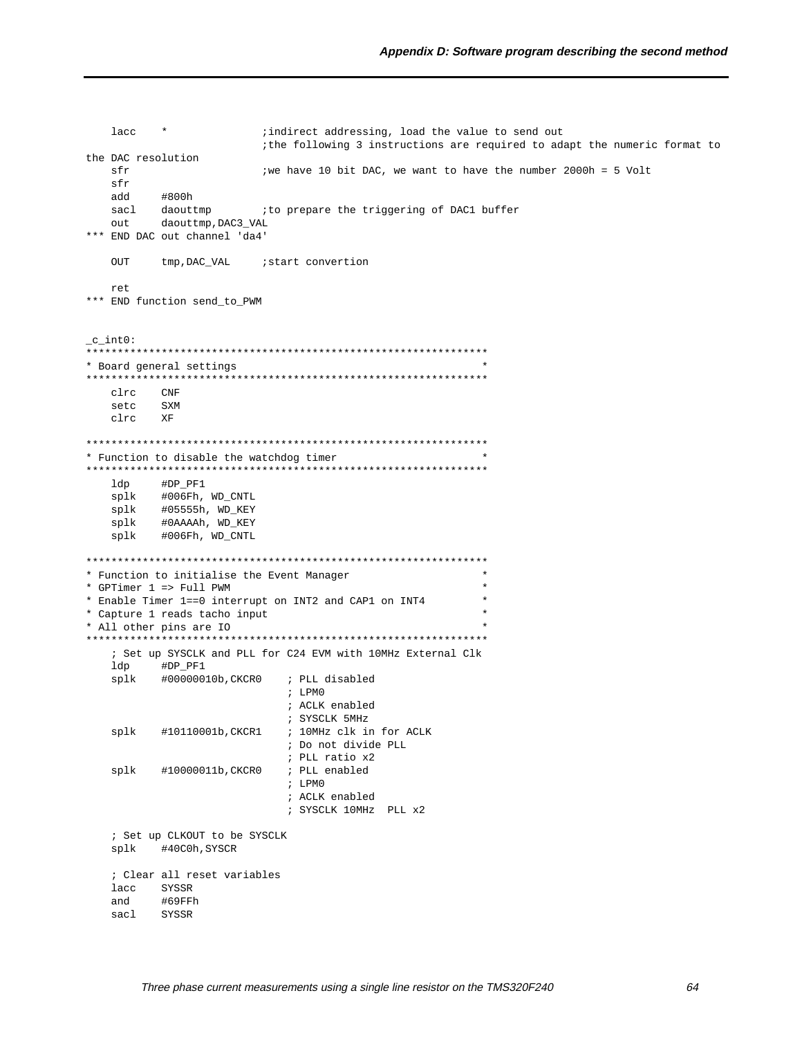```
    lacc    *               ;indirect addressing, load the value to send out
                            ;the following 3 instructions are required to adapt the numeric format to
the DAC resolution
    sfr                     ;we have 10 bit DAC, we want to have the number 2000h = 5 Volt
    sfr
    add     #800h
    sacl    daouttmp        ;to prepare the triggering of DAC1 buffer
    out     daouttmp,DAC3_VAL
*** END DAC out channel 'da4'

    OUT     tmp,DAC_VAL     ;start convertion

    ret
*** END function send_to_PWM


_c_int0:
***************************************************************
* Board general settings                                      *
***************************************************************
    clrc    CNF
    setc    SXM
    clrc    XF

***************************************************************
* Function to disable the watchdog timer                      *
***************************************************************
    ldp     #DP_PF1
    splk    #006Fh, WD_CNTL
    splk    #05555h, WD_KEY
    splk    #0AAAAh, WD_KEY
    splk    #006Fh, WD_CNTL

***************************************************************
* Function to initialise the Event Manager                    *
* GPTimer 1 => Full PWM                                       *
* Enable Timer 1==0 interrupt on INT2 and CAP1 on INT4        *
* Capture 1 reads tacho input                                 *
* All other pins are IO                                       *
***************************************************************
    ; Set up SYSCLK and PLL for C24 EVM with 10MHz External Clk
    ldp     #DP_PF1
    splk    #00000010b,CKCR0    ; PLL disabled
                                ; LPM0
                                ; ACLK enabled
                                ; SYSCLK 5MHz
    splk    #10110001b,CKCR1    ; 10MHz clk in for ACLK
                                ; Do not divide PLL
                                ; PLL ratio x2
    splk    #10000011b,CKCR0    ; PLL enabled
                                ; LPM0
                                ; ACLK enabled
                                ; SYSCLK 10MHz  PLL x2

    ; Set up CLKOUT to be SYSCLK
    splk    #40C0h,SYSCR

    ; Clear all reset variables
    lacc    SYSSR
    and     #69FFh
    sacl    SYSSR
```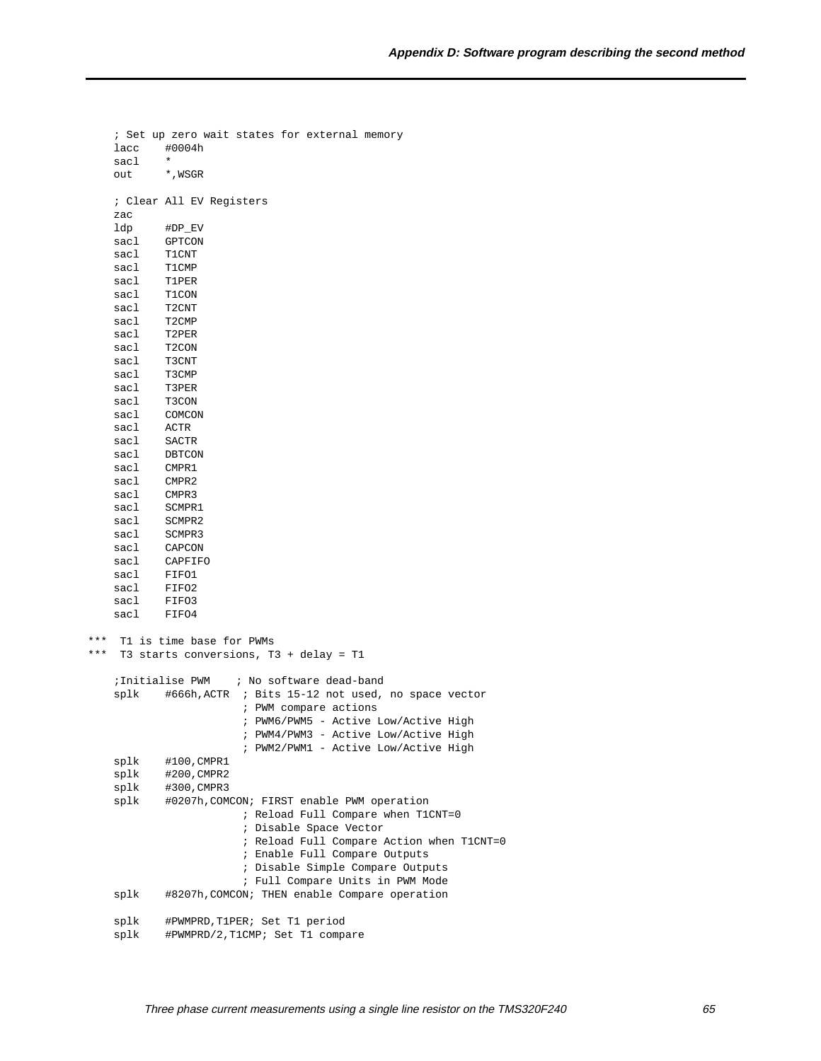```
    ; Set up zero wait states for external memory
    lacc    #0004h
    sacl    *
    out     *,WSGR

    ; Clear All EV Registers
    zac
    ldp     #DP_EV
    sacl    GPTCON
    sacl    T1CNT
    sacl    T1CMP
    sacl    T1PER
    sacl    T1CON
    sacl    T2CNT
    sacl    T2CMP
    sacl    T2PER
    sacl    T2CON
    sacl    T3CNT
    sacl    T3CMP
    sacl    T3PER
    sacl    T3CON
    sacl    COMCON
    sacl    ACTR
    sacl    SACTR
    sacl    DBTCON
    sacl    CMPR1
    sacl    CMPR2
    sacl    CMPR3
    sacl    SCMPR1
    sacl    SCMPR2
    sacl    SCMPR3
    sacl    CAPCON
    sacl    CAPFIFO
    sacl    FIFO1
    sacl    FIFO2
    sacl    FIFO3
    sacl    FIFO4

***  T1 is time base for PWMs
***  T3 starts conversions, T3 + delay = T1

    ;Initialise PWM    ; No software dead-band
    splk    #666h,ACTR  ; Bits 15-12 not used, no space vector
                        ; PWM compare actions
                        ; PWM6/PWM5 - Active Low/Active High
                        ; PWM4/PWM3 - Active Low/Active High
                        ; PWM2/PWM1 - Active Low/Active High
    splk    #100,CMPR1
    splk    #200,CMPR2
    splk    #300,CMPR3
    splk    #0207h,COMCON; FIRST enable PWM operation
                        ; Reload Full Compare when T1CNT=0
                        ; Disable Space Vector
                        ; Reload Full Compare Action when T1CNT=0
                        ; Enable Full Compare Outputs
                        ; Disable Simple Compare Outputs
                        ; Full Compare Units in PWM Mode
    splk    #8207h,COMCON; THEN enable Compare operation

    splk    #PWMPRD,T1PER; Set T1 period
    splk    #PWMPRD/2,T1CMP; Set T1 compare
```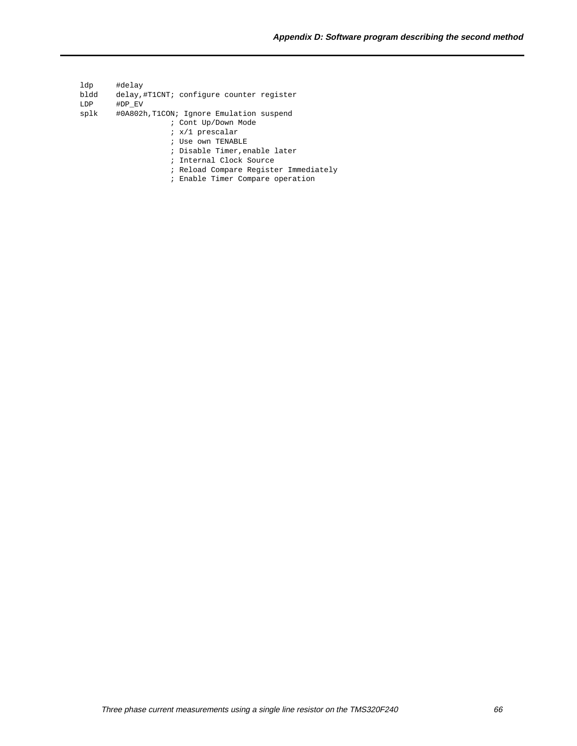```
ldp     #delay
bldd    delay,#T1CNT; configure counter register
LDP     #DP_EV
splk    #0A802h,T1CON; Ignore Emulation suspend
                ; Cont Up/Down Mode
                ; x/1 prescalar
                ; Use own TENABLE
                ; Disable Timer,enable later
                ; Internal Clock Source
                ; Reload Compare Register Immediately
                ; Enable Timer Compare operation
```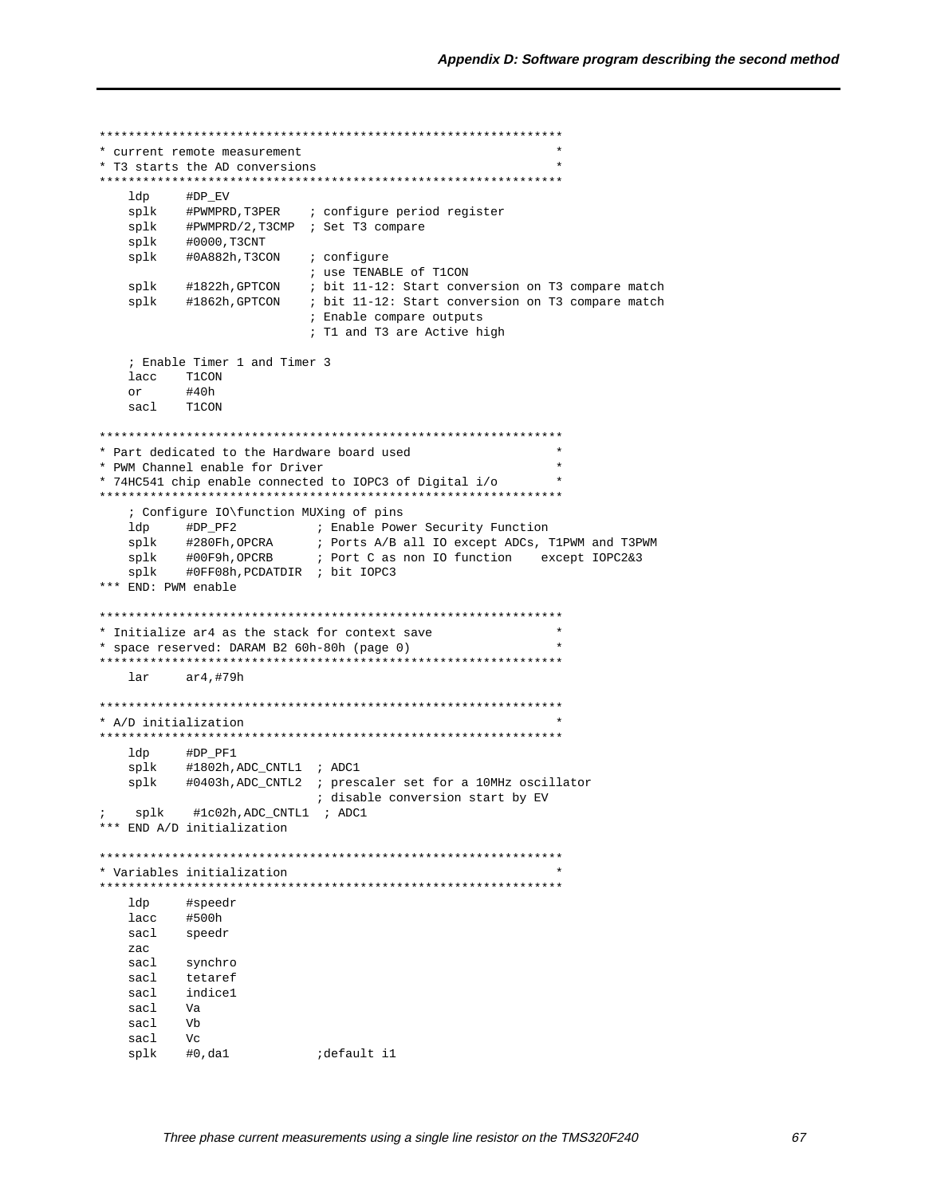```
*************************************************************
* current remote measurement                                *
* T3 starts the AD conversions                              *
*************************************************************
    ldp     #DP_EV
    splk    #PWMPRD,T3PER    ; configure period register
    splk    #PWMPRD/2,T3CMP  ; Set T3 compare
    splk    #0000,T3CNT
    splk    #0A882h,T3CON    ; configure
                             ; use TENABLE of T1CON
    splk    #1822h,GPTCON    ; bit 11-12: Start conversion on T3 compare match
    splk    #1862h,GPTCON    ; bit 11-12: Start conversion on T3 compare match
                             ; Enable compare outputs
                             ; T1 and T3 are Active high

    ; Enable Timer 1 and Timer 3
    lacc    T1CON
    or      #40h
    sacl    T1CON

*************************************************************
* Part dedicated to the Hardware board used                 *
* PWM Channel enable for Driver                             *
* 74HC541 chip enable connected to IOPC3 of Digital i/o     *
*************************************************************
    ; Configure IO\function MUXing of pins
    ldp     #DP_PF2           ; Enable Power Security Function
    splk    #280Fh,OPCRA      ; Ports A/B all IO except ADCs, T1PWM and T3PWM
    splk    #00F9h,OPCRB      ; Port C as non IO function    except IOPC2&3
    splk    #0FF08h,PCDATDIR  ; bit IOPC3
*** END: PWM enable

*************************************************************
* Initialize ar4 as the stack for context save              *
* space reserved: DARAM B2 60h-80h (page 0)                 *
*************************************************************
    lar     ar4,#79h

*************************************************************
* A/D initialization                                        *
*************************************************************
    ldp     #DP_PF1
    splk    #1802h,ADC_CNTL1  ; ADC1
    splk    #0403h,ADC_CNTL2  ; prescaler set for a 10MHz oscillator
                              ; disable conversion start by EV
;    splk    #1c02h,ADC_CNTL1  ; ADC1
*** END A/D initialization

*************************************************************
* Variables initialization                                  *
*************************************************************
    ldp     #speedr
    lacc    #500h
    sacl    speedr
    zac
    sacl    synchro
    sacl    tetaref
    sacl    indice1
    sacl    Va
    sacl    Vb
    sacl    Vc
    splk    #0,da1           ;default i1
```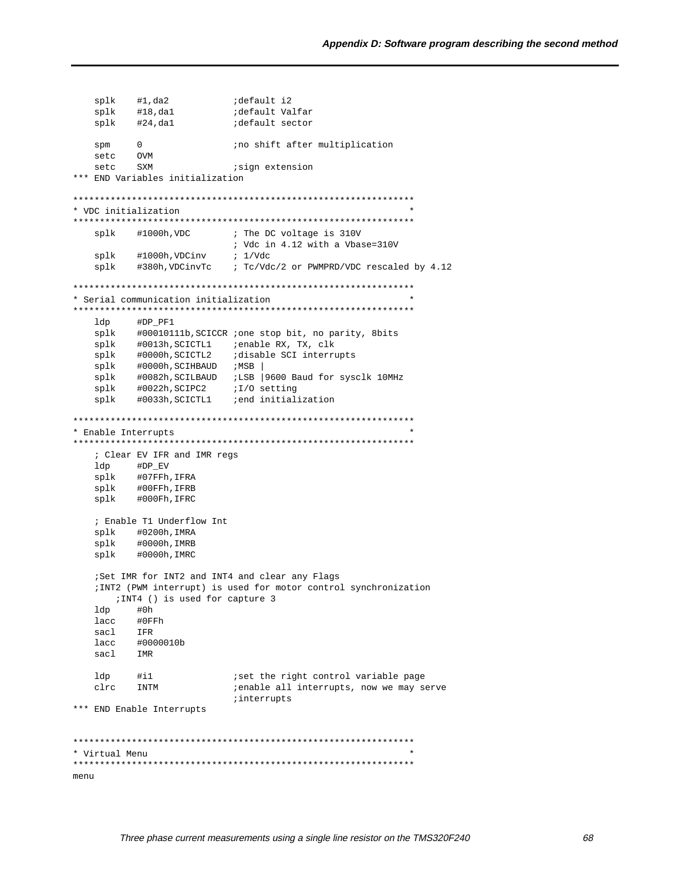```
    splk    #1,da2              ;default i2
    splk    #18,da1             ;default Valfar
    splk    #24,da1             ;default sector

    spm     0                   ;no shift after multiplication
    setc    OVM
    setc    SXM                 ;sign extension
*** END Variables initialization

****************************************************************
* VDC initialization                                           *
****************************************************************
    splk    #1000h,VDC          ; The DC voltage is 310V
                                ; Vdc in 4.12 with a Vbase=310V
    splk    #1000h,VDCinv       ; 1/Vdc
    splk    #380h,VDCinvTc      ; Tc/Vdc/2 or PWMPRD/VDC rescaled by 4.12

****************************************************************
* Serial communication initialization                          *
****************************************************************
    ldp     #DP_PF1
    splk    #00010111b,SCICCR ;one stop bit, no parity, 8bits
    splk    #0013h,SCICTL1    ;enable RX, TX, clk
    splk    #0000h,SCICTL2    ;disable SCI interrupts
    splk    #0000h,SCIHBAUD   ;MSB |
    splk    #0082h,SCILBAUD   ;LSB |9600 Baud for sysclk 10MHz
    splk    #0022h,SCIPC2     ;I/O setting
    splk    #0033h,SCICTL1    ;end initialization

****************************************************************
* Enable Interrupts                                            *
****************************************************************
    ; Clear EV IFR and IMR regs
    ldp     #DP_EV
    splk    #07FFh,IFRA
    splk    #00FFh,IFRB
    splk    #000Fh,IFRC

    ; Enable T1 Underflow Int
    splk    #0200h,IMRA
    splk    #0000h,IMRB
    splk    #0000h,IMRC

    ;Set IMR for INT2 and INT4 and clear any Flags
    ;INT2 (PWM interrupt) is used for motor control synchronization
        ;INT4 () is used for capture 3
    ldp     #0h
    lacc    #0FFh
    sacl    IFR
    lacc    #0000010b
    sacl    IMR

    ldp     #i1                 ;set the right control variable page
    clrc    INTM                ;enable all interrupts, now we may serve
                                ;interrupts
*** END Enable Interrupts


****************************************************************
* Virtual Menu                                                 *
****************************************************************
menu
```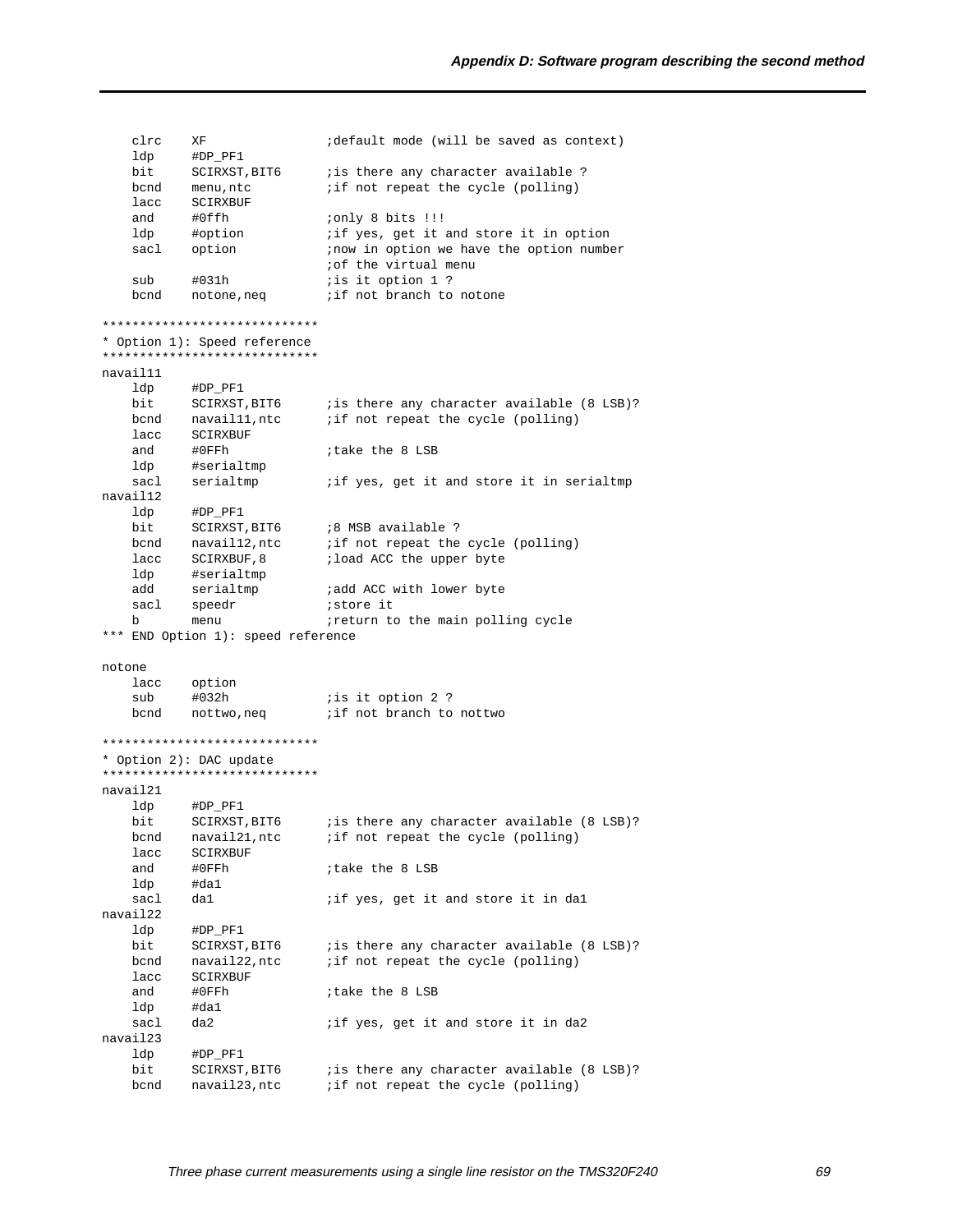```
    clrc    XF                  ;default mode (will be saved as context)
    ldp     #DP_PF1
    bit     SCIRXST,BIT6        ;is there any character available ?
    bcnd    menu,ntc            ;if not repeat the cycle (polling)
    lacc    SCIRXBUF
    and     #0ffh               ;only 8 bits !!!
    ldp     #option             ;if yes, get it and store it in option
    sacl    option              ;now in option we have the option number
                                ;of the virtual menu
    sub     #031h               ;is it option 1 ?
    bcnd    notone,neq          ;if not branch to notone

****************************
* Option 1): Speed reference
****************************
navail11
    ldp     #DP_PF1
    bit     SCIRXST,BIT6        ;is there any character available (8 LSB)?
    bcnd    navail11,ntc        ;if not repeat the cycle (polling)
    lacc    SCIRXBUF
    and     #0FFh               ;take the 8 LSB
    ldp     #serialtmp
    sacl    serialtmp           ;if yes, get it and store it in serialtmp
navail12
    ldp     #DP_PF1
    bit     SCIRXST,BIT6        ;8 MSB available ?
    bcnd    navail12,ntc        ;if not repeat the cycle (polling)
    lacc    SCIRXBUF,8          ;load ACC the upper byte
    ldp     #serialtmp
    add     serialtmp           ;add ACC with lower byte
    sacl    speedr              ;store it
    b       menu                ;return to the main polling cycle
*** END Option 1): speed reference

notone
    lacc    option
    sub     #032h               ;is it option 2 ?
    bcnd    nottwo,neq          ;if not branch to nottwo

****************************
* Option 2): DAC update
****************************
navail21
    ldp     #DP_PF1
    bit     SCIRXST,BIT6        ;is there any character available (8 LSB)?
    bcnd    navail21,ntc        ;if not repeat the cycle (polling)
    lacc    SCIRXBUF
    and     #0FFh               ;take the 8 LSB
    ldp     #da1
    sacl    da1                 ;if yes, get it and store it in da1
navail22
    ldp     #DP_PF1
    bit     SCIRXST,BIT6        ;is there any character available (8 LSB)?
    bcnd    navail22,ntc        ;if not repeat the cycle (polling)
    lacc    SCIRXBUF
    and     #0FFh               ;take the 8 LSB
    ldp     #da1
    sacl    da2                 ;if yes, get it and store it in da2
navail23
    ldp     #DP_PF1
    bit     SCIRXST,BIT6        ;is there any character available (8 LSB)?
    bcnd    navail23,ntc        ;if not repeat the cycle (polling)
```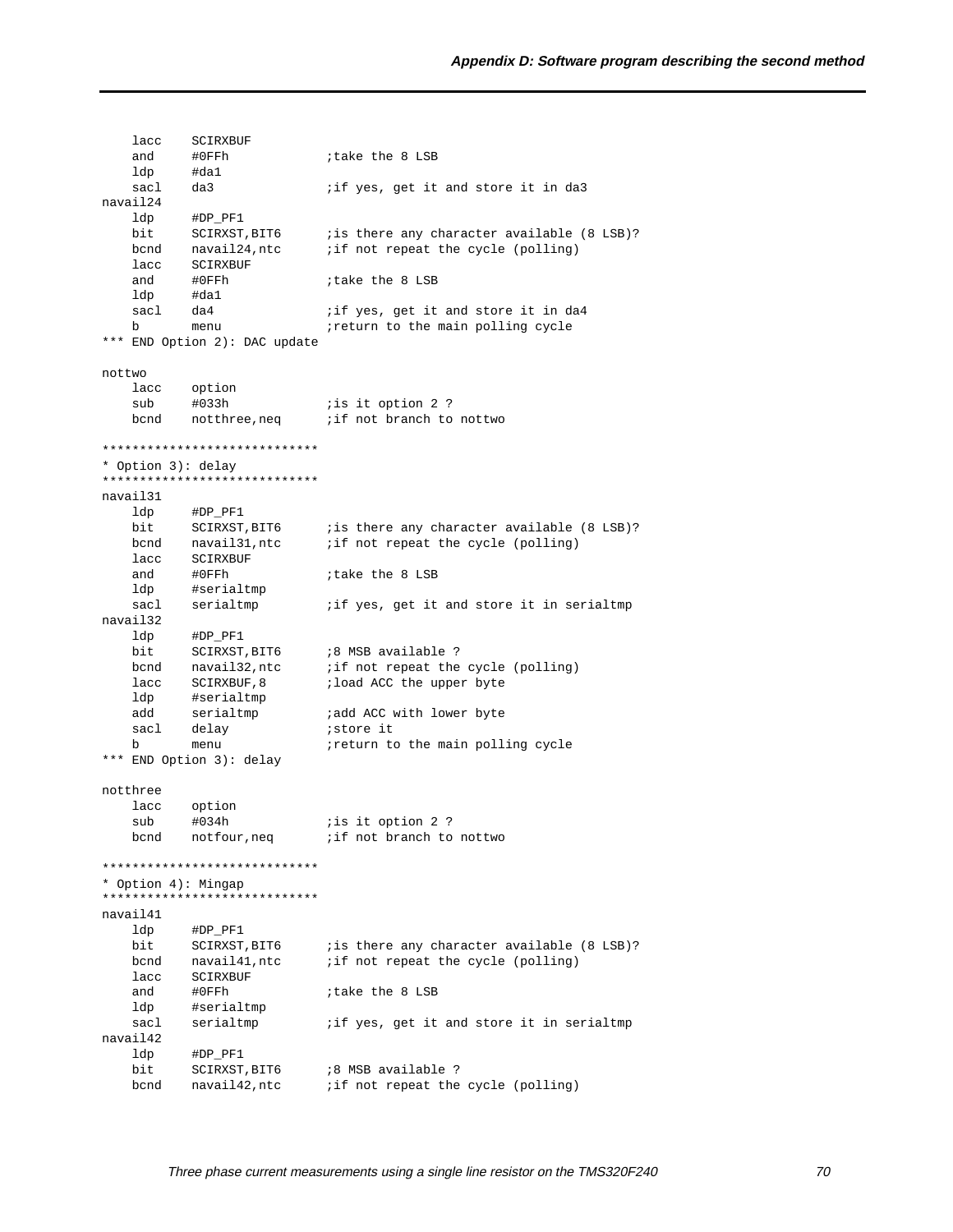```
    lacc    SCIRXBUF
    and     #0FFh            ;take the 8 LSB
    ldp     #da1
    sacl    da3              ;if yes, get it and store it in da3
navail24
    ldp     #DP_PF1
    bit     SCIRXST,BIT6     ;is there any character available (8 LSB)?
    bcnd    navail24,ntc     ;if not repeat the cycle (polling)
    lacc    SCIRXBUF
    and     #0FFh            ;take the 8 LSB
    ldp     #da1
    sacl    da4              ;if yes, get it and store it in da4
    b       menu             ;return to the main polling cycle
*** END Option 2): DAC update

nottwo
    lacc    option
    sub     #033h            ;is it option 2 ?
    bcnd    notthree,neq     ;if not branch to nottwo

*****************************
* Option 3): delay
*****************************
navail31
    ldp     #DP_PF1
    bit     SCIRXST,BIT6     ;is there any character available (8 LSB)?
    bcnd    navail31,ntc     ;if not repeat the cycle (polling)
    lacc    SCIRXBUF
    and     #0FFh            ;take the 8 LSB
    ldp     #serialtmp
    sacl    serialtmp        ;if yes, get it and store it in serialtmp
navail32
    ldp     #DP_PF1
    bit     SCIRXST,BIT6     ;8 MSB available ?
    bcnd    navail32,ntc     ;if not repeat the cycle (polling)
    lacc    SCIRXBUF,8       ;load ACC the upper byte
    ldp     #serialtmp
    add     serialtmp        ;add ACC with lower byte
    sacl    delay            ;store it
    b       menu             ;return to the main polling cycle
*** END Option 3): delay

notthree
    lacc    option
    sub     #034h            ;is it option 2 ?
    bcnd    notfour,neq      ;if not branch to nottwo

*****************************
* Option 4): Mingap
*****************************
navail41
    ldp     #DP_PF1
    bit     SCIRXST,BIT6     ;is there any character available (8 LSB)?
    bcnd    navail41,ntc     ;if not repeat the cycle (polling)
    lacc    SCIRXBUF
    and     #0FFh            ;take the 8 LSB
    ldp     #serialtmp
    sacl    serialtmp        ;if yes, get it and store it in serialtmp
navail42
    ldp     #DP_PF1
    bit     SCIRXST,BIT6     ;8 MSB available ?
    bcnd    navail42,ntc     ;if not repeat the cycle (polling)
```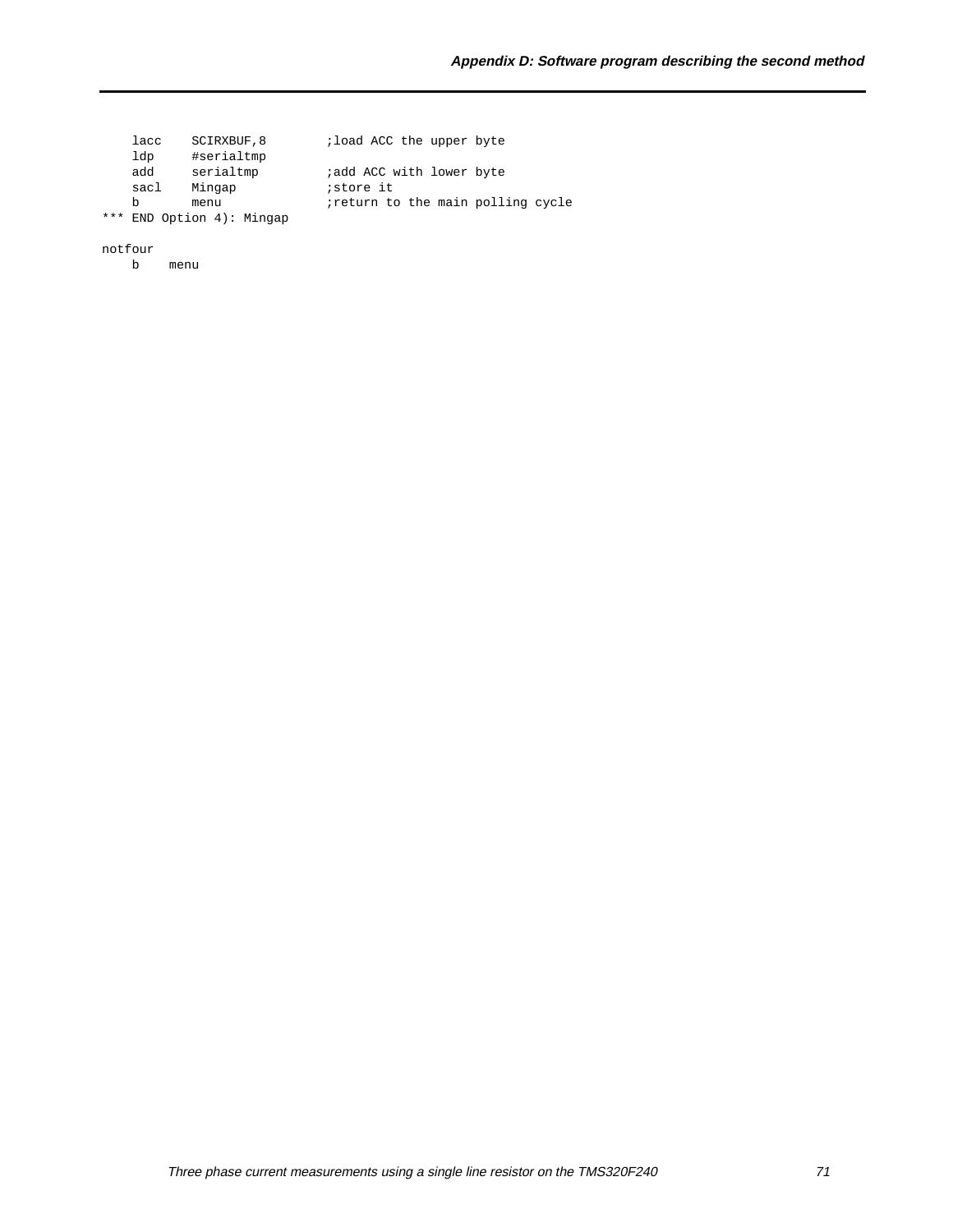```
    lacc    SCIRXBUF,8        ;load ACC the upper byte
    ldp     #serialtmp
    add     serialtmp         ;add ACC with lower byte
    sacl    Mingap            ;store it
    b       menu              ;return to the main polling cycle
*** END Option 4): Mingap

notfour
    b    menu
```